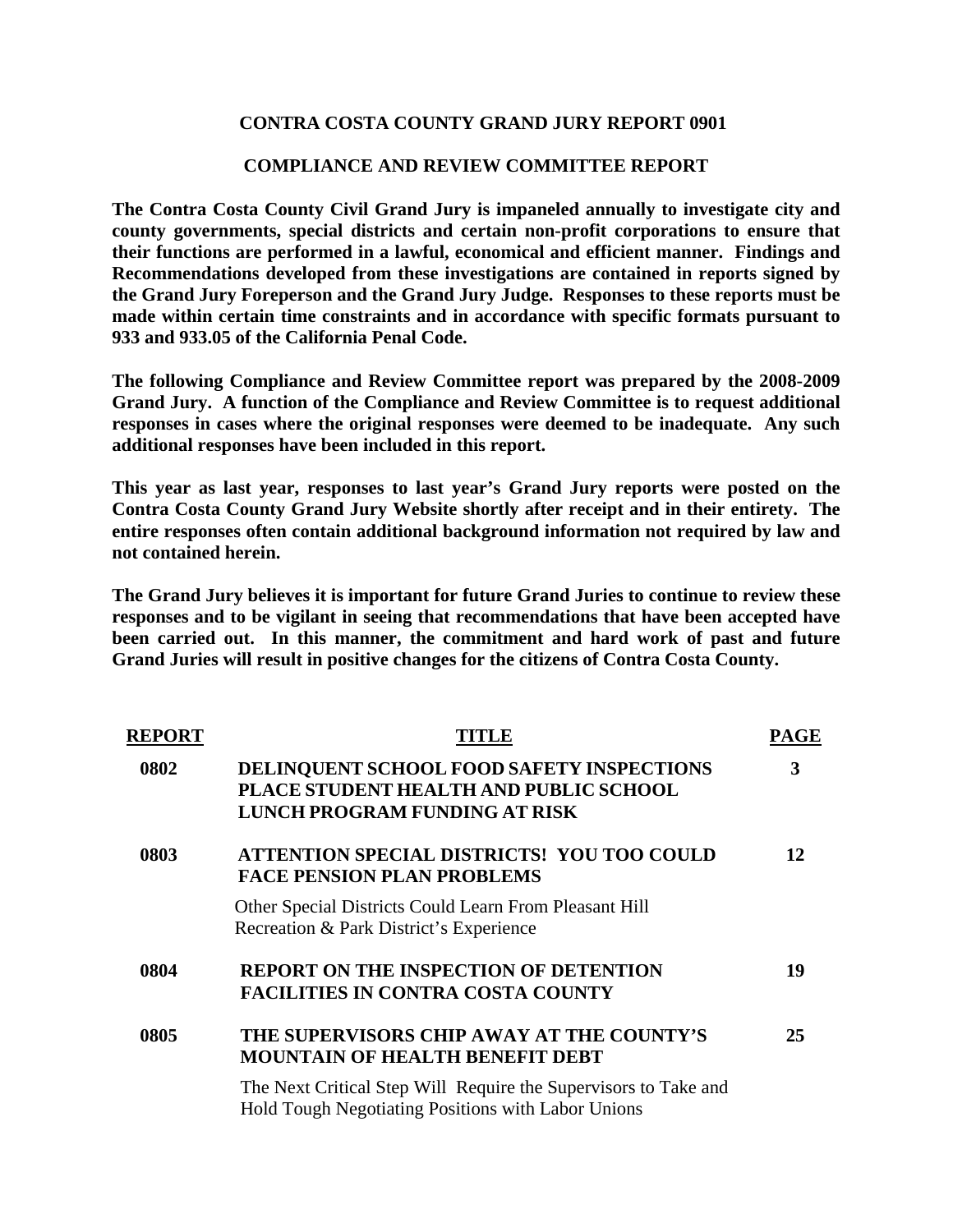# CONTRA COSTA COUNTY GRAND JURY REPORT 0901

## COMPLIANCE AND REVIEW COMMITTEE REPORT

**The Contra Costa County Civil Grand Jury is impaneled annually to investigate city and county governments, special districts and certain non-profit corporations to ensure that their functions are performed in a lawful, economical and efficient manner. Findings and Recommendations developed from these investigations are contained in reports signed by the Grand Jury Foreperson and the Grand Jury Judge. Responses to these reports must be made within certain time constraints and in accordance with specific formats pursuant to 933 and 933.05 of the California Penal Code.**

**The following Compliance and Review Committee report was prepared by the 2008-2009 Grand Jury. A function of the Compliance and Review Committee is to request additional responses in cases where the original responses were deemed to be inadequate. Any such additional responses have been included in this report.**

**This year as last year, responses to last year's Grand Jury reports were posted on the Contra Costa County Grand Jury Website shortly after receipt and in their entirety. The entire responses often contain additional background information not required by law and not contained herein.**

**The Grand Jury believes it is important for future Grand Juries to continue to review these responses and to be vigilant in seeing that recommendations that have been accepted have been carried out. In this manner, the commitment and hard work of past and future Grand Juries will result in positive changes for the citizens of Contra Costa County.**

| REPORT | TITLE | PAGE |
|---|---|---|
| **0802** | **DELINQUENT SCHOOL FOOD SAFETY INSPECTIONS PLACE STUDENT HEALTH AND PUBLIC SCHOOL LUNCH PROGRAM FUNDING AT RISK** | **3** |
| **0803** | **ATTENTION SPECIAL DISTRICTS! YOU TOO COULD FACE PENSION PLAN PROBLEMS** Other Special Districts Could Learn From Pleasant Hill Recreation & Park District's Experience | **12** |
| **0804** | **REPORT ON THE INSPECTION OF DETENTION FACILITIES IN CONTRA COSTA COUNTY** | **19** |
| **0805** | **THE SUPERVISORS CHIP AWAY AT THE COUNTY'S MOUNTAIN OF HEALTH BENEFIT DEBT** The Next Critical Step Will Require the Supervisors to Take and Hold Tough Negotiating Positions with Labor Unions | **25** |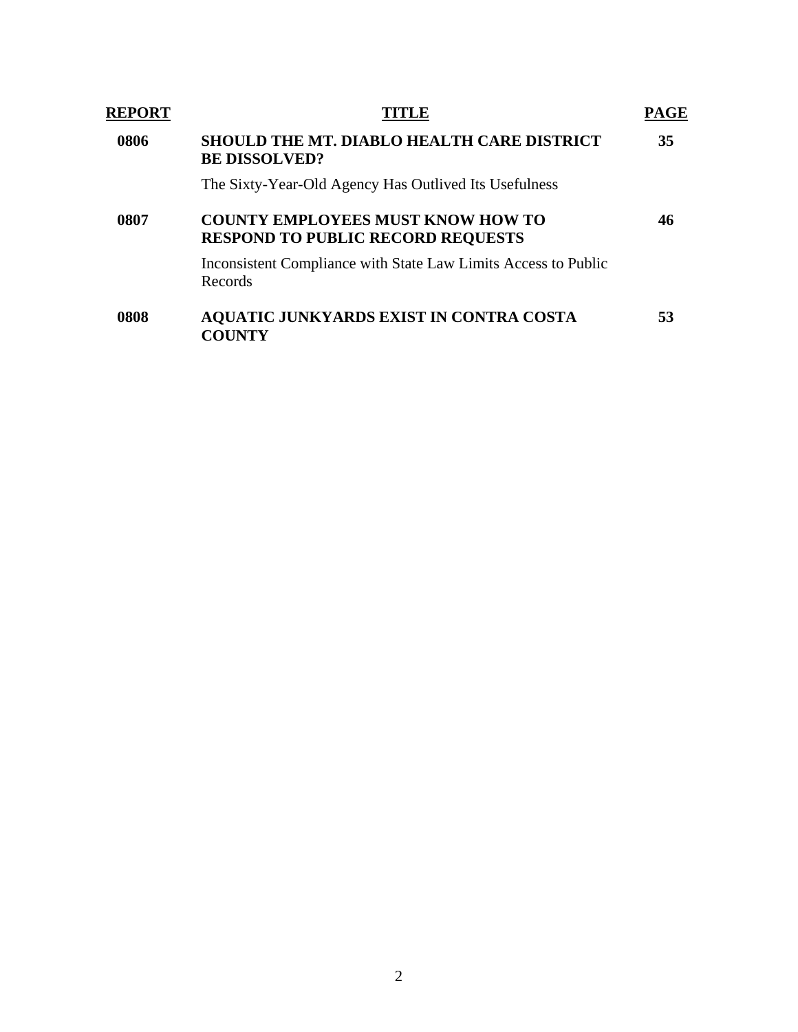| REPORT | TITLE | PAGE |
| --- | --- | --- |
| **0806** | **SHOULD THE MT. DIABLO HEALTH CARE DISTRICT BE DISSOLVED?**<br>The Sixty-Year-Old Agency Has Outlived Its Usefulness | **35** |
| **0807** | **COUNTY EMPLOYEES MUST KNOW HOW TO RESPOND TO PUBLIC RECORD REQUESTS**<br>Inconsistent Compliance with State Law Limits Access to Public Records | **46** |
| **0808** | **AQUATIC JUNKYARDS EXIST IN CONTRA COSTA COUNTY** | **53** |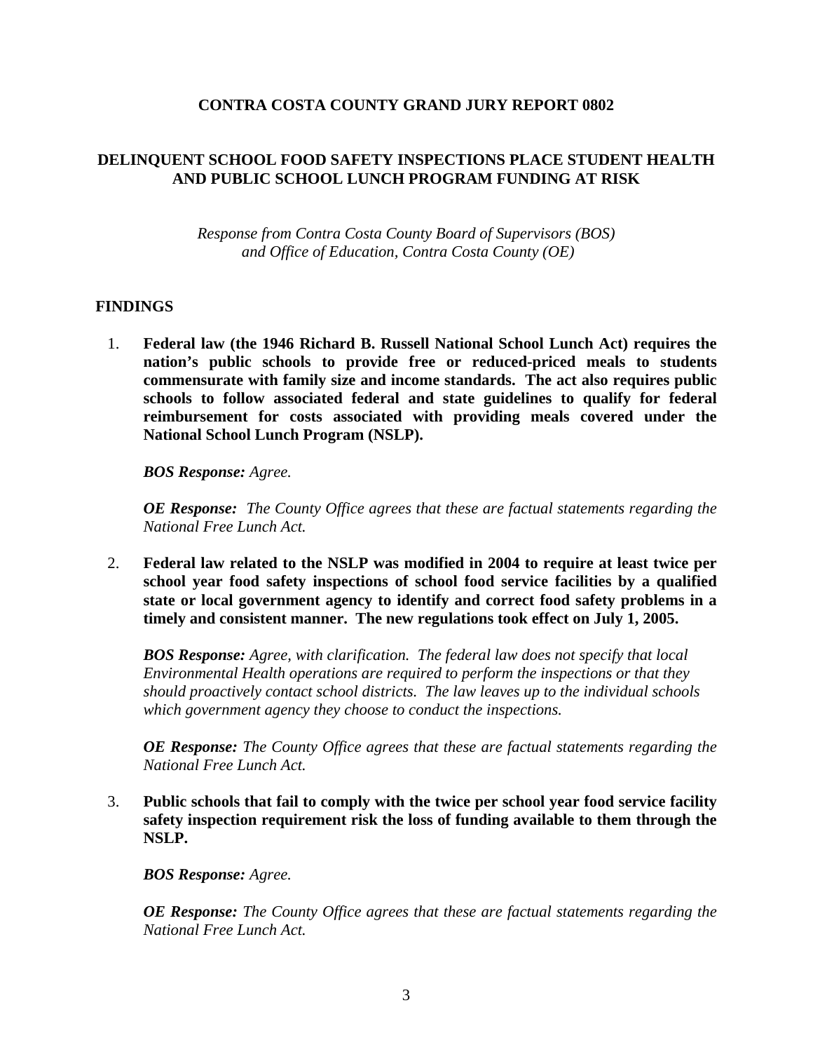**CONTRA COSTA COUNTY GRAND JURY REPORT 0802**

**DELINQUENT SCHOOL FOOD SAFETY INSPECTIONS PLACE STUDENT HEALTH AND PUBLIC SCHOOL LUNCH PROGRAM FUNDING AT RISK**

*Response from Contra Costa County Board of Supervisors (BOS) and Office of Education, Contra Costa County (OE)*

## FINDINGS

1. **Federal law (the 1946 Richard B. Russell National School Lunch Act) requires the nation's public schools to provide free or reduced-priced meals to students commensurate with family size and income standards. The act also requires public schools to follow associated federal and state guidelines to qualify for federal reimbursement for costs associated with providing meals covered under the National School Lunch Program (NSLP).**

   ***BOS Response:*** *Agree.*

   ***OE Response:*** *The County Office agrees that these are factual statements regarding the National Free Lunch Act.*

2. **Federal law related to the NSLP was modified in 2004 to require at least twice per school year food safety inspections of school food service facilities by a qualified state or local government agency to identify and correct food safety problems in a timely and consistent manner. The new regulations took effect on July 1, 2005.**

   ***BOS Response:*** *Agree, with clarification. The federal law does not specify that local Environmental Health operations are required to perform the inspections or that they should proactively contact school districts. The law leaves up to the individual schools which government agency they choose to conduct the inspections.*

   ***OE Response:*** *The County Office agrees that these are factual statements regarding the National Free Lunch Act.*

3. **Public schools that fail to comply with the twice per school year food service facility safety inspection requirement risk the loss of funding available to them through the NSLP.**

   ***BOS Response:*** *Agree.*

   ***OE Response:*** *The County Office agrees that these are factual statements regarding the National Free Lunch Act.*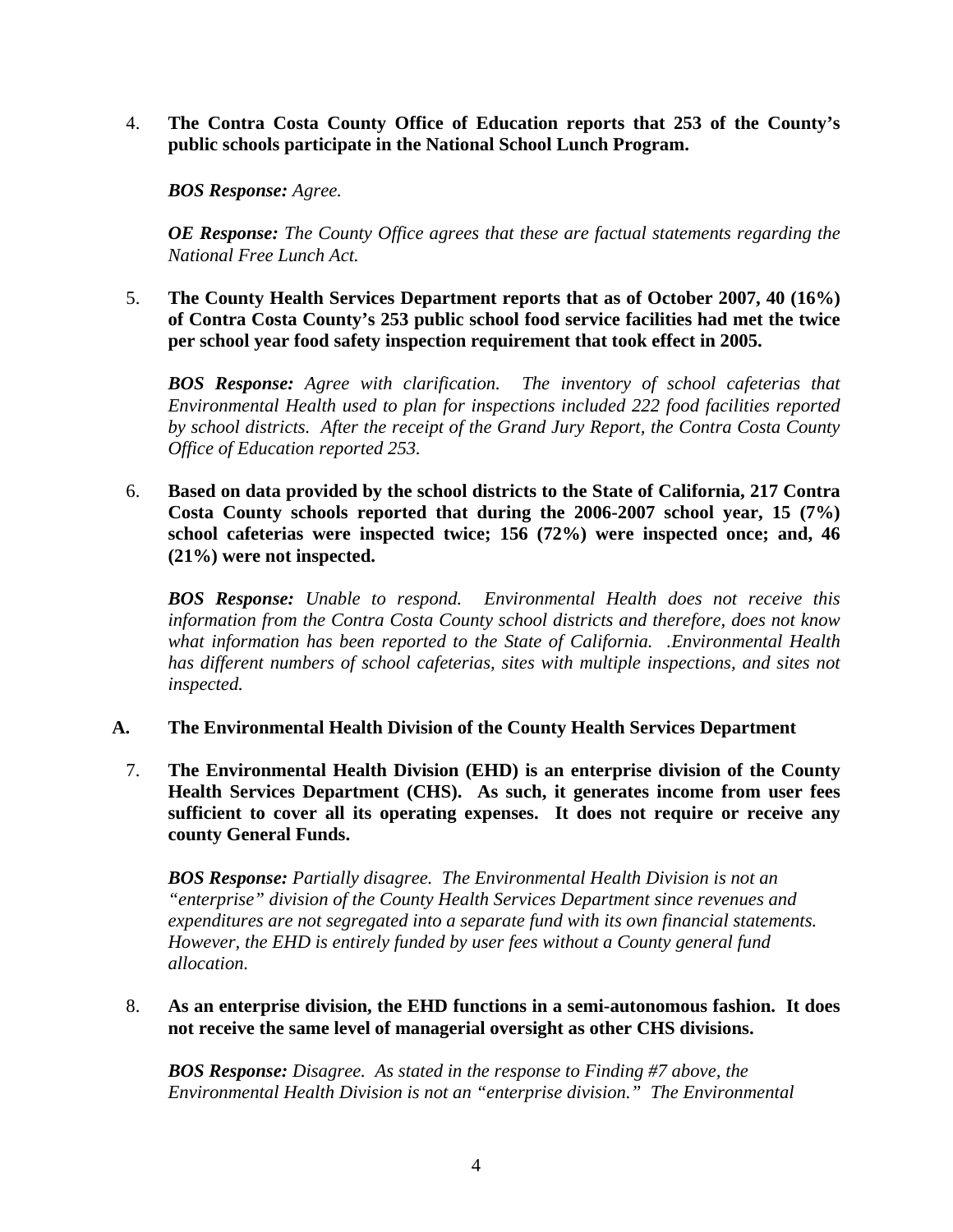4. **The Contra Costa County Office of Education reports that 253 of the County's public schools participate in the National School Lunch Program.**

   ***BOS Response:*** *Agree.*

   ***OE Response:*** *The County Office agrees that these are factual statements regarding the National Free Lunch Act.*

5. **The County Health Services Department reports that as of October 2007, 40 (16%) of Contra Costa County's 253 public school food service facilities had met the twice per school year food safety inspection requirement that took effect in 2005.**

   ***BOS Response:*** *Agree with clarification. The inventory of school cafeterias that Environmental Health used to plan for inspections included 222 food facilities reported by school districts. After the receipt of the Grand Jury Report, the Contra Costa County Office of Education reported 253.*

6. **Based on data provided by the school districts to the State of California, 217 Contra Costa County schools reported that during the 2006-2007 school year, 15 (7%) school cafeterias were inspected twice; 156 (72%) were inspected once; and, 46 (21%) were not inspected.**

   ***BOS Response:*** *Unable to respond. Environmental Health does not receive this information from the Contra Costa County school districts and therefore, does not know what information has been reported to the State of California. .Environmental Health has different numbers of school cafeterias, sites with multiple inspections, and sites not inspected.*

**A. The Environmental Health Division of the County Health Services Department**

7. **The Environmental Health Division (EHD) is an enterprise division of the County Health Services Department (CHS). As such, it generates income from user fees sufficient to cover all its operating expenses. It does not require or receive any county General Funds.**

   ***BOS Response:*** *Partially disagree. The Environmental Health Division is not an "enterprise" division of the County Health Services Department since revenues and expenditures are not segregated into a separate fund with its own financial statements. However, the EHD is entirely funded by user fees without a County general fund allocation.*

8. **As an enterprise division, the EHD functions in a semi-autonomous fashion. It does not receive the same level of managerial oversight as other CHS divisions.**

   ***BOS Response:*** *Disagree. As stated in the response to Finding #7 above, the Environmental Health Division is not an "enterprise division." The Environmental*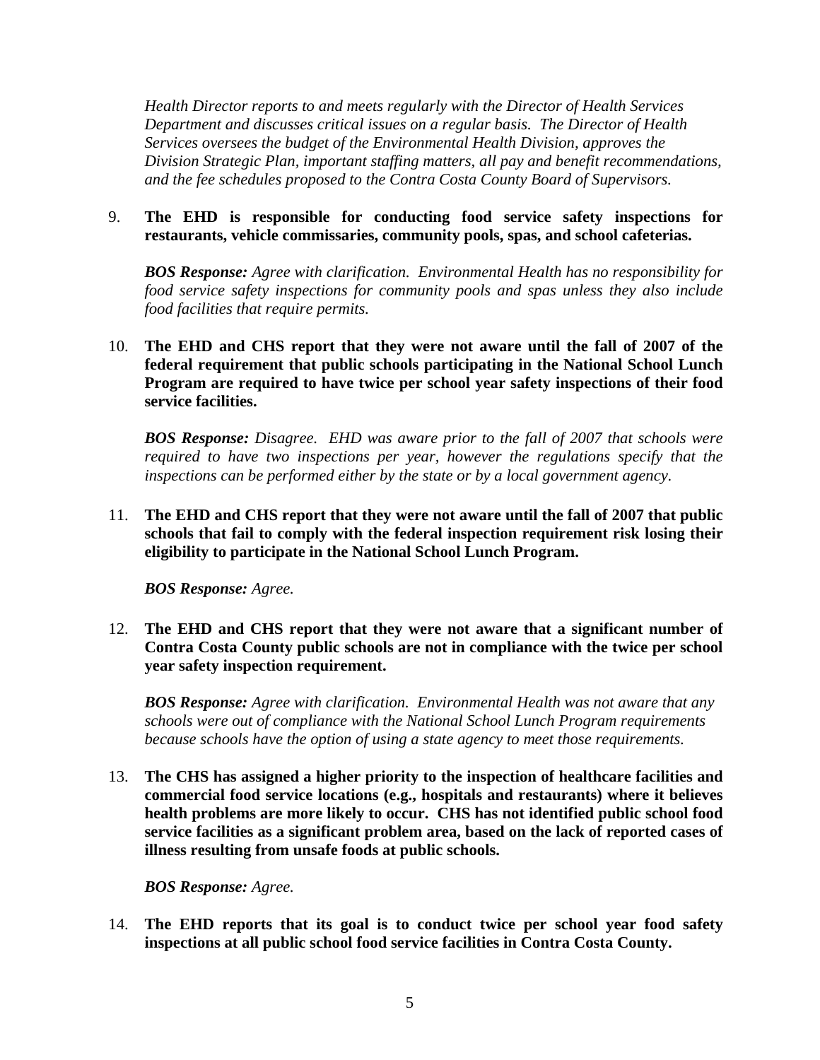*Health Director reports to and meets regularly with the Director of Health Services Department and discusses critical issues on a regular basis. The Director of Health Services oversees the budget of the Environmental Health Division, approves the Division Strategic Plan, important staffing matters, all pay and benefit recommendations, and the fee schedules proposed to the Contra Costa County Board of Supervisors.*

9. **The EHD is responsible for conducting food service safety inspections for restaurants, vehicle commissaries, community pools, spas, and school cafeterias.**

   ***BOS Response:*** *Agree with clarification. Environmental Health has no responsibility for food service safety inspections for community pools and spas unless they also include food facilities that require permits.*

10. **The EHD and CHS report that they were not aware until the fall of 2007 of the federal requirement that public schools participating in the National School Lunch Program are required to have twice per school year safety inspections of their food service facilities.**

    ***BOS Response:*** *Disagree. EHD was aware prior to the fall of 2007 that schools were required to have two inspections per year, however the regulations specify that the inspections can be performed either by the state or by a local government agency.*

11. **The EHD and CHS report that they were not aware until the fall of 2007 that public schools that fail to comply with the federal inspection requirement risk losing their eligibility to participate in the National School Lunch Program.**

    ***BOS Response:*** *Agree.*

12. **The EHD and CHS report that they were not aware that a significant number of Contra Costa County public schools are not in compliance with the twice per school year safety inspection requirement.**

    ***BOS Response:*** *Agree with clarification. Environmental Health was not aware that any schools were out of compliance with the National School Lunch Program requirements because schools have the option of using a state agency to meet those requirements.*

13. **The CHS has assigned a higher priority to the inspection of healthcare facilities and commercial food service locations (e.g., hospitals and restaurants) where it believes health problems are more likely to occur. CHS has not identified public school food service facilities as a significant problem area, based on the lack of reported cases of illness resulting from unsafe foods at public schools.**

    ***BOS Response:*** *Agree.*

14. **The EHD reports that its goal is to conduct twice per school year food safety inspections at all public school food service facilities in Contra Costa County.**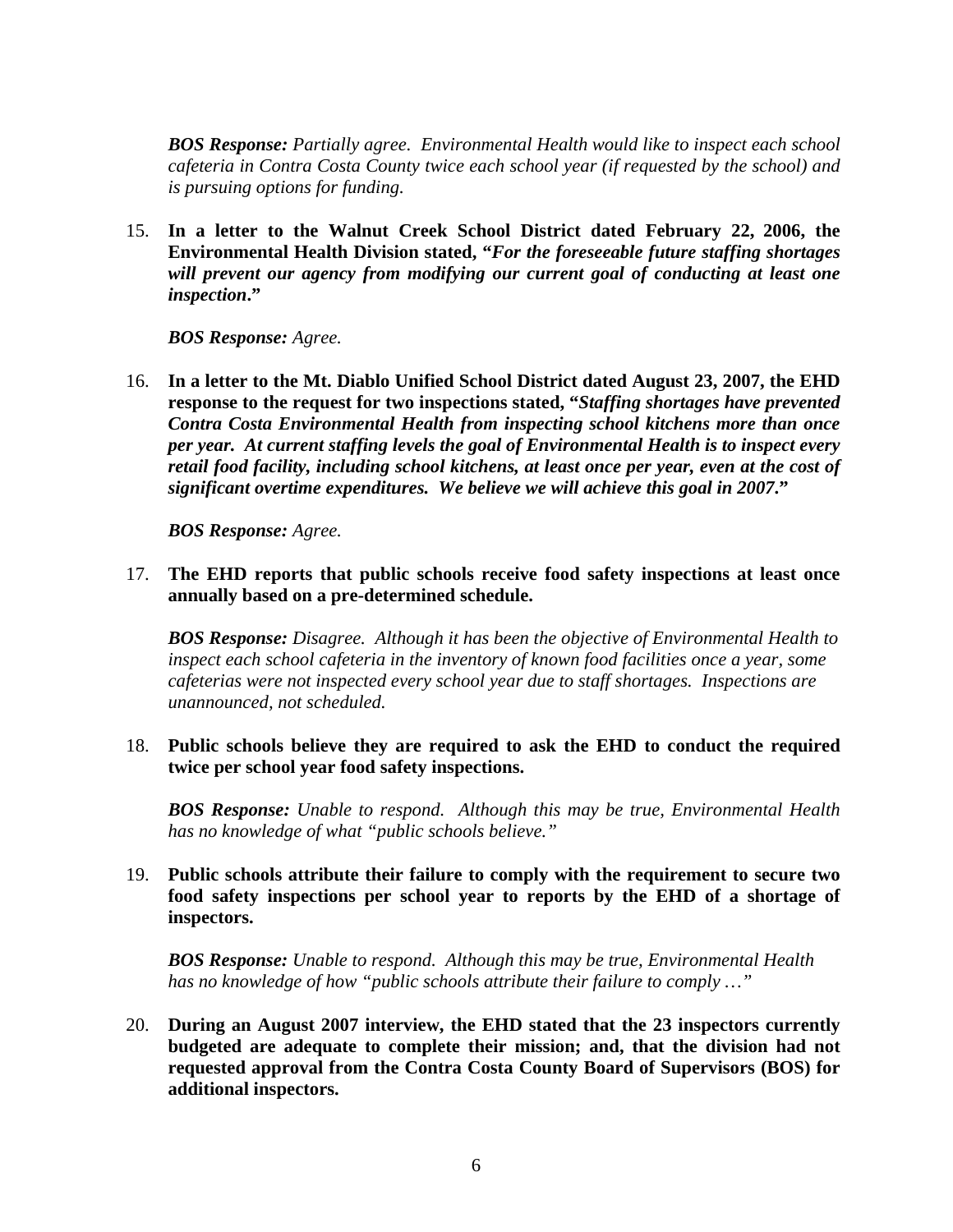***BOS Response:*** *Partially agree. Environmental Health would like to inspect each school cafeteria in Contra Costa County twice each school year (if requested by the school) and is pursuing options for funding.*

15. **In a letter to the Walnut Creek School District dated February 22, 2006, the Environmental Health Division stated, "*For the foreseeable future staffing shortages will prevent our agency from modifying our current goal of conducting at least one inspection*."**

    ***BOS Response:*** *Agree.*

16. **In a letter to the Mt. Diablo Unified School District dated August 23, 2007, the EHD response to the request for two inspections stated, "*Staffing shortages have prevented Contra Costa Environmental Health from inspecting school kitchens more than once per year. At current staffing levels the goal of Environmental Health is to inspect every retail food facility, including school kitchens, at least once per year, even at the cost of significant overtime expenditures. We believe we will achieve this goal in 2007*."**

    ***BOS Response:*** *Agree.*

17. **The EHD reports that public schools receive food safety inspections at least once annually based on a pre-determined schedule.**

    ***BOS Response:*** *Disagree. Although it has been the objective of Environmental Health to inspect each school cafeteria in the inventory of known food facilities once a year, some cafeterias were not inspected every school year due to staff shortages. Inspections are unannounced, not scheduled.*

18. **Public schools believe they are required to ask the EHD to conduct the required twice per school year food safety inspections.**

    ***BOS Response:*** *Unable to respond. Although this may be true, Environmental Health has no knowledge of what "public schools believe."*

19. **Public schools attribute their failure to comply with the requirement to secure two food safety inspections per school year to reports by the EHD of a shortage of inspectors.**

    ***BOS Response:*** *Unable to respond. Although this may be true, Environmental Health has no knowledge of how "public schools attribute their failure to comply …"*

20. **During an August 2007 interview, the EHD stated that the 23 inspectors currently budgeted are adequate to complete their mission; and, that the division had not requested approval from the Contra Costa County Board of Supervisors (BOS) for additional inspectors.**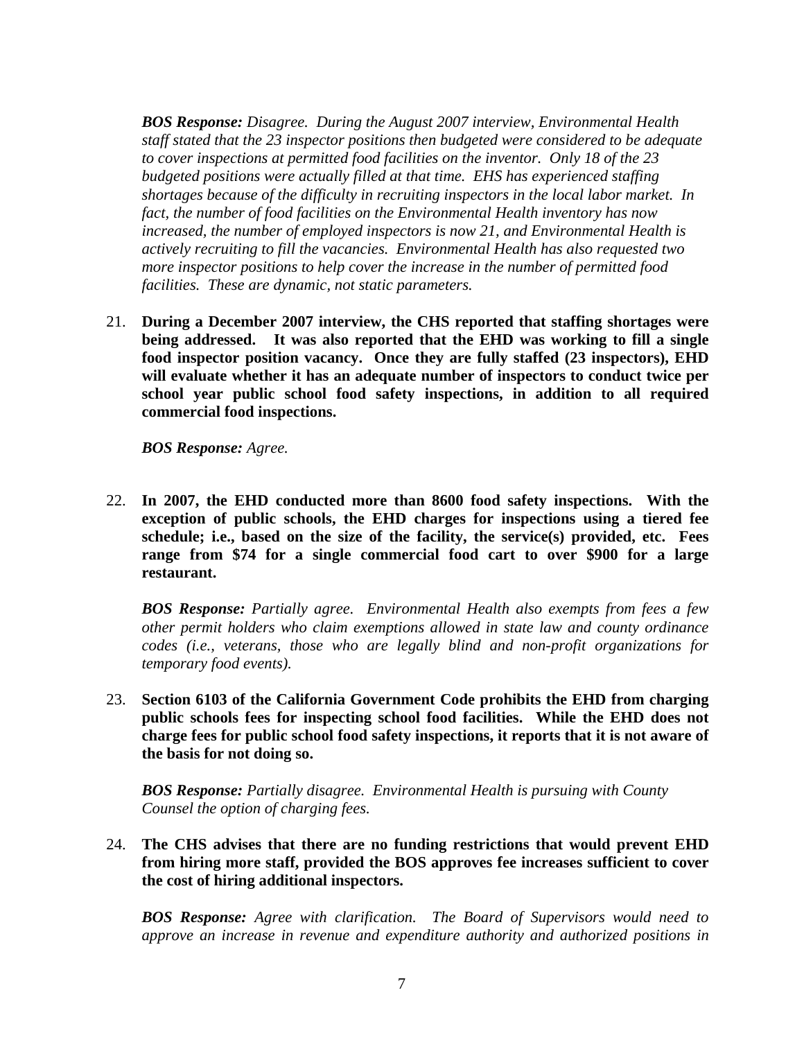***BOS Response:*** *Disagree. During the August 2007 interview, Environmental Health staff stated that the 23 inspector positions then budgeted were considered to be adequate to cover inspections at permitted food facilities on the inventor. Only 18 of the 23 budgeted positions were actually filled at that time. EHS has experienced staffing shortages because of the difficulty in recruiting inspectors in the local labor market. In fact, the number of food facilities on the Environmental Health inventory has now increased, the number of employed inspectors is now 21, and Environmental Health is actively recruiting to fill the vacancies. Environmental Health has also requested two more inspector positions to help cover the increase in the number of permitted food facilities. These are dynamic, not static parameters.*

21. **During a December 2007 interview, the CHS reported that staffing shortages were being addressed. It was also reported that the EHD was working to fill a single food inspector position vacancy. Once they are fully staffed (23 inspectors), EHD will evaluate whether it has an adequate number of inspectors to conduct twice per school year public school food safety inspections, in addition to all required commercial food inspections.**

    ***BOS Response:*** *Agree.*

22. **In 2007, the EHD conducted more than 8600 food safety inspections. With the exception of public schools, the EHD charges for inspections using a tiered fee schedule; i.e., based on the size of the facility, the service(s) provided, etc. Fees range from $74 for a single commercial food cart to over $900 for a large restaurant.**

    ***BOS Response:*** *Partially agree. Environmental Health also exempts from fees a few other permit holders who claim exemptions allowed in state law and county ordinance codes (i.e., veterans, those who are legally blind and non-profit organizations for temporary food events).*

23. **Section 6103 of the California Government Code prohibits the EHD from charging public schools fees for inspecting school food facilities. While the EHD does not charge fees for public school food safety inspections, it reports that it is not aware of the basis for not doing so.**

    ***BOS Response:*** *Partially disagree. Environmental Health is pursuing with County Counsel the option of charging fees.*

24. **The CHS advises that there are no funding restrictions that would prevent EHD from hiring more staff, provided the BOS approves fee increases sufficient to cover the cost of hiring additional inspectors.**

    ***BOS Response:*** *Agree with clarification. The Board of Supervisors would need to approve an increase in revenue and expenditure authority and authorized positions in*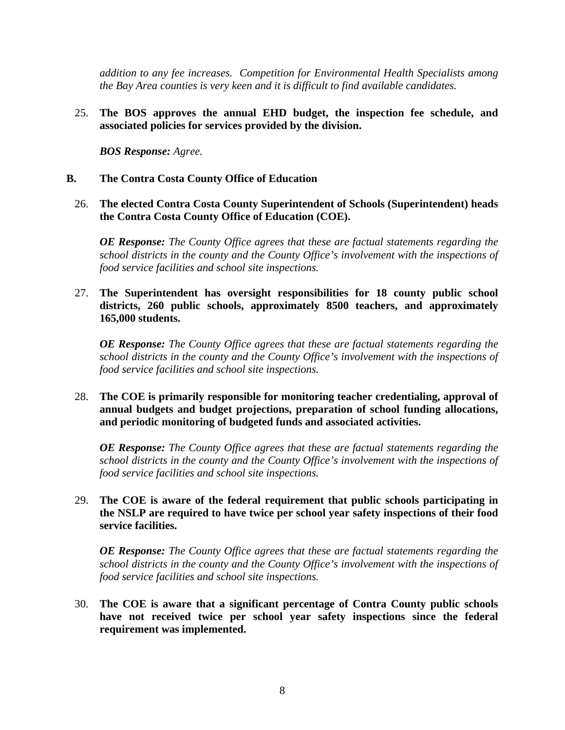*addition to any fee increases. Competition for Environmental Health Specialists among the Bay Area counties is very keen and it is difficult to find available candidates.*

25. **The BOS approves the annual EHD budget, the inspection fee schedule, and associated policies for services provided by the division.**

    ***BOS Response:*** *Agree.*

## B. The Contra Costa County Office of Education

26. **The elected Contra Costa County Superintendent of Schools (Superintendent) heads the Contra Costa County Office of Education (COE).**

    ***OE Response:*** *The County Office agrees that these are factual statements regarding the school districts in the county and the County Office's involvement with the inspections of food service facilities and school site inspections.*

27. **The Superintendent has oversight responsibilities for 18 county public school districts, 260 public schools, approximately 8500 teachers, and approximately 165,000 students.**

    ***OE Response:*** *The County Office agrees that these are factual statements regarding the school districts in the county and the County Office's involvement with the inspections of food service facilities and school site inspections.*

28. **The COE is primarily responsible for monitoring teacher credentialing, approval of annual budgets and budget projections, preparation of school funding allocations, and periodic monitoring of budgeted funds and associated activities.**

    ***OE Response:*** *The County Office agrees that these are factual statements regarding the school districts in the county and the County Office's involvement with the inspections of food service facilities and school site inspections.*

29. **The COE is aware of the federal requirement that public schools participating in the NSLP are required to have twice per school year safety inspections of their food service facilities.**

    ***OE Response:*** *The County Office agrees that these are factual statements regarding the school districts in the county and the County Office's involvement with the inspections of food service facilities and school site inspections.*

30. **The COE is aware that a significant percentage of Contra County public schools have not received twice per school year safety inspections since the federal requirement was implemented.**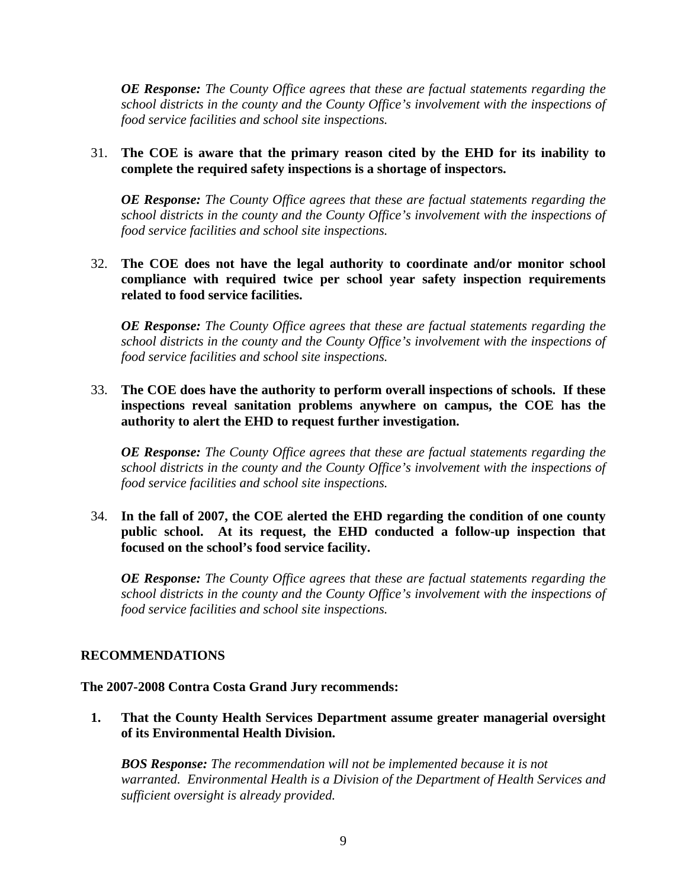*__OE Response:__ The County Office agrees that these are factual statements regarding the school districts in the county and the County Office's involvement with the inspections of food service facilities and school site inspections.*

31. **The COE is aware that the primary reason cited by the EHD for its inability to complete the required safety inspections is a shortage of inspectors.**

    *__OE Response:__ The County Office agrees that these are factual statements regarding the school districts in the county and the County Office's involvement with the inspections of food service facilities and school site inspections.*

32. **The COE does not have the legal authority to coordinate and/or monitor school compliance with required twice per school year safety inspection requirements related to food service facilities.**

    *__OE Response:__ The County Office agrees that these are factual statements regarding the school districts in the county and the County Office's involvement with the inspections of food service facilities and school site inspections.*

33. **The COE does have the authority to perform overall inspections of schools. If these inspections reveal sanitation problems anywhere on campus, the COE has the authority to alert the EHD to request further investigation.**

    *__OE Response:__ The County Office agrees that these are factual statements regarding the school districts in the county and the County Office's involvement with the inspections of food service facilities and school site inspections.*

34. **In the fall of 2007, the COE alerted the EHD regarding the condition of one county public school. At its request, the EHD conducted a follow-up inspection that focused on the school's food service facility.**

    *__OE Response:__ The County Office agrees that these are factual statements regarding the school districts in the county and the County Office's involvement with the inspections of food service facilities and school site inspections.*

## RECOMMENDATIONS

**The 2007-2008 Contra Costa Grand Jury recommends:**

1. **That the County Health Services Department assume greater managerial oversight of its Environmental Health Division.**

   *__BOS Response:__ The recommendation will not be implemented because it is not warranted. Environmental Health is a Division of the Department of Health Services and sufficient oversight is already provided.*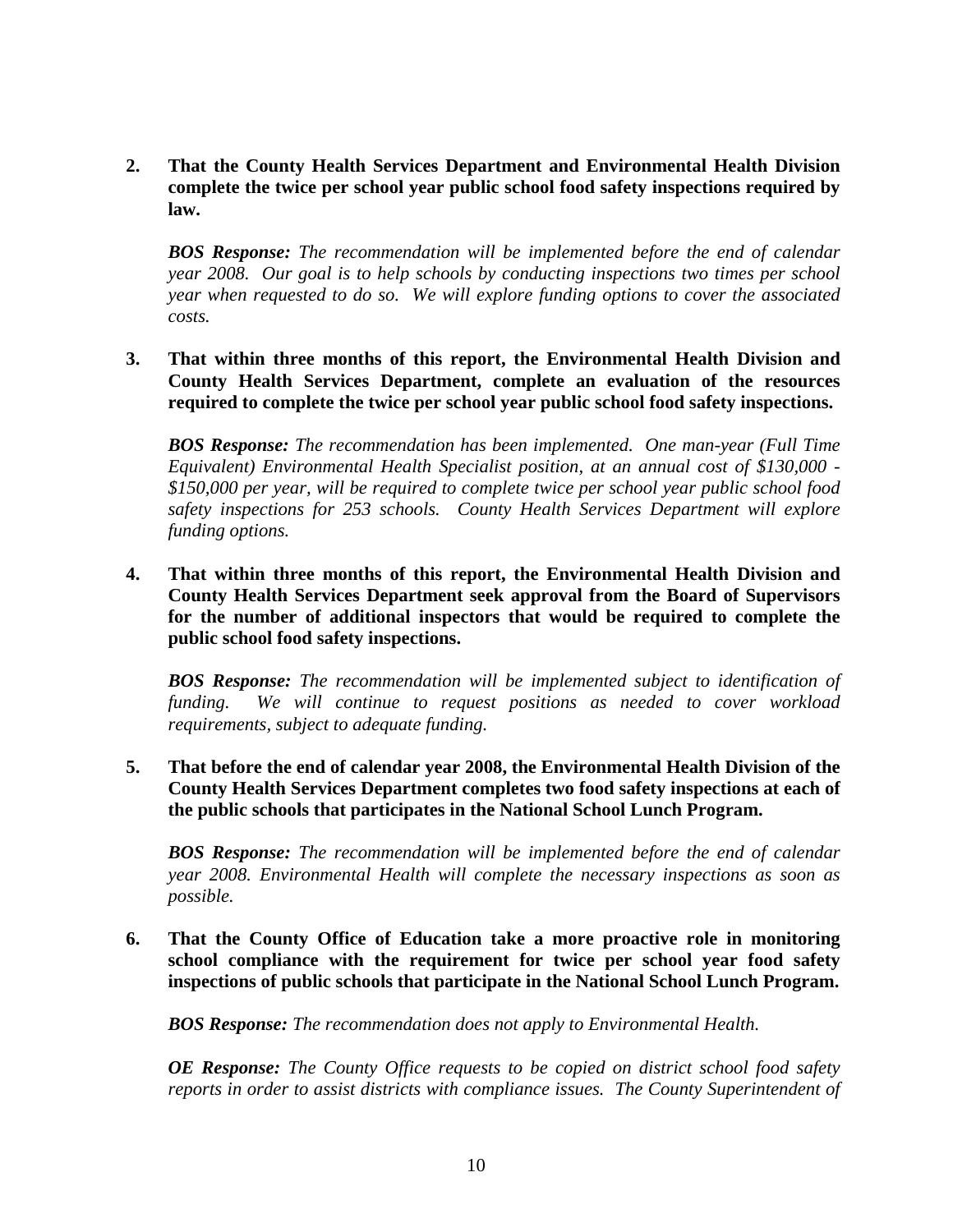**2. That the County Health Services Department and Environmental Health Division complete the twice per school year public school food safety inspections required by law.**

***BOS Response:*** *The recommendation will be implemented before the end of calendar year 2008. Our goal is to help schools by conducting inspections two times per school year when requested to do so. We will explore funding options to cover the associated costs.*

**3. That within three months of this report, the Environmental Health Division and County Health Services Department, complete an evaluation of the resources required to complete the twice per school year public school food safety inspections.**

***BOS Response:*** *The recommendation has been implemented. One man-year (Full Time Equivalent) Environmental Health Specialist position, at an annual cost of $130,000 - $150,000 per year, will be required to complete twice per school year public school food safety inspections for 253 schools. County Health Services Department will explore funding options.*

**4. That within three months of this report, the Environmental Health Division and County Health Services Department seek approval from the Board of Supervisors for the number of additional inspectors that would be required to complete the public school food safety inspections.**

***BOS Response:*** *The recommendation will be implemented subject to identification of funding. We will continue to request positions as needed to cover workload requirements, subject to adequate funding.*

**5. That before the end of calendar year 2008, the Environmental Health Division of the County Health Services Department completes two food safety inspections at each of the public schools that participates in the National School Lunch Program.**

***BOS Response:*** *The recommendation will be implemented before the end of calendar year 2008. Environmental Health will complete the necessary inspections as soon as possible.*

**6. That the County Office of Education take a more proactive role in monitoring school compliance with the requirement for twice per school year food safety inspections of public schools that participate in the National School Lunch Program.**

***BOS Response:*** *The recommendation does not apply to Environmental Health.*

***OE Response:*** *The County Office requests to be copied on district school food safety reports in order to assist districts with compliance issues. The County Superintendent of*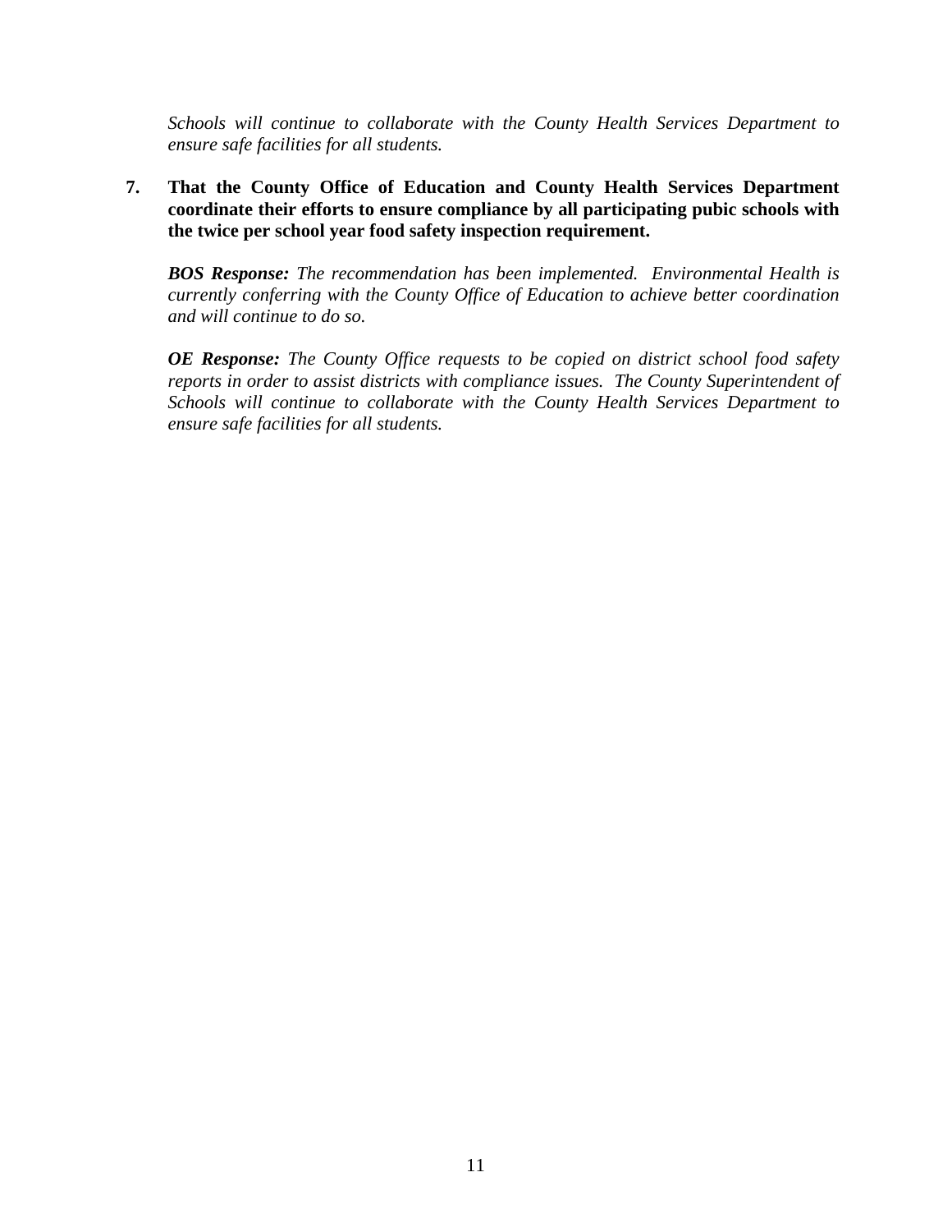*Schools will continue to collaborate with the County Health Services Department to ensure safe facilities for all students.*

7. **That the County Office of Education and County Health Services Department coordinate their efforts to ensure compliance by all participating pubic schools with the twice per school year food safety inspection requirement.**

   ***BOS Response:*** *The recommendation has been implemented. Environmental Health is currently conferring with the County Office of Education to achieve better coordination and will continue to do so.*

   ***OE Response:*** *The County Office requests to be copied on district school food safety reports in order to assist districts with compliance issues. The County Superintendent of Schools will continue to collaborate with the County Health Services Department to ensure safe facilities for all students.*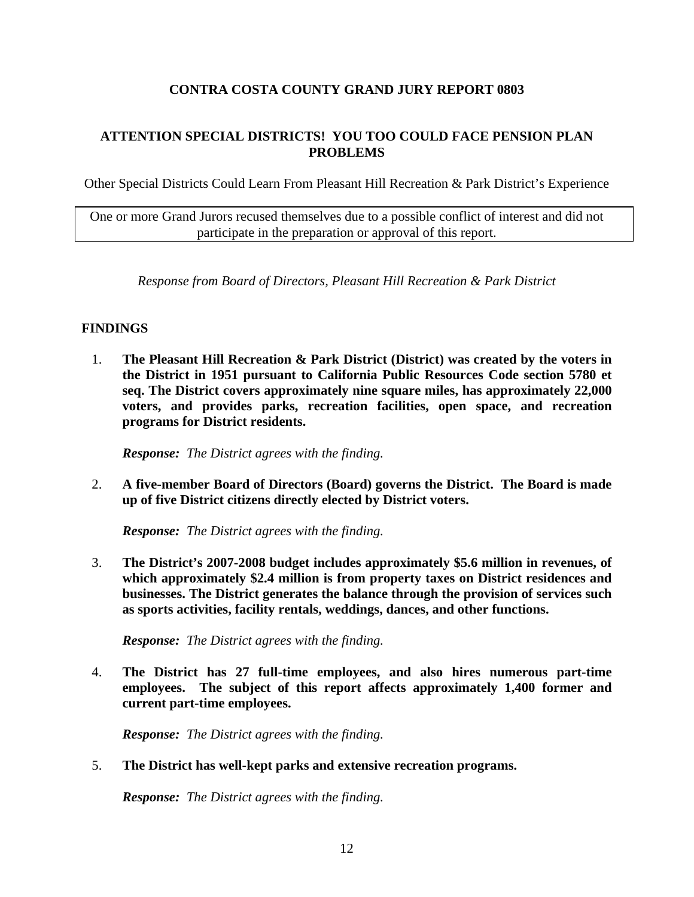**CONTRA COSTA COUNTY GRAND JURY REPORT 0803**

**ATTENTION SPECIAL DISTRICTS! YOU TOO COULD FACE PENSION PLAN PROBLEMS**

Other Special Districts Could Learn From Pleasant Hill Recreation & Park District's Experience

One or more Grand Jurors recused themselves due to a possible conflict of interest and did not participate in the preparation or approval of this report.

*Response from Board of Directors, Pleasant Hill Recreation & Park District*

## FINDINGS

1. **The Pleasant Hill Recreation & Park District (District) was created by the voters in the District in 1951 pursuant to California Public Resources Code section 5780 et seq. The District covers approximately nine square miles, has approximately 22,000 voters, and provides parks, recreation facilities, open space, and recreation programs for District residents.**

   ***Response:*** *The District agrees with the finding.*

2. **A five-member Board of Directors (Board) governs the District. The Board is made up of five District citizens directly elected by District voters.**

   ***Response:*** *The District agrees with the finding.*

3. **The District's 2007-2008 budget includes approximately $5.6 million in revenues, of which approximately $2.4 million is from property taxes on District residences and businesses. The District generates the balance through the provision of services such as sports activities, facility rentals, weddings, dances, and other functions.**

   ***Response:*** *The District agrees with the finding.*

4. **The District has 27 full-time employees, and also hires numerous part-time employees. The subject of this report affects approximately 1,400 former and current part-time employees.**

   ***Response:*** *The District agrees with the finding.*

5. **The District has well-kept parks and extensive recreation programs.**

   ***Response:*** *The District agrees with the finding.*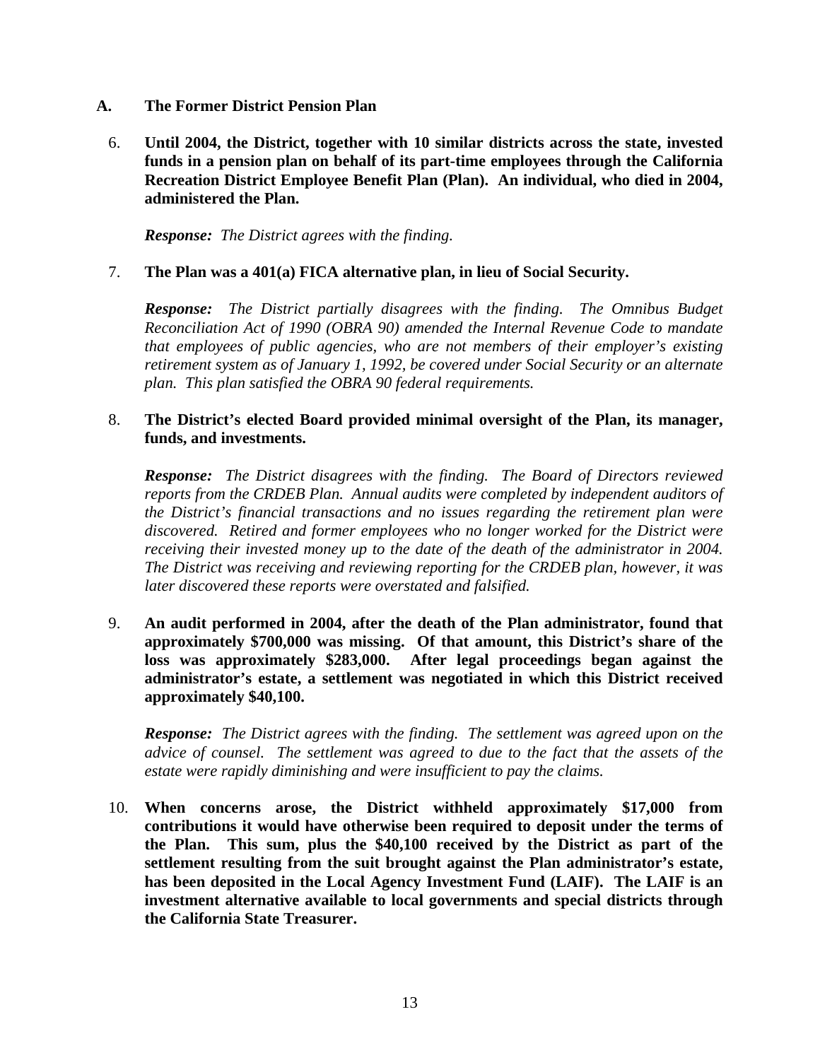## A. The Former District Pension Plan

6. **Until 2004, the District, together with 10 similar districts across the state, invested funds in a pension plan on behalf of its part-time employees through the California Recreation District Employee Benefit Plan (Plan). An individual, who died in 2004, administered the Plan.**

   ***Response:*** *The District agrees with the finding.*

7. **The Plan was a 401(a) FICA alternative plan, in lieu of Social Security.**

   ***Response:*** *The District partially disagrees with the finding. The Omnibus Budget Reconciliation Act of 1990 (OBRA 90) amended the Internal Revenue Code to mandate that employees of public agencies, who are not members of their employer's existing retirement system as of January 1, 1992, be covered under Social Security or an alternate plan. This plan satisfied the OBRA 90 federal requirements.*

8. **The District's elected Board provided minimal oversight of the Plan, its manager, funds, and investments.**

   ***Response:*** *The District disagrees with the finding. The Board of Directors reviewed reports from the CRDEB Plan. Annual audits were completed by independent auditors of the District's financial transactions and no issues regarding the retirement plan were discovered. Retired and former employees who no longer worked for the District were receiving their invested money up to the date of the death of the administrator in 2004. The District was receiving and reviewing reporting for the CRDEB plan, however, it was later discovered these reports were overstated and falsified.*

9. **An audit performed in 2004, after the death of the Plan administrator, found that approximately $700,000 was missing. Of that amount, this District's share of the loss was approximately $283,000. After legal proceedings began against the administrator's estate, a settlement was negotiated in which this District received approximately $40,100.**

   ***Response:*** *The District agrees with the finding. The settlement was agreed upon on the advice of counsel. The settlement was agreed to due to the fact that the assets of the estate were rapidly diminishing and were insufficient to pay the claims.*

10. **When concerns arose, the District withheld approximately $17,000 from contributions it would have otherwise been required to deposit under the terms of the Plan. This sum, plus the $40,100 received by the District as part of the settlement resulting from the suit brought against the Plan administrator's estate, has been deposited in the Local Agency Investment Fund (LAIF). The LAIF is an investment alternative available to local governments and special districts through the California State Treasurer.**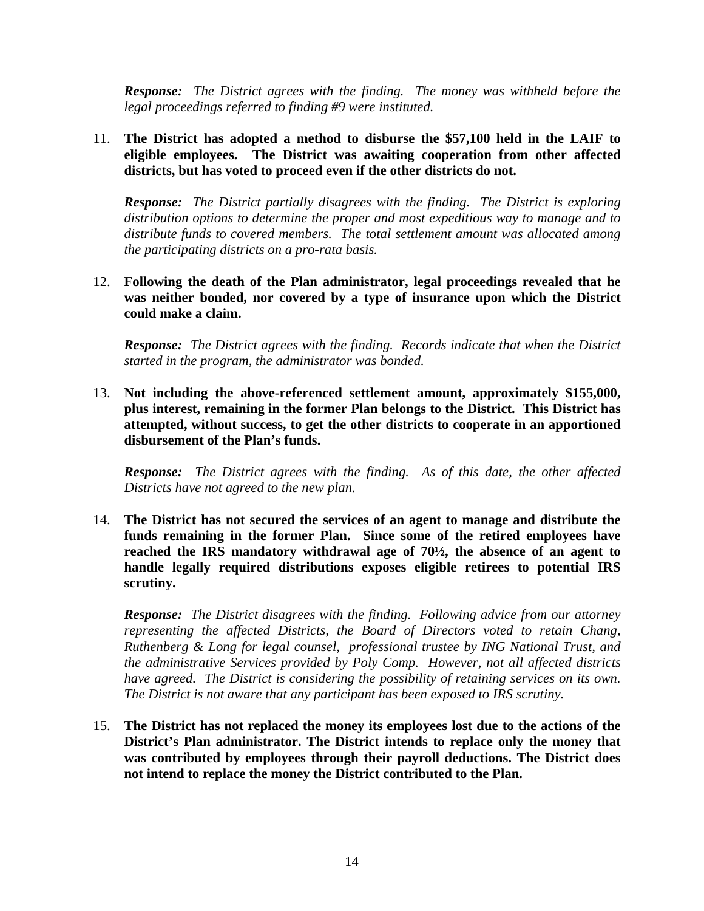*Response:* *The District agrees with the finding. The money was withheld before the legal proceedings referred to finding #9 were instituted.*

11. **The District has adopted a method to disburse the $57,100 held in the LAIF to eligible employees. The District was awaiting cooperation from other affected districts, but has voted to proceed even if the other districts do not.**

    *Response:* *The District partially disagrees with the finding. The District is exploring distribution options to determine the proper and most expeditious way to manage and to distribute funds to covered members. The total settlement amount was allocated among the participating districts on a pro-rata basis.*

12. **Following the death of the Plan administrator, legal proceedings revealed that he was neither bonded, nor covered by a type of insurance upon which the District could make a claim.**

    *Response:* *The District agrees with the finding. Records indicate that when the District started in the program, the administrator was bonded.*

13. **Not including the above-referenced settlement amount, approximately $155,000, plus interest, remaining in the former Plan belongs to the District. This District has attempted, without success, to get the other districts to cooperate in an apportioned disbursement of the Plan's funds.**

    *Response:* *The District agrees with the finding. As of this date, the other affected Districts have not agreed to the new plan.*

14. **The District has not secured the services of an agent to manage and distribute the funds remaining in the former Plan. Since some of the retired employees have reached the IRS mandatory withdrawal age of 70½, the absence of an agent to handle legally required distributions exposes eligible retirees to potential IRS scrutiny.**

    *Response:* *The District disagrees with the finding. Following advice from our attorney representing the affected Districts, the Board of Directors voted to retain Chang, Ruthenberg & Long for legal counsel, professional trustee by ING National Trust, and the administrative Services provided by Poly Comp. However, not all affected districts have agreed. The District is considering the possibility of retaining services on its own. The District is not aware that any participant has been exposed to IRS scrutiny.*

15. **The District has not replaced the money its employees lost due to the actions of the District's Plan administrator. The District intends to replace only the money that was contributed by employees through their payroll deductions. The District does not intend to replace the money the District contributed to the Plan.**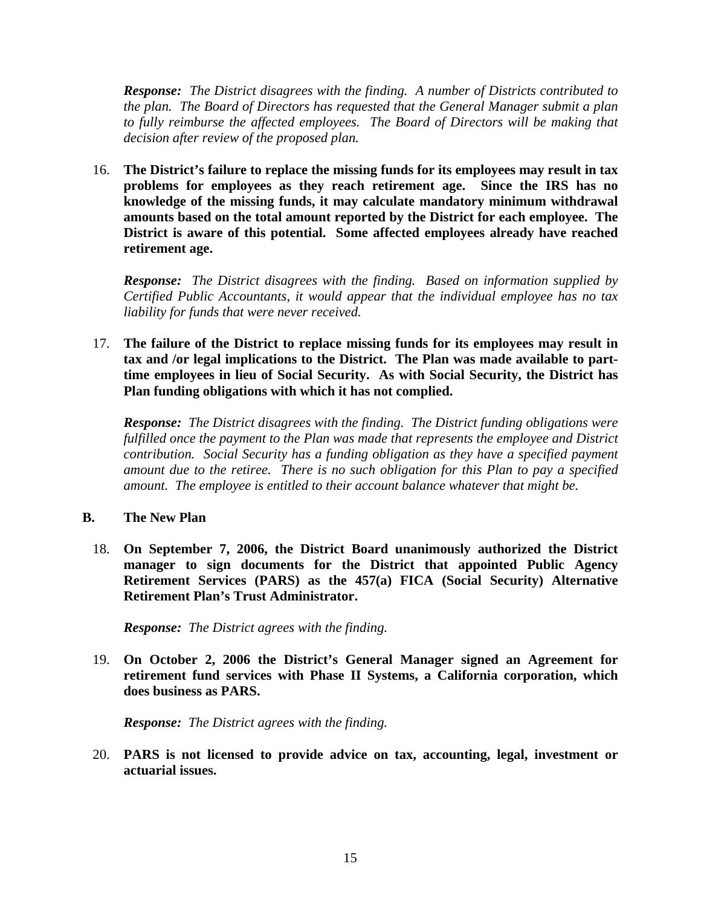***Response:*** *The District disagrees with the finding. A number of Districts contributed to the plan. The Board of Directors has requested that the General Manager submit a plan to fully reimburse the affected employees. The Board of Directors will be making that decision after review of the proposed plan.*

16. **The District's failure to replace the missing funds for its employees may result in tax problems for employees as they reach retirement age. Since the IRS has no knowledge of the missing funds, it may calculate mandatory minimum withdrawal amounts based on the total amount reported by the District for each employee. The District is aware of this potential. Some affected employees already have reached retirement age.**

    ***Response:*** *The District disagrees with the finding. Based on information supplied by Certified Public Accountants, it would appear that the individual employee has no tax liability for funds that were never received.*

17. **The failure of the District to replace missing funds for its employees may result in tax and /or legal implications to the District. The Plan was made available to part-time employees in lieu of Social Security. As with Social Security, the District has Plan funding obligations with which it has not complied.**

    ***Response:*** *The District disagrees with the finding. The District funding obligations were fulfilled once the payment to the Plan was made that represents the employee and District contribution. Social Security has a funding obligation as they have a specified payment amount due to the retiree. There is no such obligation for this Plan to pay a specified amount. The employee is entitled to their account balance whatever that might be.*

## B. The New Plan

18. **On September 7, 2006, the District Board unanimously authorized the District manager to sign documents for the District that appointed Public Agency Retirement Services (PARS) as the 457(a) FICA (Social Security) Alternative Retirement Plan's Trust Administrator.**

    ***Response:*** *The District agrees with the finding.*

19. **On October 2, 2006 the District's General Manager signed an Agreement for retirement fund services with Phase II Systems, a California corporation, which does business as PARS.**

    ***Response:*** *The District agrees with the finding.*

20. **PARS is not licensed to provide advice on tax, accounting, legal, investment or actuarial issues.**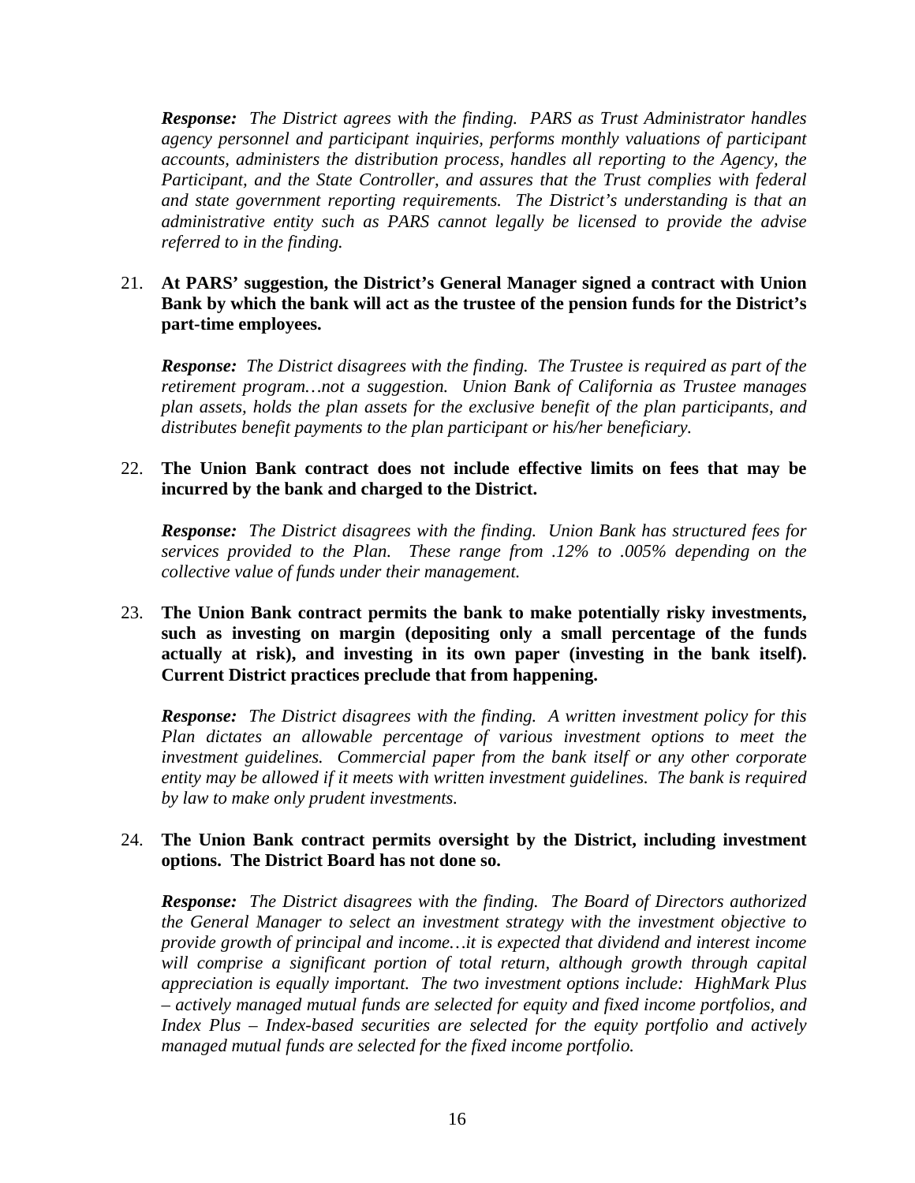***Response:*** *The District agrees with the finding. PARS as Trust Administrator handles agency personnel and participant inquiries, performs monthly valuations of participant accounts, administers the distribution process, handles all reporting to the Agency, the Participant, and the State Controller, and assures that the Trust complies with federal and state government reporting requirements. The District's understanding is that an administrative entity such as PARS cannot legally be licensed to provide the advise referred to in the finding.*

21. **At PARS' suggestion, the District's General Manager signed a contract with Union Bank by which the bank will act as the trustee of the pension funds for the District's part-time employees.**

    ***Response:*** *The District disagrees with the finding. The Trustee is required as part of the retirement program…not a suggestion. Union Bank of California as Trustee manages plan assets, holds the plan assets for the exclusive benefit of the plan participants, and distributes benefit payments to the plan participant or his/her beneficiary.*

22. **The Union Bank contract does not include effective limits on fees that may be incurred by the bank and charged to the District.**

    ***Response:*** *The District disagrees with the finding. Union Bank has structured fees for services provided to the Plan. These range from .12% to .005% depending on the collective value of funds under their management.*

23. **The Union Bank contract permits the bank to make potentially risky investments, such as investing on margin (depositing only a small percentage of the funds actually at risk), and investing in its own paper (investing in the bank itself). Current District practices preclude that from happening.**

    ***Response:*** *The District disagrees with the finding. A written investment policy for this Plan dictates an allowable percentage of various investment options to meet the investment guidelines. Commercial paper from the bank itself or any other corporate entity may be allowed if it meets with written investment guidelines. The bank is required by law to make only prudent investments.*

24. **The Union Bank contract permits oversight by the District, including investment options. The District Board has not done so.**

    ***Response:*** *The District disagrees with the finding. The Board of Directors authorized the General Manager to select an investment strategy with the investment objective to provide growth of principal and income…it is expected that dividend and interest income will comprise a significant portion of total return, although growth through capital appreciation is equally important. The two investment options include: HighMark Plus – actively managed mutual funds are selected for equity and fixed income portfolios, and Index Plus – Index-based securities are selected for the equity portfolio and actively managed mutual funds are selected for the fixed income portfolio.*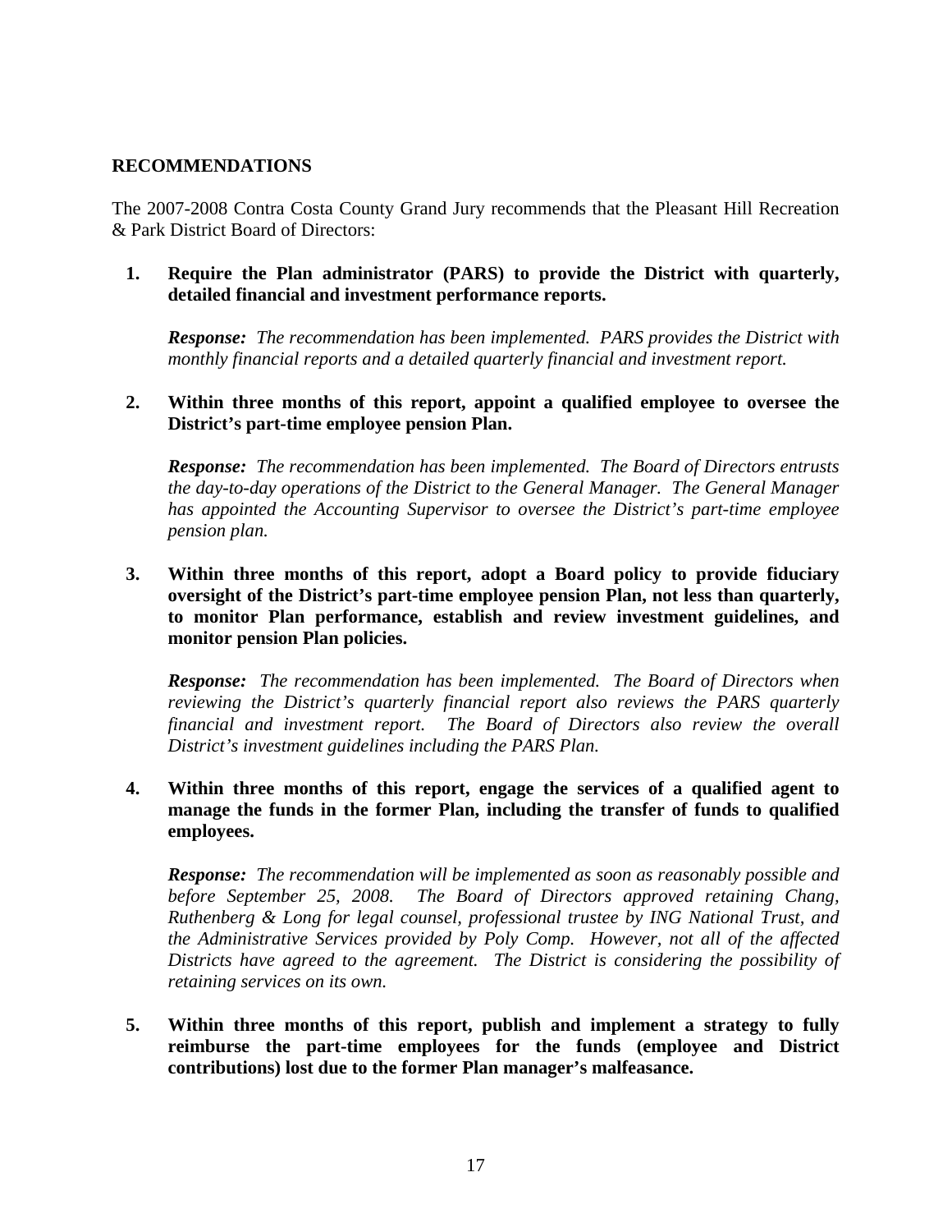## RECOMMENDATIONS

The 2007-2008 Contra Costa County Grand Jury recommends that the Pleasant Hill Recreation & Park District Board of Directors:

1. **Require the Plan administrator (PARS) to provide the District with quarterly, detailed financial and investment performance reports.**

   ***Response:*** *The recommendation has been implemented. PARS provides the District with monthly financial reports and a detailed quarterly financial and investment report.*

2. **Within three months of this report, appoint a qualified employee to oversee the District's part-time employee pension Plan.**

   ***Response:*** *The recommendation has been implemented. The Board of Directors entrusts the day-to-day operations of the District to the General Manager. The General Manager has appointed the Accounting Supervisor to oversee the District's part-time employee pension plan.*

3. **Within three months of this report, adopt a Board policy to provide fiduciary oversight of the District's part-time employee pension Plan, not less than quarterly, to monitor Plan performance, establish and review investment guidelines, and monitor pension Plan policies.**

   ***Response:*** *The recommendation has been implemented. The Board of Directors when reviewing the District's quarterly financial report also reviews the PARS quarterly financial and investment report. The Board of Directors also review the overall District's investment guidelines including the PARS Plan.*

4. **Within three months of this report, engage the services of a qualified agent to manage the funds in the former Plan, including the transfer of funds to qualified employees.**

   ***Response:*** *The recommendation will be implemented as soon as reasonably possible and before September 25, 2008. The Board of Directors approved retaining Chang, Ruthenberg & Long for legal counsel, professional trustee by ING National Trust, and the Administrative Services provided by Poly Comp. However, not all of the affected Districts have agreed to the agreement. The District is considering the possibility of retaining services on its own.*

5. **Within three months of this report, publish and implement a strategy to fully reimburse the part-time employees for the funds (employee and District contributions) lost due to the former Plan manager's malfeasance.**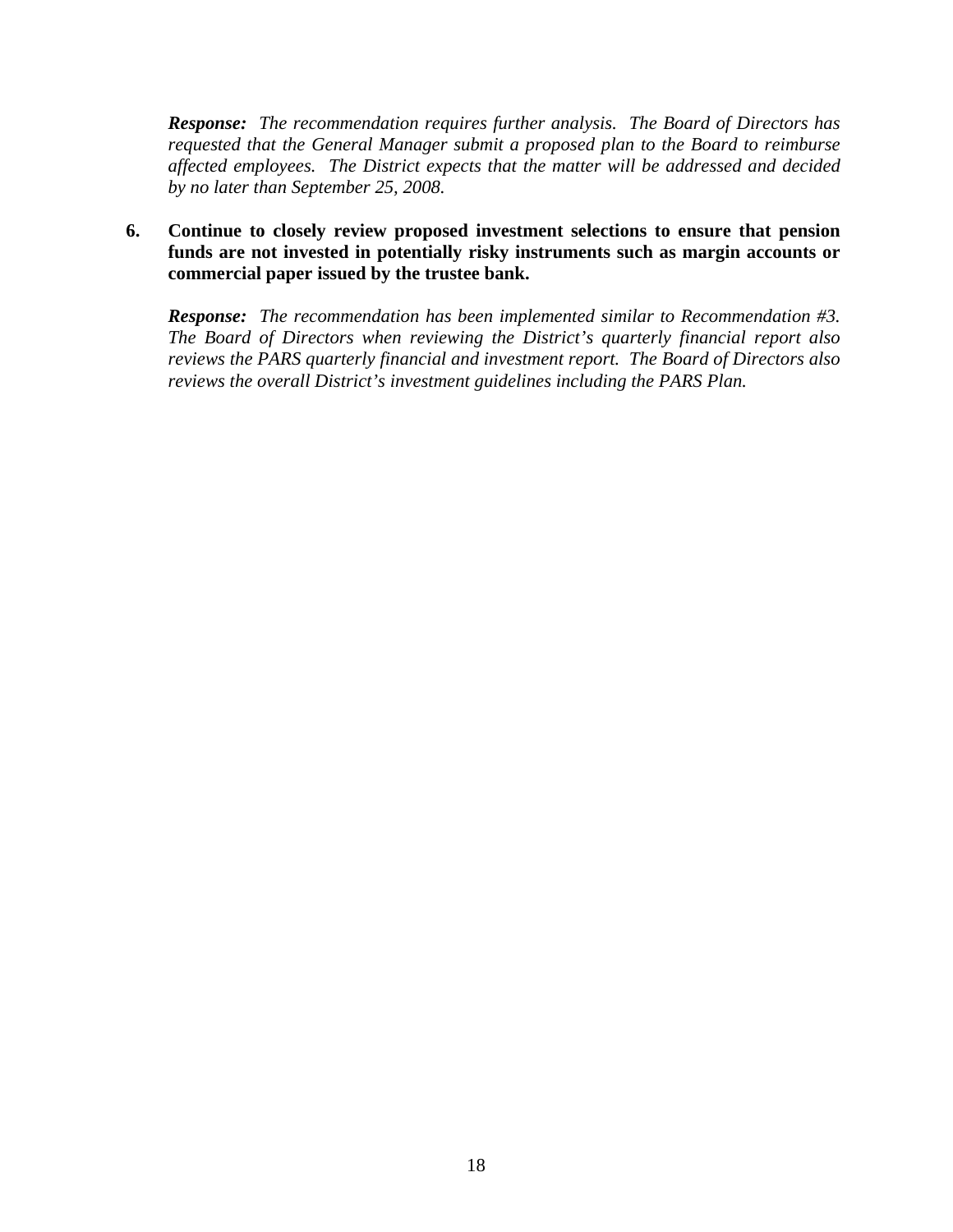***Response:*** *The recommendation requires further analysis. The Board of Directors has requested that the General Manager submit a proposed plan to the Board to reimburse affected employees. The District expects that the matter will be addressed and decided by no later than September 25, 2008.*

6. **Continue to closely review proposed investment selections to ensure that pension funds are not invested in potentially risky instruments such as margin accounts or commercial paper issued by the trustee bank.**

   ***Response:*** *The recommendation has been implemented similar to Recommendation #3. The Board of Directors when reviewing the District's quarterly financial report also reviews the PARS quarterly financial and investment report. The Board of Directors also reviews the overall District's investment guidelines including the PARS Plan.*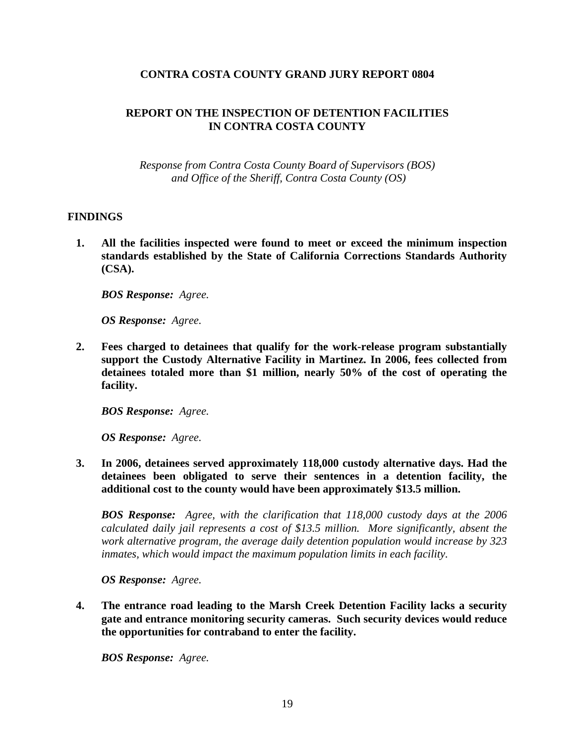**CONTRA COSTA COUNTY GRAND JURY REPORT 0804**

**REPORT ON THE INSPECTION OF DETENTION FACILITIES IN CONTRA COSTA COUNTY**

*Response from Contra Costa County Board of Supervisors (BOS) and Office of the Sheriff, Contra Costa County (OS)*

## FINDINGS

1. **All the facilities inspected were found to meet or exceed the minimum inspection standards established by the State of California Corrections Standards Authority (CSA).**

   ***BOS Response:*** *Agree.*

   ***OS Response:*** *Agree.*

2. **Fees charged to detainees that qualify for the work-release program substantially support the Custody Alternative Facility in Martinez. In 2006, fees collected from detainees totaled more than $1 million, nearly 50% of the cost of operating the facility.**

   ***BOS Response:*** *Agree.*

   ***OS Response:*** *Agree.*

3. **In 2006, detainees served approximately 118,000 custody alternative days. Had the detainees been obligated to serve their sentences in a detention facility, the additional cost to the county would have been approximately $13.5 million.**

   ***BOS Response:*** *Agree, with the clarification that 118,000 custody days at the 2006 calculated daily jail represents a cost of $13.5 million. More significantly, absent the work alternative program, the average daily detention population would increase by 323 inmates, which would impact the maximum population limits in each facility.*

   ***OS Response:*** *Agree.*

4. **The entrance road leading to the Marsh Creek Detention Facility lacks a security gate and entrance monitoring security cameras. Such security devices would reduce the opportunities for contraband to enter the facility.**

   ***BOS Response:*** *Agree.*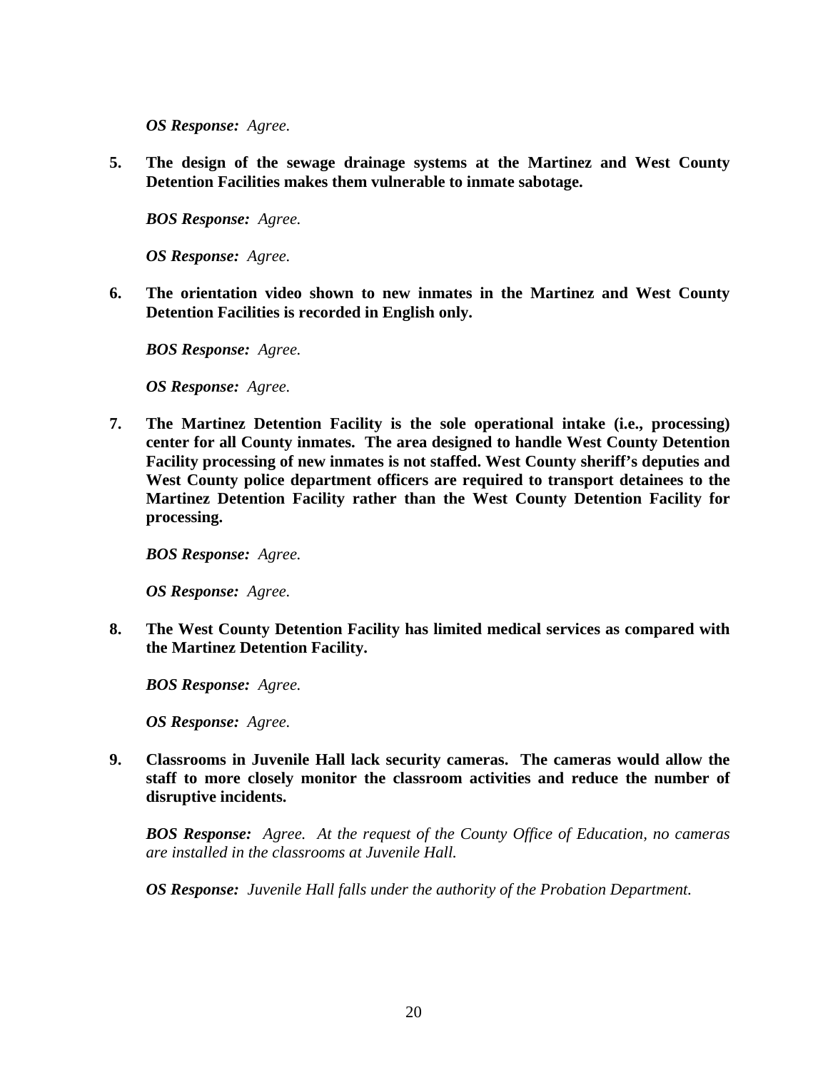***OS Response:*** *Agree.*

**5. The design of the sewage drainage systems at the Martinez and West County Detention Facilities makes them vulnerable to inmate sabotage.**

***BOS Response:*** *Agree.*

***OS Response:*** *Agree.*

**6. The orientation video shown to new inmates in the Martinez and West County Detention Facilities is recorded in English only.**

***BOS Response:*** *Agree.*

***OS Response:*** *Agree.*

**7. The Martinez Detention Facility is the sole operational intake (i.e., processing) center for all County inmates. The area designed to handle West County Detention Facility processing of new inmates is not staffed. West County sheriff's deputies and West County police department officers are required to transport detainees to the Martinez Detention Facility rather than the West County Detention Facility for processing.**

***BOS Response:*** *Agree.*

***OS Response:*** *Agree.*

**8. The West County Detention Facility has limited medical services as compared with the Martinez Detention Facility.**

***BOS Response:*** *Agree.*

***OS Response:*** *Agree.*

**9. Classrooms in Juvenile Hall lack security cameras. The cameras would allow the staff to more closely monitor the classroom activities and reduce the number of disruptive incidents.**

***BOS Response:*** *Agree. At the request of the County Office of Education, no cameras are installed in the classrooms at Juvenile Hall.*

***OS Response:*** *Juvenile Hall falls under the authority of the Probation Department.*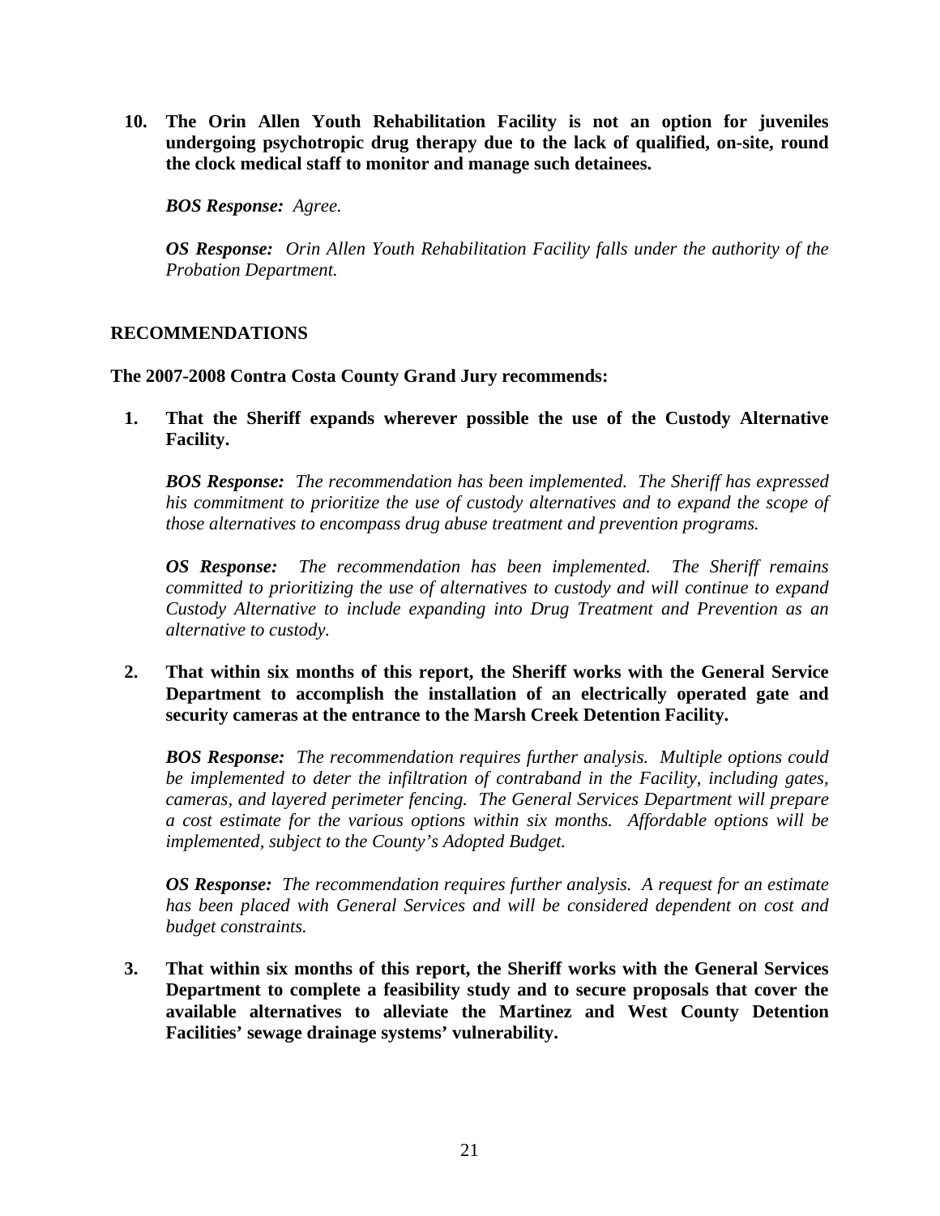**10. The Orin Allen Youth Rehabilitation Facility is not an option for juveniles undergoing psychotropic drug therapy due to the lack of qualified, on-site, round the clock medical staff to monitor and manage such detainees.**

***BOS Response:*** *Agree.*

***OS Response:*** *Orin Allen Youth Rehabilitation Facility falls under the authority of the Probation Department.*

## RECOMMENDATIONS

**The 2007-2008 Contra Costa County Grand Jury recommends:**

**1. That the Sheriff expands wherever possible the use of the Custody Alternative Facility.**

***BOS Response:*** *The recommendation has been implemented. The Sheriff has expressed his commitment to prioritize the use of custody alternatives and to expand the scope of those alternatives to encompass drug abuse treatment and prevention programs.*

***OS Response:*** *The recommendation has been implemented. The Sheriff remains committed to prioritizing the use of alternatives to custody and will continue to expand Custody Alternative to include expanding into Drug Treatment and Prevention as an alternative to custody.*

**2. That within six months of this report, the Sheriff works with the General Service Department to accomplish the installation of an electrically operated gate and security cameras at the entrance to the Marsh Creek Detention Facility.**

***BOS Response:*** *The recommendation requires further analysis. Multiple options could be implemented to deter the infiltration of contraband in the Facility, including gates, cameras, and layered perimeter fencing. The General Services Department will prepare a cost estimate for the various options within six months. Affordable options will be implemented, subject to the County's Adopted Budget.*

***OS Response:*** *The recommendation requires further analysis. A request for an estimate has been placed with General Services and will be considered dependent on cost and budget constraints.*

**3. That within six months of this report, the Sheriff works with the General Services Department to complete a feasibility study and to secure proposals that cover the available alternatives to alleviate the Martinez and West County Detention Facilities' sewage drainage systems' vulnerability.**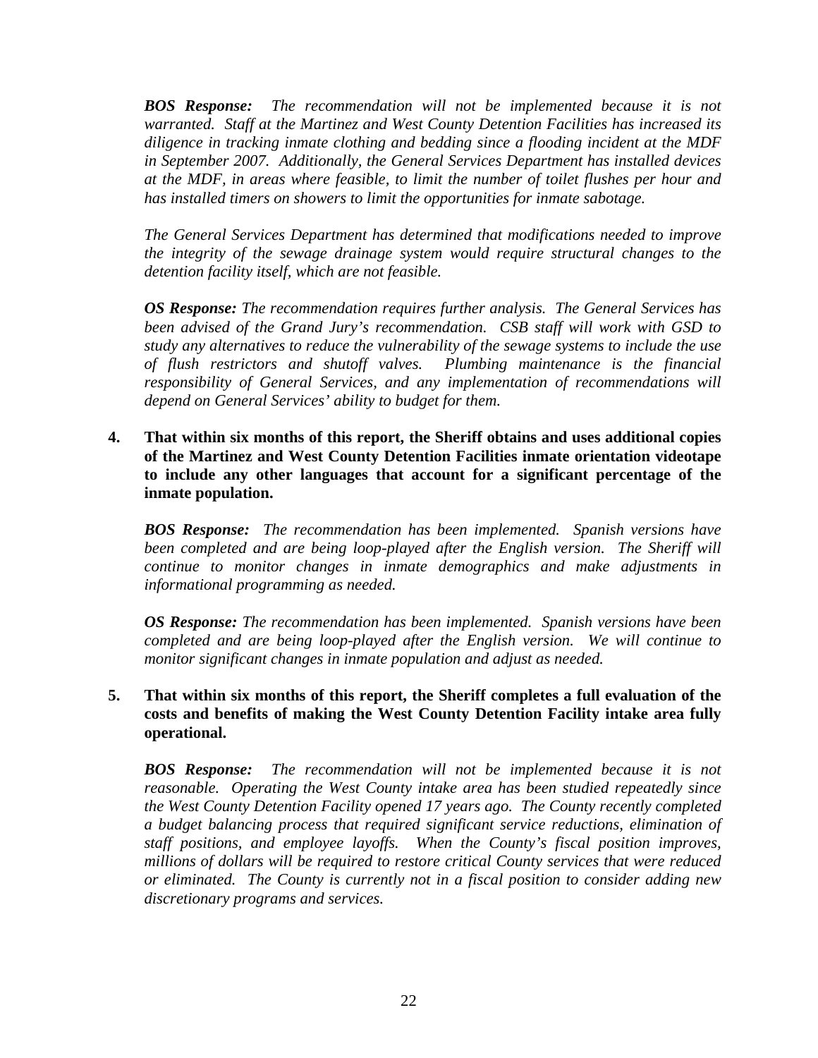*__BOS Response:__ The recommendation will not be implemented because it is not warranted. Staff at the Martinez and West County Detention Facilities has increased its diligence in tracking inmate clothing and bedding since a flooding incident at the MDF in September 2007. Additionally, the General Services Department has installed devices at the MDF, in areas where feasible, to limit the number of toilet flushes per hour and has installed timers on showers to limit the opportunities for inmate sabotage.*

*The General Services Department has determined that modifications needed to improve the integrity of the sewage drainage system would require structural changes to the detention facility itself, which are not feasible.*

*__OS Response:__ The recommendation requires further analysis. The General Services has been advised of the Grand Jury's recommendation. CSB staff will work with GSD to study any alternatives to reduce the vulnerability of the sewage systems to include the use of flush restrictors and shutoff valves. Plumbing maintenance is the financial responsibility of General Services, and any implementation of recommendations will depend on General Services' ability to budget for them.*

4. **That within six months of this report, the Sheriff obtains and uses additional copies of the Martinez and West County Detention Facilities inmate orientation videotape to include any other languages that account for a significant percentage of the inmate population.**

   *__BOS Response:__ The recommendation has been implemented. Spanish versions have been completed and are being loop-played after the English version. The Sheriff will continue to monitor changes in inmate demographics and make adjustments in informational programming as needed.*

   *__OS Response:__ The recommendation has been implemented. Spanish versions have been completed and are being loop-played after the English version. We will continue to monitor significant changes in inmate population and adjust as needed.*

5. **That within six months of this report, the Sheriff completes a full evaluation of the costs and benefits of making the West County Detention Facility intake area fully operational.**

   *__BOS Response:__ The recommendation will not be implemented because it is not reasonable. Operating the West County intake area has been studied repeatedly since the West County Detention Facility opened 17 years ago. The County recently completed a budget balancing process that required significant service reductions, elimination of staff positions, and employee layoffs. When the County's fiscal position improves, millions of dollars will be required to restore critical County services that were reduced or eliminated. The County is currently not in a fiscal position to consider adding new discretionary programs and services.*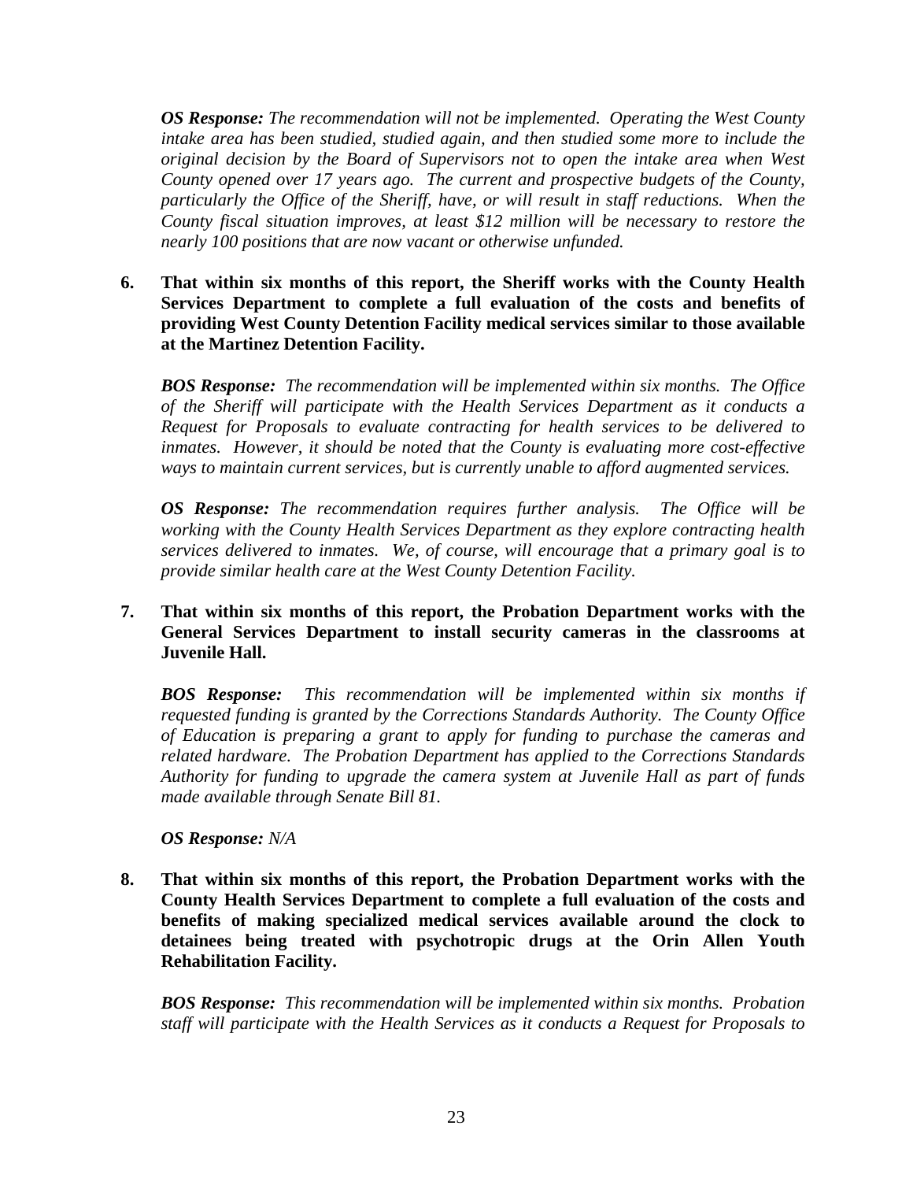***OS Response:*** *The recommendation will not be implemented. Operating the West County intake area has been studied, studied again, and then studied some more to include the original decision by the Board of Supervisors not to open the intake area when West County opened over 17 years ago. The current and prospective budgets of the County, particularly the Office of the Sheriff, have, or will result in staff reductions. When the County fiscal situation improves, at least $12 million will be necessary to restore the nearly 100 positions that are now vacant or otherwise unfunded.*

6. **That within six months of this report, the Sheriff works with the County Health Services Department to complete a full evaluation of the costs and benefits of providing West County Detention Facility medical services similar to those available at the Martinez Detention Facility.**

   ***BOS Response:*** *The recommendation will be implemented within six months. The Office of the Sheriff will participate with the Health Services Department as it conducts a Request for Proposals to evaluate contracting for health services to be delivered to inmates. However, it should be noted that the County is evaluating more cost-effective ways to maintain current services, but is currently unable to afford augmented services.*

   ***OS Response:*** *The recommendation requires further analysis. The Office will be working with the County Health Services Department as they explore contracting health services delivered to inmates. We, of course, will encourage that a primary goal is to provide similar health care at the West County Detention Facility.*

7. **That within six months of this report, the Probation Department works with the General Services Department to install security cameras in the classrooms at Juvenile Hall.**

   ***BOS Response:*** *This recommendation will be implemented within six months if requested funding is granted by the Corrections Standards Authority. The County Office of Education is preparing a grant to apply for funding to purchase the cameras and related hardware. The Probation Department has applied to the Corrections Standards Authority for funding to upgrade the camera system at Juvenile Hall as part of funds made available through Senate Bill 81.*

   ***OS Response:*** *N/A*

8. **That within six months of this report, the Probation Department works with the County Health Services Department to complete a full evaluation of the costs and benefits of making specialized medical services available around the clock to detainees being treated with psychotropic drugs at the Orin Allen Youth Rehabilitation Facility.**

   ***BOS Response:*** *This recommendation will be implemented within six months. Probation staff will participate with the Health Services as it conducts a Request for Proposals to*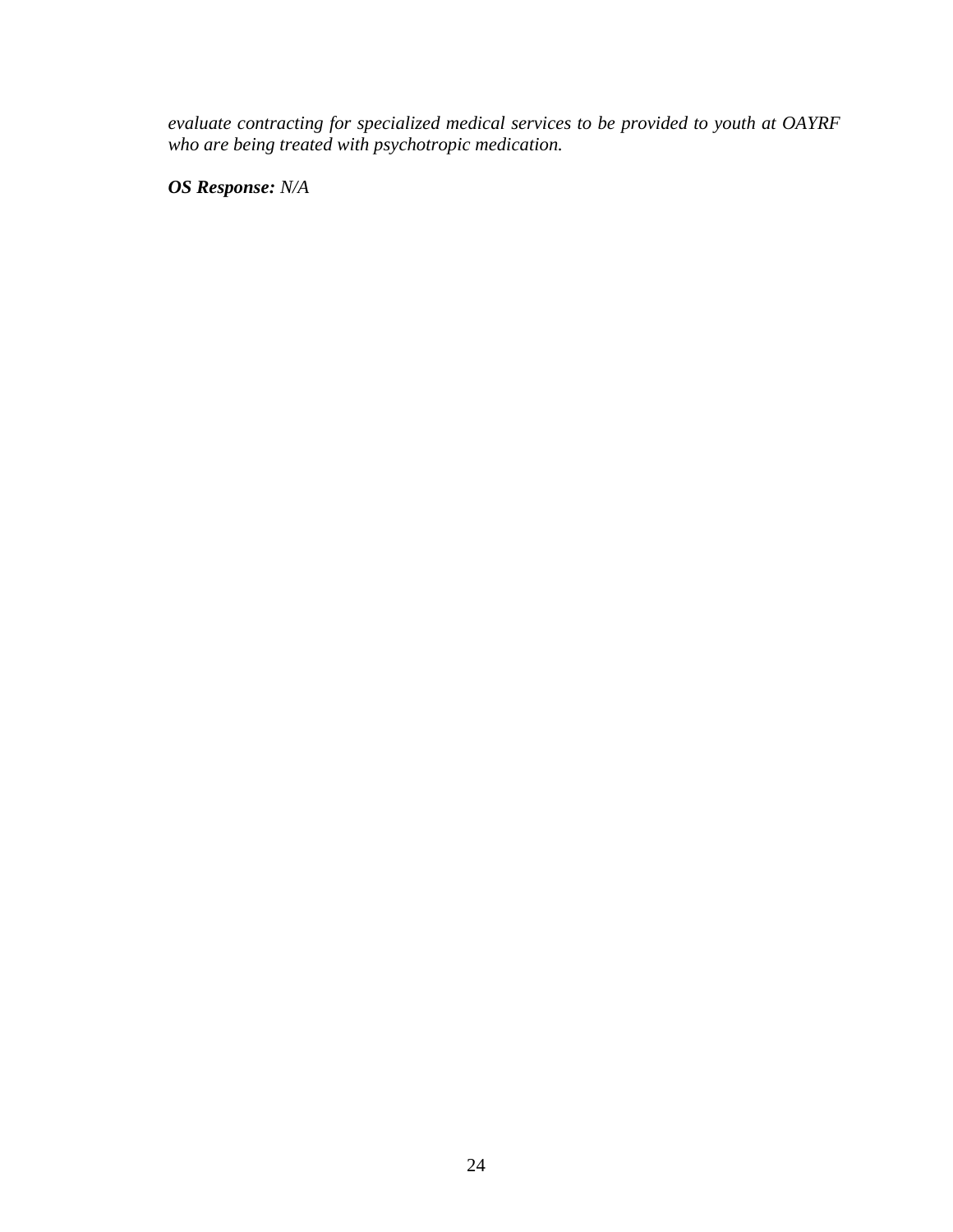*evaluate contracting for specialized medical services to be provided to youth at OAYRF who are being treated with psychotropic medication.*

***OS Response:*** *N/A*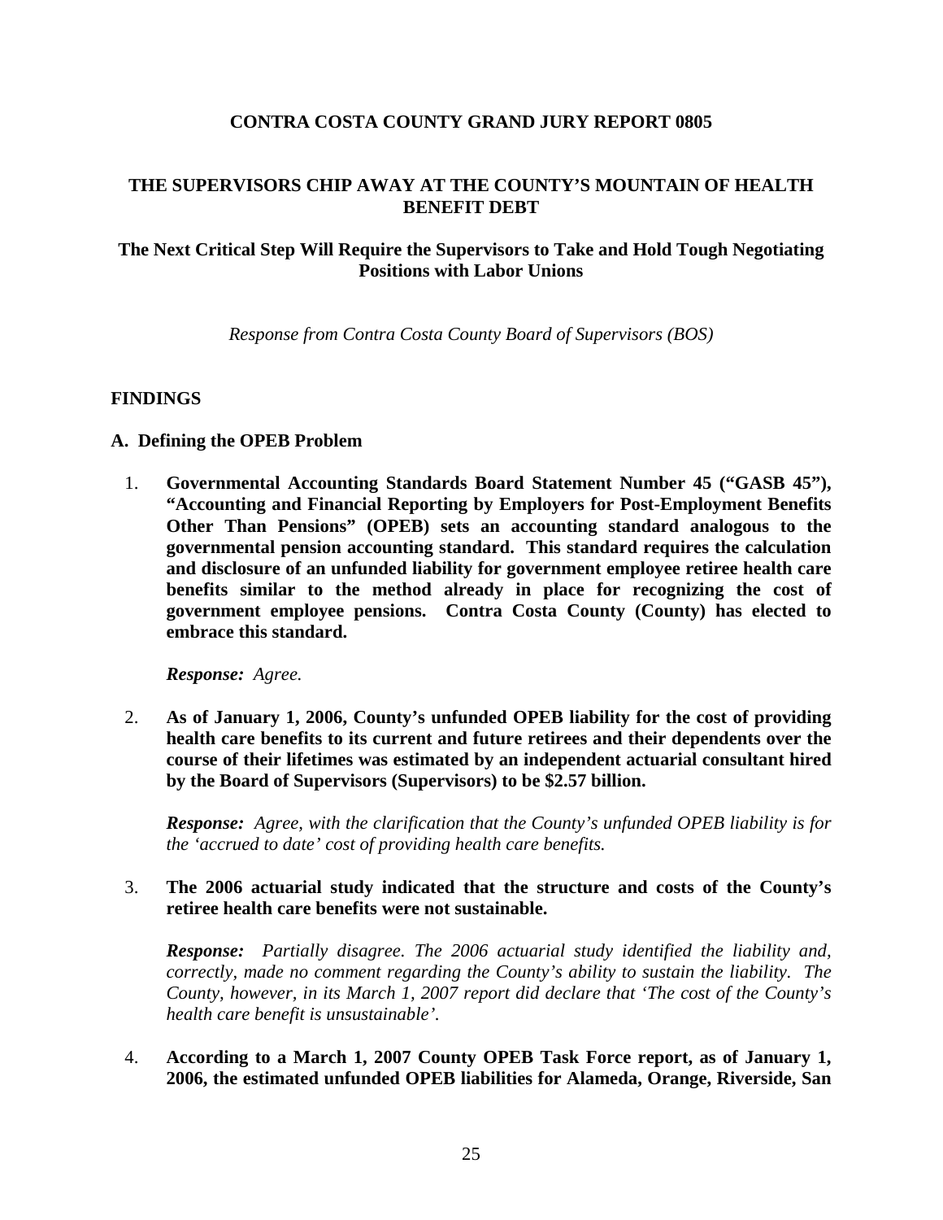# CONTRA COSTA COUNTY GRAND JURY REPORT 0805

## THE SUPERVISORS CHIP AWAY AT THE COUNTY'S MOUNTAIN OF HEALTH BENEFIT DEBT

### The Next Critical Step Will Require the Supervisors to Take and Hold Tough Negotiating Positions with Labor Unions

*Response from Contra Costa County Board of Supervisors (BOS)*

## FINDINGS

### A. Defining the OPEB Problem

1. **Governmental Accounting Standards Board Statement Number 45 ("GASB 45"), "Accounting and Financial Reporting by Employers for Post-Employment Benefits Other Than Pensions" (OPEB) sets an accounting standard analogous to the governmental pension accounting standard. This standard requires the calculation and disclosure of an unfunded liability for government employee retiree health care benefits similar to the method already in place for recognizing the cost of government employee pensions. Contra Costa County (County) has elected to embrace this standard.**

   ***Response:*** *Agree.*

2. **As of January 1, 2006, County's unfunded OPEB liability for the cost of providing health care benefits to its current and future retirees and their dependents over the course of their lifetimes was estimated by an independent actuarial consultant hired by the Board of Supervisors (Supervisors) to be $2.57 billion.**

   ***Response:*** *Agree, with the clarification that the County's unfunded OPEB liability is for the 'accrued to date' cost of providing health care benefits.*

3. **The 2006 actuarial study indicated that the structure and costs of the County's retiree health care benefits were not sustainable.**

   ***Response:*** *Partially disagree. The 2006 actuarial study identified the liability and, correctly, made no comment regarding the County's ability to sustain the liability. The County, however, in its March 1, 2007 report did declare that 'The cost of the County's health care benefit is unsustainable'.*

4. **According to a March 1, 2007 County OPEB Task Force report, as of January 1, 2006, the estimated unfunded OPEB liabilities for Alameda, Orange, Riverside, San**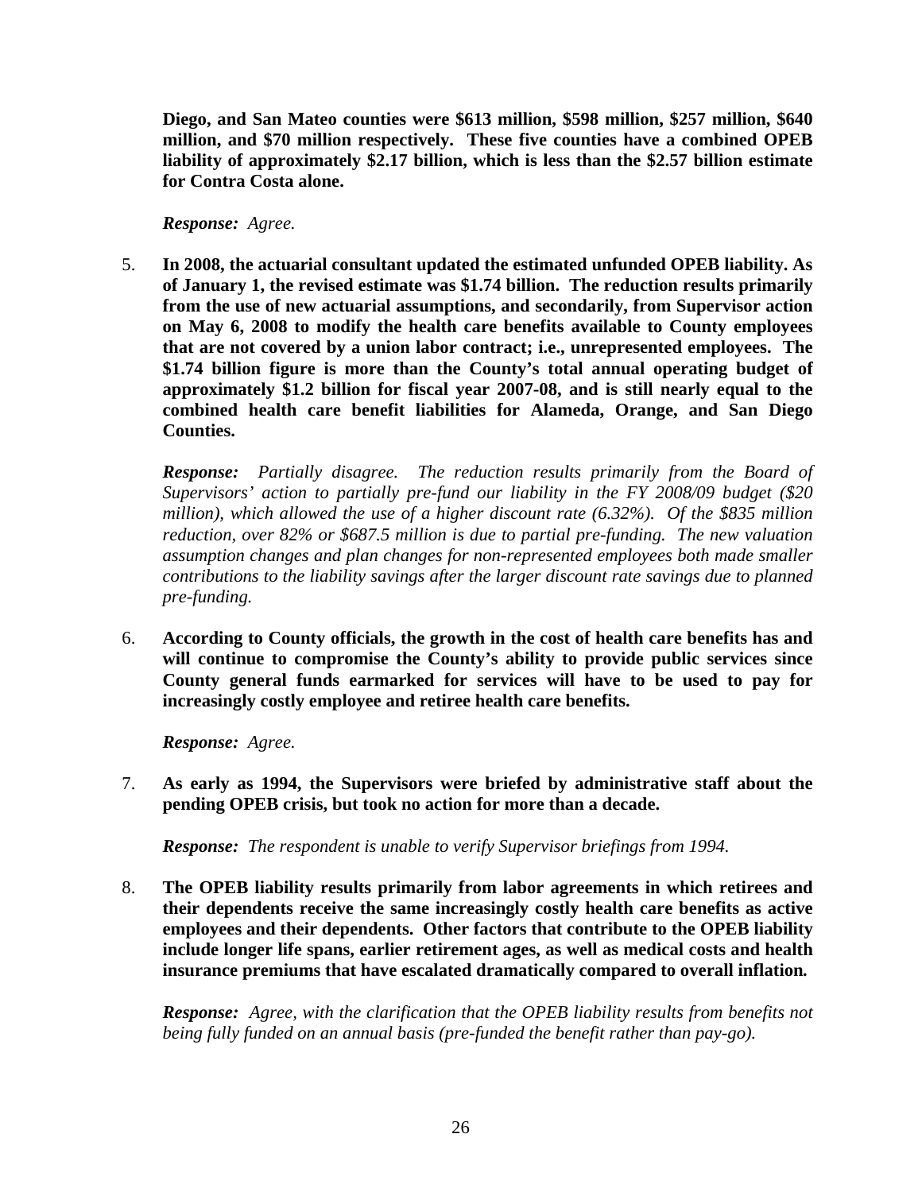**Diego, and San Mateo counties were $613 million, $598 million, $257 million, $640 million, and $70 million respectively. These five counties have a combined OPEB liability of approximately $2.17 billion, which is less than the $2.57 billion estimate for Contra Costa alone.**

***Response:*** *Agree.*

5. **In 2008, the actuarial consultant updated the estimated unfunded OPEB liability. As of January 1, the revised estimate was $1.74 billion. The reduction results primarily from the use of new actuarial assumptions, and secondarily, from Supervisor action on May 6, 2008 to modify the health care benefits available to County employees that are not covered by a union labor contract; i.e., unrepresented employees. The $1.74 billion figure is more than the County's total annual operating budget of approximately $1.2 billion for fiscal year 2007-08, and is still nearly equal to the combined health care benefit liabilities for Alameda, Orange, and San Diego Counties.**

   ***Response:*** *Partially disagree. The reduction results primarily from the Board of Supervisors' action to partially pre-fund our liability in the FY 2008/09 budget ($20 million), which allowed the use of a higher discount rate (6.32%). Of the $835 million reduction, over 82% or $687.5 million is due to partial pre-funding. The new valuation assumption changes and plan changes for non-represented employees both made smaller contributions to the liability savings after the larger discount rate savings due to planned pre-funding.*

6. **According to County officials, the growth in the cost of health care benefits has and will continue to compromise the County's ability to provide public services since County general funds earmarked for services will have to be used to pay for increasingly costly employee and retiree health care benefits.**

   ***Response:*** *Agree.*

7. **As early as 1994, the Supervisors were briefed by administrative staff about the pending OPEB crisis, but took no action for more than a decade.**

   ***Response:*** *The respondent is unable to verify Supervisor briefings from 1994.*

8. **The OPEB liability results primarily from labor agreements in which retirees and their dependents receive the same increasingly costly health care benefits as active employees and their dependents. Other factors that contribute to the OPEB liability include longer life spans, earlier retirement ages, as well as medical costs and health insurance premiums that have escalated dramatically compared to overall inflation.**

   ***Response:*** *Agree, with the clarification that the OPEB liability results from benefits not being fully funded on an annual basis (pre-funded the benefit rather than pay-go).*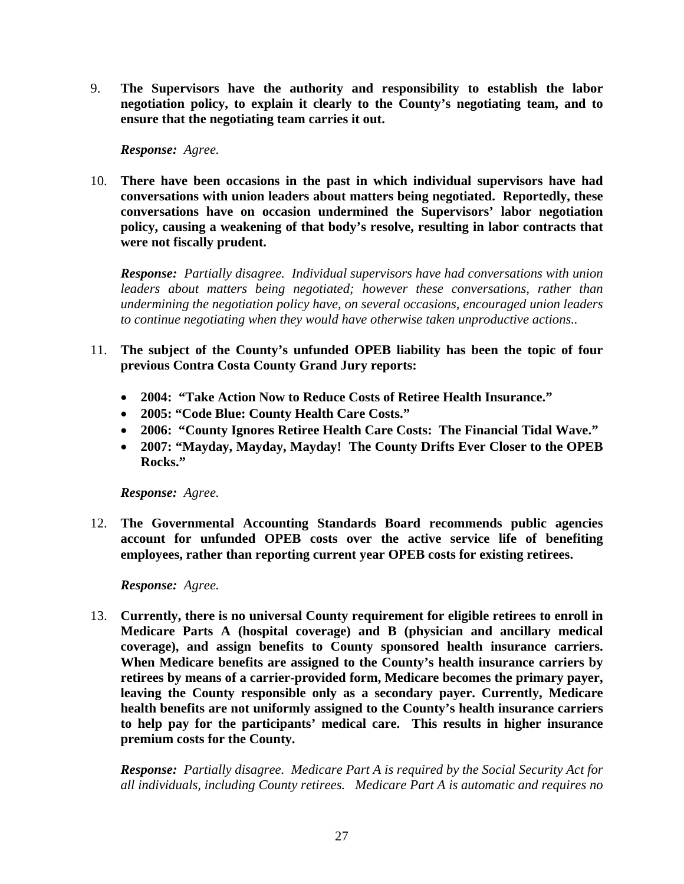9. **The Supervisors have the authority and responsibility to establish the labor negotiation policy, to explain it clearly to the County's negotiating team, and to ensure that the negotiating team carries it out.**

   ***Response:*** *Agree.*

10. **There have been occasions in the past in which individual supervisors have had conversations with union leaders about matters being negotiated. Reportedly, these conversations have on occasion undermined the Supervisors' labor negotiation policy, causing a weakening of that body's resolve, resulting in labor contracts that were not fiscally prudent.**

    ***Response:*** *Partially disagree. Individual supervisors have had conversations with union leaders about matters being negotiated; however these conversations, rather than undermining the negotiation policy have, on several occasions, encouraged union leaders to continue negotiating when they would have otherwise taken unproductive actions..*

11. **The subject of the County's unfunded OPEB liability has been the topic of four previous Contra Costa County Grand Jury reports:**

    - **2004: "Take Action Now to Reduce Costs of Retiree Health Insurance."**
    - **2005: "Code Blue: County Health Care Costs."**
    - **2006: "County Ignores Retiree Health Care Costs: The Financial Tidal Wave."**
    - **2007: "Mayday, Mayday, Mayday! The County Drifts Ever Closer to the OPEB Rocks."**

    ***Response:*** *Agree.*

12. **The Governmental Accounting Standards Board recommends public agencies account for unfunded OPEB costs over the active service life of benefiting employees, rather than reporting current year OPEB costs for existing retirees.**

    ***Response:*** *Agree.*

13. **Currently, there is no universal County requirement for eligible retirees to enroll in Medicare Parts A (hospital coverage) and B (physician and ancillary medical coverage), and assign benefits to County sponsored health insurance carriers. When Medicare benefits are assigned to the County's health insurance carriers by retirees by means of a carrier-provided form, Medicare becomes the primary payer, leaving the County responsible only as a secondary payer. Currently, Medicare health benefits are not uniformly assigned to the County's health insurance carriers to help pay for the participants' medical care. This results in higher insurance premium costs for the County.**

    ***Response:*** *Partially disagree. Medicare Part A is required by the Social Security Act for all individuals, including County retirees. Medicare Part A is automatic and requires no*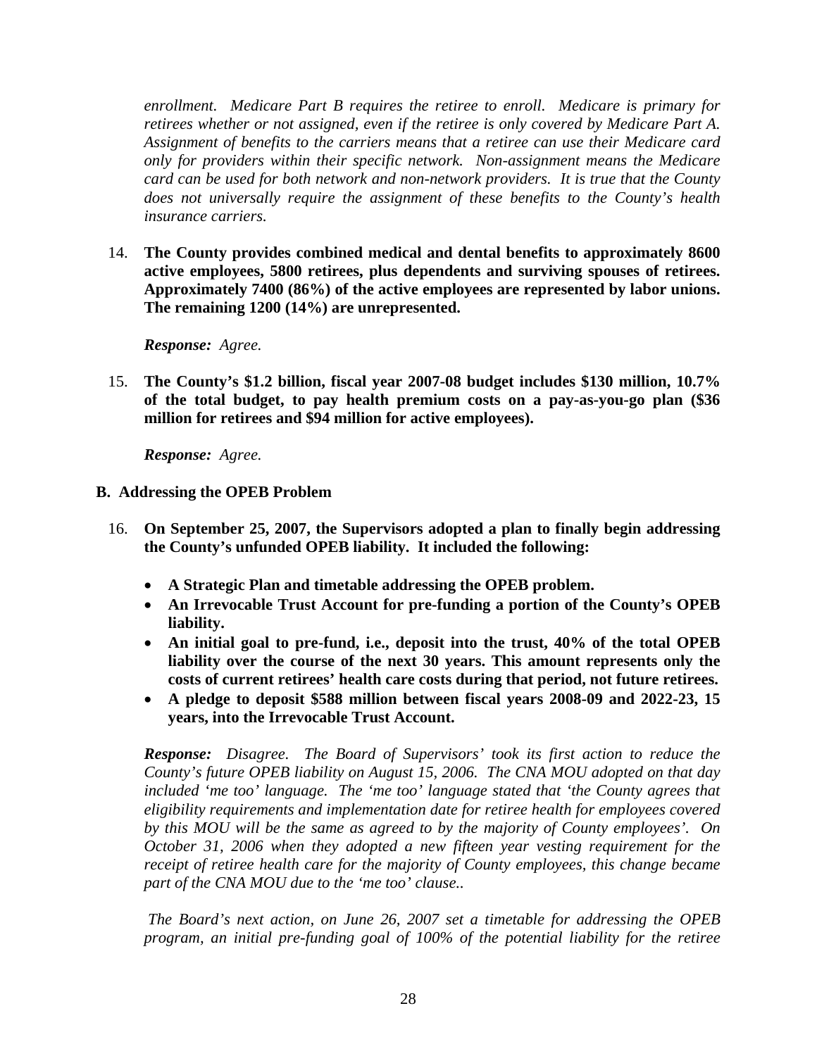*enrollment. Medicare Part B requires the retiree to enroll. Medicare is primary for retirees whether or not assigned, even if the retiree is only covered by Medicare Part A. Assignment of benefits to the carriers means that a retiree can use their Medicare card only for providers within their specific network. Non-assignment means the Medicare card can be used for both network and non-network providers. It is true that the County does not universally require the assignment of these benefits to the County's health insurance carriers.*

14. **The County provides combined medical and dental benefits to approximately 8600 active employees, 5800 retirees, plus dependents and surviving spouses of retirees. Approximately 7400 (86%) of the active employees are represented by labor unions. The remaining 1200 (14%) are unrepresented.**

    ***Response:*** *Agree.*

15. **The County's $1.2 billion, fiscal year 2007-08 budget includes $130 million, 10.7% of the total budget, to pay health premium costs on a pay-as-you-go plan ($36 million for retirees and $94 million for active employees).**

    ***Response:*** *Agree.*

### B. Addressing the OPEB Problem

16. **On September 25, 2007, the Supervisors adopted a plan to finally begin addressing the County's unfunded OPEB liability. It included the following:**

    - **A Strategic Plan and timetable addressing the OPEB problem.**
    - **An Irrevocable Trust Account for pre-funding a portion of the County's OPEB liability.**
    - **An initial goal to pre-fund, i.e., deposit into the trust, 40% of the total OPEB liability over the course of the next 30 years. This amount represents only the costs of current retirees' health care costs during that period, not future retirees.**
    - **A pledge to deposit $588 million between fiscal years 2008-09 and 2022-23, 15 years, into the Irrevocable Trust Account.**

    ***Response:*** *Disagree. The Board of Supervisors' took its first action to reduce the County's future OPEB liability on August 15, 2006. The CNA MOU adopted on that day included 'me too' language. The 'me too' language stated that 'the County agrees that eligibility requirements and implementation date for retiree health for employees covered by this MOU will be the same as agreed to by the majority of County employees'. On October 31, 2006 when they adopted a new fifteen year vesting requirement for the receipt of retiree health care for the majority of County employees, this change became part of the CNA MOU due to the 'me too' clause..*

    *The Board's next action, on June 26, 2007 set a timetable for addressing the OPEB program, an initial pre-funding goal of 100% of the potential liability for the retiree*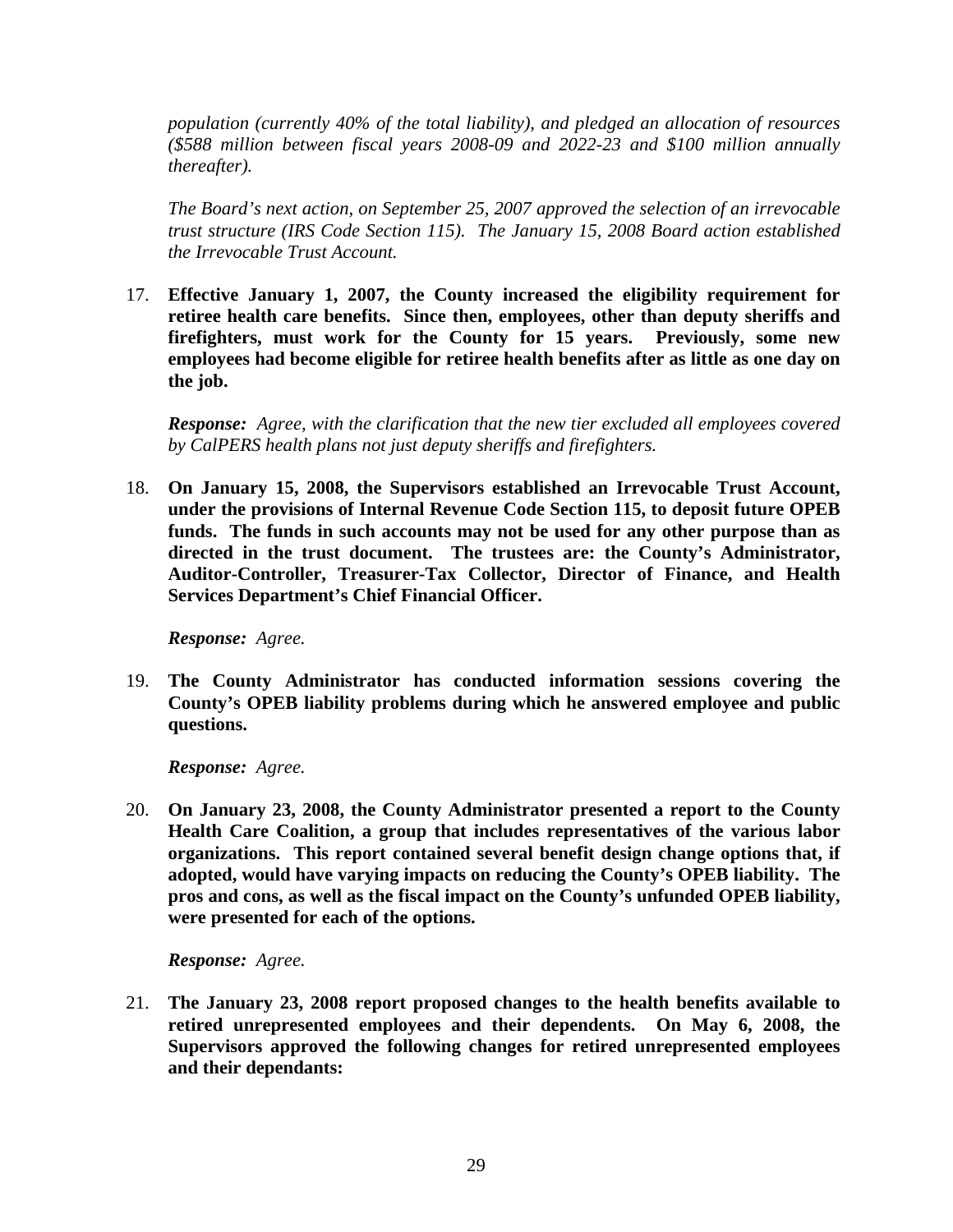*population (currently 40% of the total liability), and pledged an allocation of resources ($588 million between fiscal years 2008-09 and 2022-23 and $100 million annually thereafter).*

*The Board's next action, on September 25, 2007 approved the selection of an irrevocable trust structure (IRS Code Section 115). The January 15, 2008 Board action established the Irrevocable Trust Account.*

17. **Effective January 1, 2007, the County increased the eligibility requirement for retiree health care benefits. Since then, employees, other than deputy sheriffs and firefighters, must work for the County for 15 years. Previously, some new employees had become eligible for retiree health benefits after as little as one day on the job.**

    ***Response:*** *Agree, with the clarification that the new tier excluded all employees covered by CalPERS health plans not just deputy sheriffs and firefighters.*

18. **On January 15, 2008, the Supervisors established an Irrevocable Trust Account, under the provisions of Internal Revenue Code Section 115, to deposit future OPEB funds. The funds in such accounts may not be used for any other purpose than as directed in the trust document. The trustees are: the County's Administrator, Auditor-Controller, Treasurer-Tax Collector, Director of Finance, and Health Services Department's Chief Financial Officer.**

    ***Response:*** *Agree.*

19. **The County Administrator has conducted information sessions covering the County's OPEB liability problems during which he answered employee and public questions.**

    ***Response:*** *Agree.*

20. **On January 23, 2008, the County Administrator presented a report to the County Health Care Coalition, a group that includes representatives of the various labor organizations. This report contained several benefit design change options that, if adopted, would have varying impacts on reducing the County's OPEB liability. The pros and cons, as well as the fiscal impact on the County's unfunded OPEB liability, were presented for each of the options.**

    ***Response:*** *Agree.*

21. **The January 23, 2008 report proposed changes to the health benefits available to retired unrepresented employees and their dependents. On May 6, 2008, the Supervisors approved the following changes for retired unrepresented employees and their dependants:**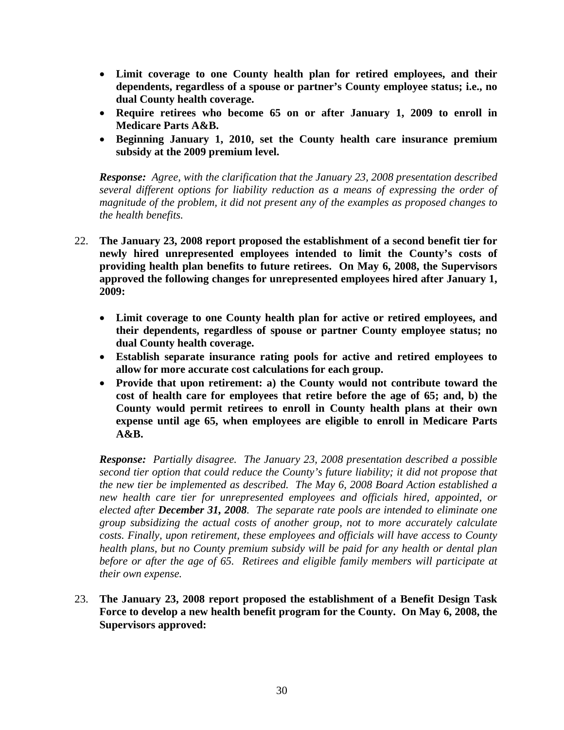- **Limit coverage to one County health plan for retired employees, and their dependents, regardless of a spouse or partner's County employee status; i.e., no dual County health coverage.**
- **Require retirees who become 65 on or after January 1, 2009 to enroll in Medicare Parts A&B.**
- **Beginning January 1, 2010, set the County health care insurance premium subsidy at the 2009 premium level.**

***Response:*** *Agree, with the clarification that the January 23, 2008 presentation described several different options for liability reduction as a means of expressing the order of magnitude of the problem, it did not present any of the examples as proposed changes to the health benefits.*

22. **The January 23, 2008 report proposed the establishment of a second benefit tier for newly hired unrepresented employees intended to limit the County's costs of providing health plan benefits to future retirees. On May 6, 2008, the Supervisors approved the following changes for unrepresented employees hired after January 1, 2009:**

    - **Limit coverage to one County health plan for active or retired employees, and their dependents, regardless of spouse or partner County employee status; no dual County health coverage.**
    - **Establish separate insurance rating pools for active and retired employees to allow for more accurate cost calculations for each group.**
    - **Provide that upon retirement: a) the County would not contribute toward the cost of health care for employees that retire before the age of 65; and, b) the County would permit retirees to enroll in County health plans at their own expense until age 65, when employees are eligible to enroll in Medicare Parts A&B.**

    ***Response:*** *Partially disagree. The January 23, 2008 presentation described a possible second tier option that could reduce the County's future liability; it did not propose that the new tier be implemented as described. The May 6, 2008 Board Action established a new health care tier for unrepresented employees and officials hired, appointed, or elected after* ***December 31, 2008****. The separate rate pools are intended to eliminate one group subsidizing the actual costs of another group, not to more accurately calculate costs. Finally, upon retirement, these employees and officials will have access to County health plans, but no County premium subsidy will be paid for any health or dental plan before or after the age of 65. Retirees and eligible family members will participate at their own expense.*

23. **The January 23, 2008 report proposed the establishment of a Benefit Design Task Force to develop a new health benefit program for the County. On May 6, 2008, the Supervisors approved:**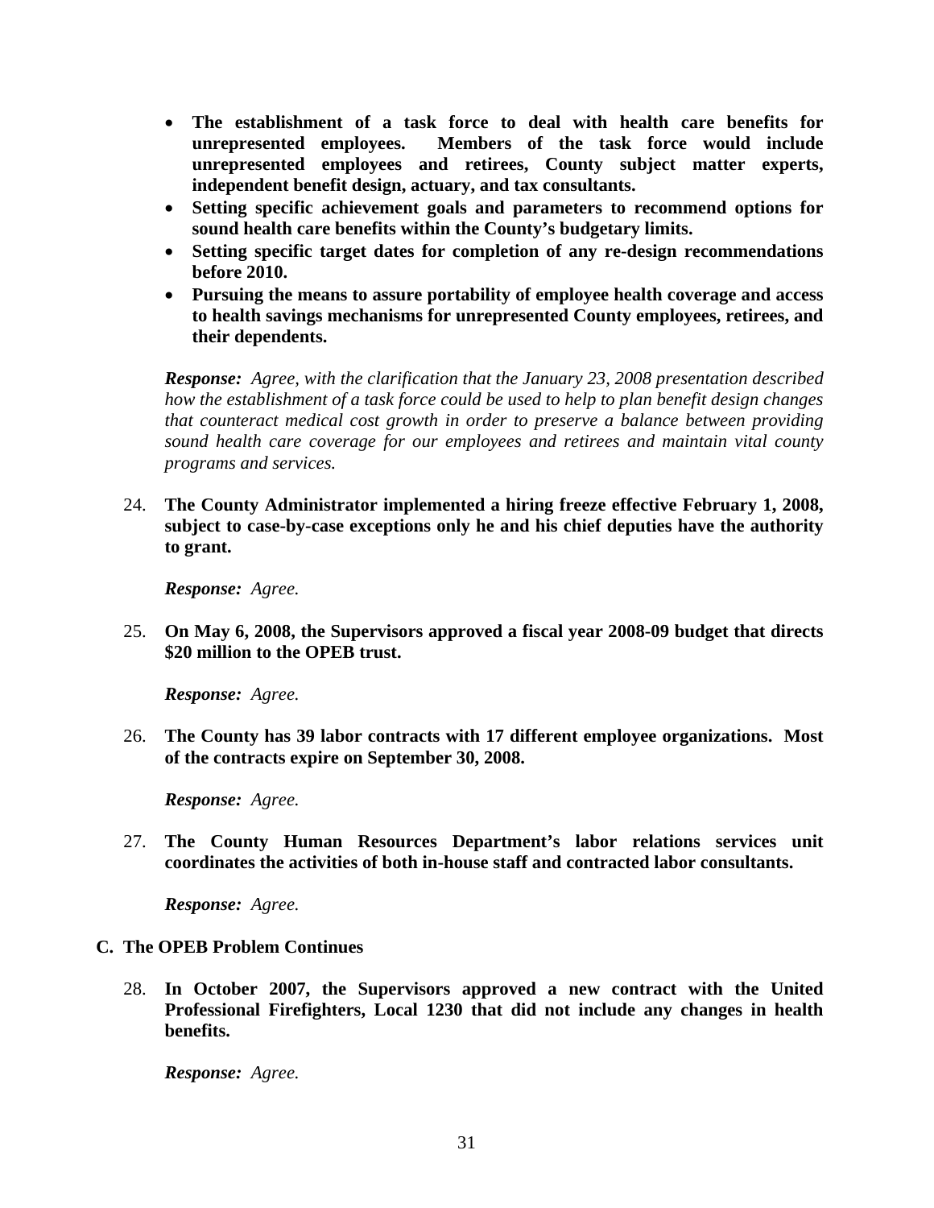- **The establishment of a task force to deal with health care benefits for unrepresented employees. Members of the task force would include unrepresented employees and retirees, County subject matter experts, independent benefit design, actuary, and tax consultants.**
- **Setting specific achievement goals and parameters to recommend options for sound health care benefits within the County's budgetary limits.**
- **Setting specific target dates for completion of any re-design recommendations before 2010.**
- **Pursuing the means to assure portability of employee health coverage and access to health savings mechanisms for unrepresented County employees, retirees, and their dependents.**

***Response:*** *Agree, with the clarification that the January 23, 2008 presentation described how the establishment of a task force could be used to help to plan benefit design changes that counteract medical cost growth in order to preserve a balance between providing sound health care coverage for our employees and retirees and maintain vital county programs and services.*

24. **The County Administrator implemented a hiring freeze effective February 1, 2008, subject to case-by-case exceptions only he and his chief deputies have the authority to grant.**

    ***Response:*** *Agree.*

25. **On May 6, 2008, the Supervisors approved a fiscal year 2008-09 budget that directs $20 million to the OPEB trust.**

    ***Response:*** *Agree.*

26. **The County has 39 labor contracts with 17 different employee organizations. Most of the contracts expire on September 30, 2008.**

    ***Response:*** *Agree.*

27. **The County Human Resources Department's labor relations services unit coordinates the activities of both in-house staff and contracted labor consultants.**

    ***Response:*** *Agree.*

## C. The OPEB Problem Continues

28. **In October 2007, the Supervisors approved a new contract with the United Professional Firefighters, Local 1230 that did not include any changes in health benefits.**

    ***Response:*** *Agree.*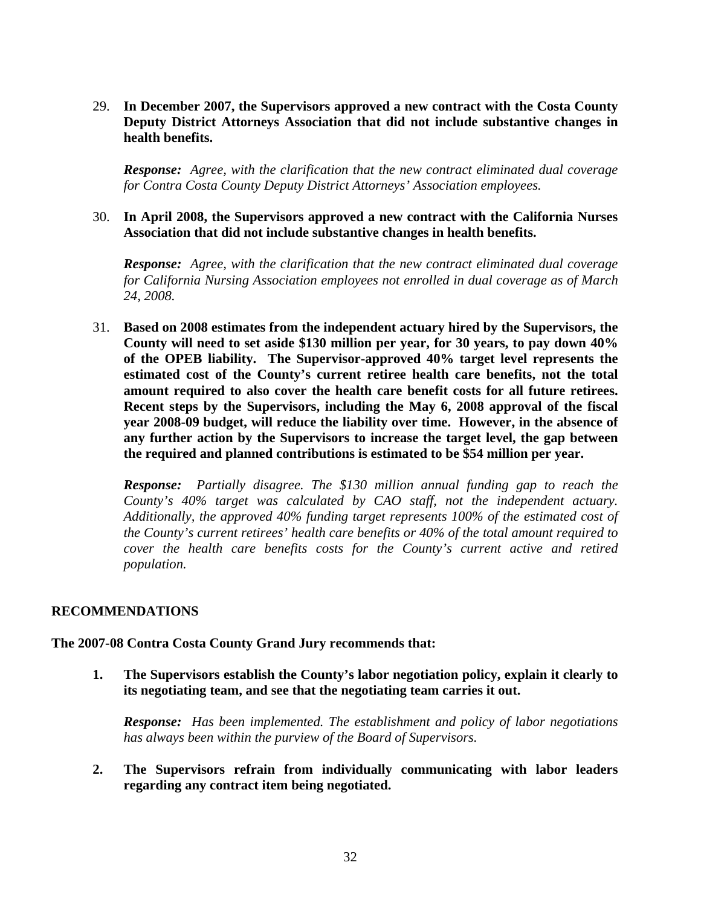29. **In December 2007, the Supervisors approved a new contract with the Costa County Deputy District Attorneys Association that did not include substantive changes in health benefits.**

    ***Response:*** *Agree, with the clarification that the new contract eliminated dual coverage for Contra Costa County Deputy District Attorneys' Association employees.*

30. **In April 2008, the Supervisors approved a new contract with the California Nurses Association that did not include substantive changes in health benefits.**

    ***Response:*** *Agree, with the clarification that the new contract eliminated dual coverage for California Nursing Association employees not enrolled in dual coverage as of March 24, 2008.*

31. **Based on 2008 estimates from the independent actuary hired by the Supervisors, the County will need to set aside $130 million per year, for 30 years, to pay down 40% of the OPEB liability. The Supervisor-approved 40% target level represents the estimated cost of the County's current retiree health care benefits, not the total amount required to also cover the health care benefit costs for all future retirees. Recent steps by the Supervisors, including the May 6, 2008 approval of the fiscal year 2008-09 budget, will reduce the liability over time. However, in the absence of any further action by the Supervisors to increase the target level, the gap between the required and planned contributions is estimated to be $54 million per year.**

    ***Response:*** *Partially disagree. The $130 million annual funding gap to reach the County's 40% target was calculated by CAO staff, not the independent actuary. Additionally, the approved 40% funding target represents 100% of the estimated cost of the County's current retirees' health care benefits or 40% of the total amount required to cover the health care benefits costs for the County's current active and retired population.*

## RECOMMENDATIONS

**The 2007-08 Contra Costa County Grand Jury recommends that:**

1. **The Supervisors establish the County's labor negotiation policy, explain it clearly to its negotiating team, and see that the negotiating team carries it out.**

   ***Response:*** *Has been implemented. The establishment and policy of labor negotiations has always been within the purview of the Board of Supervisors.*

2. **The Supervisors refrain from individually communicating with labor leaders regarding any contract item being negotiated.**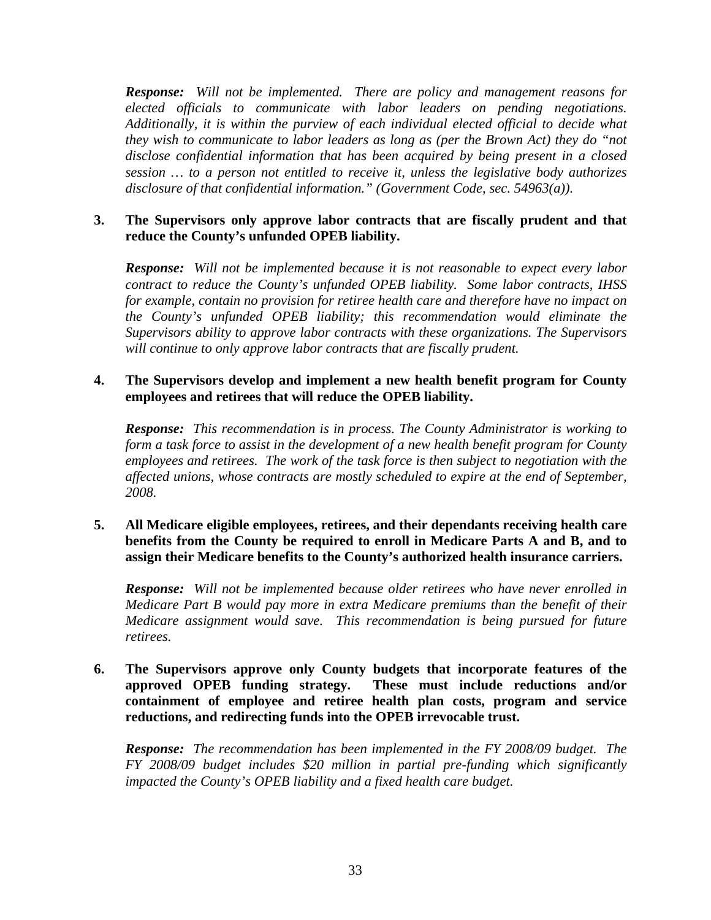***Response:*** *Will not be implemented. There are policy and management reasons for elected officials to communicate with labor leaders on pending negotiations. Additionally, it is within the purview of each individual elected official to decide what they wish to communicate to labor leaders as long as (per the Brown Act) they do "not disclose confidential information that has been acquired by being present in a closed session … to a person not entitled to receive it, unless the legislative body authorizes disclosure of that confidential information." (Government Code, sec. 54963(a)).*

**3. The Supervisors only approve labor contracts that are fiscally prudent and that reduce the County's unfunded OPEB liability.**

***Response:*** *Will not be implemented because it is not reasonable to expect every labor contract to reduce the County's unfunded OPEB liability. Some labor contracts, IHSS for example, contain no provision for retiree health care and therefore have no impact on the County's unfunded OPEB liability; this recommendation would eliminate the Supervisors ability to approve labor contracts with these organizations. The Supervisors will continue to only approve labor contracts that are fiscally prudent.*

**4. The Supervisors develop and implement a new health benefit program for County employees and retirees that will reduce the OPEB liability.**

***Response:*** *This recommendation is in process. The County Administrator is working to form a task force to assist in the development of a new health benefit program for County employees and retirees. The work of the task force is then subject to negotiation with the affected unions, whose contracts are mostly scheduled to expire at the end of September, 2008.*

**5. All Medicare eligible employees, retirees, and their dependants receiving health care benefits from the County be required to enroll in Medicare Parts A and B, and to assign their Medicare benefits to the County's authorized health insurance carriers.**

***Response:*** *Will not be implemented because older retirees who have never enrolled in Medicare Part B would pay more in extra Medicare premiums than the benefit of their Medicare assignment would save. This recommendation is being pursued for future retirees.*

**6. The Supervisors approve only County budgets that incorporate features of the approved OPEB funding strategy. These must include reductions and/or containment of employee and retiree health plan costs, program and service reductions, and redirecting funds into the OPEB irrevocable trust.**

***Response:*** *The recommendation has been implemented in the FY 2008/09 budget. The FY 2008/09 budget includes $20 million in partial pre-funding which significantly impacted the County's OPEB liability and a fixed health care budget.*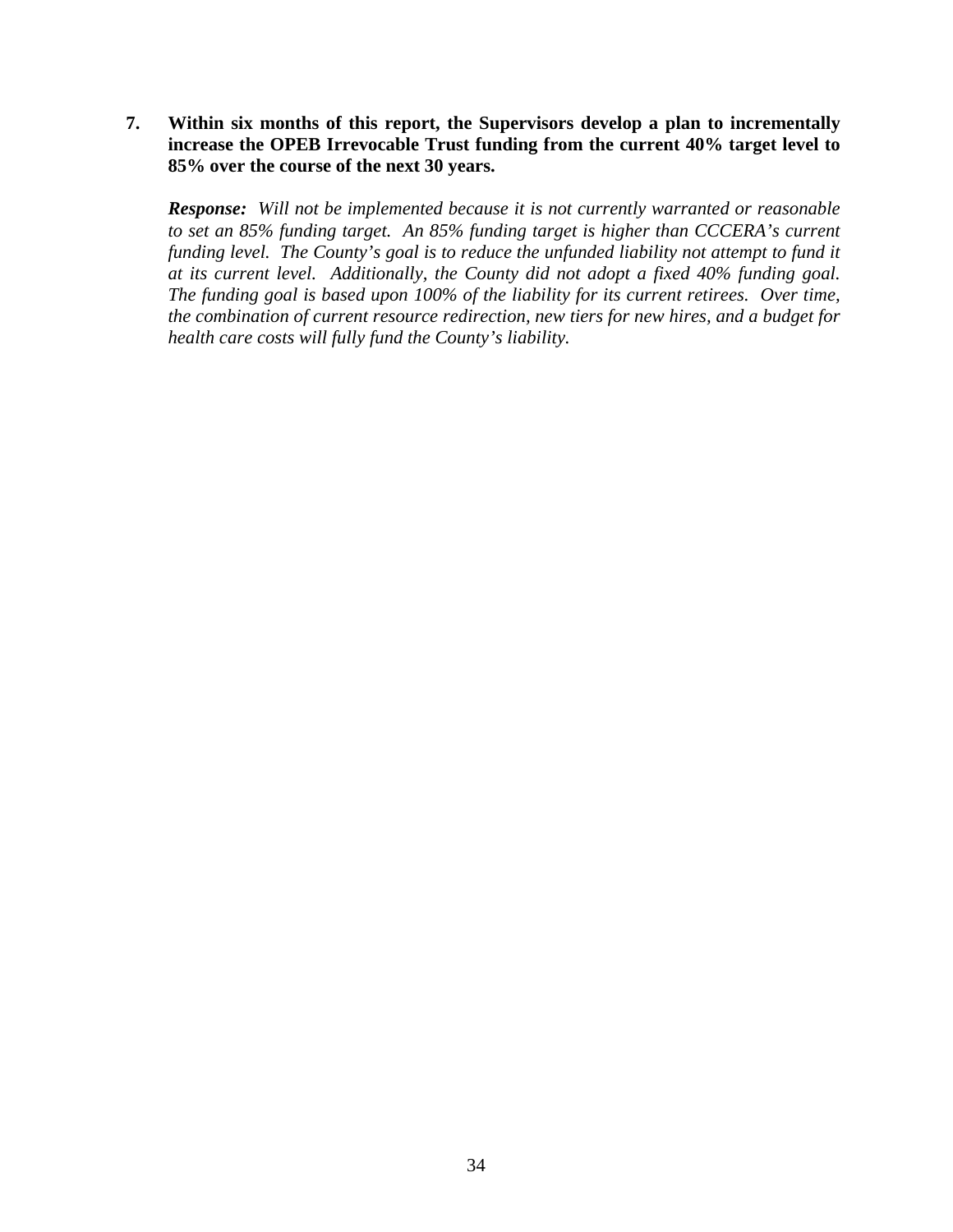7. **Within six months of this report, the Supervisors develop a plan to incrementally increase the OPEB Irrevocable Trust funding from the current 40% target level to 85% over the course of the next 30 years.**

   ***Response:*** *Will not be implemented because it is not currently warranted or reasonable to set an 85% funding target. An 85% funding target is higher than CCCERA's current funding level. The County's goal is to reduce the unfunded liability not attempt to fund it at its current level. Additionally, the County did not adopt a fixed 40% funding goal. The funding goal is based upon 100% of the liability for its current retirees. Over time, the combination of current resource redirection, new tiers for new hires, and a budget for health care costs will fully fund the County's liability.*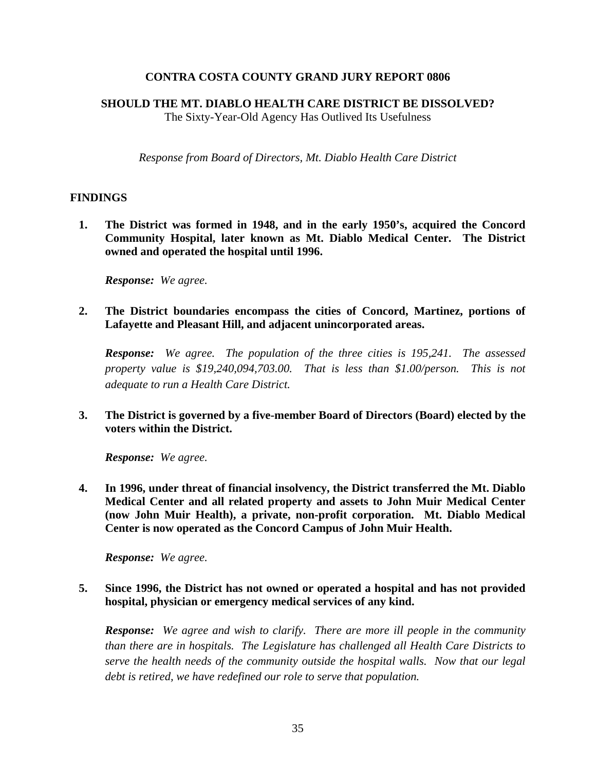**CONTRA COSTA COUNTY GRAND JURY REPORT 0806**

**SHOULD THE MT. DIABLO HEALTH CARE DISTRICT BE DISSOLVED?**
The Sixty-Year-Old Agency Has Outlived Its Usefulness

*Response from Board of Directors, Mt. Diablo Health Care District*

## FINDINGS

1. **The District was formed in 1948, and in the early 1950's, acquired the Concord Community Hospital, later known as Mt. Diablo Medical Center. The District owned and operated the hospital until 1996.**

   ***Response:*** *We agree.*

2. **The District boundaries encompass the cities of Concord, Martinez, portions of Lafayette and Pleasant Hill, and adjacent unincorporated areas.**

   ***Response:*** *We agree. The population of the three cities is 195,241. The assessed property value is $19,240,094,703.00. That is less than $1.00/person. This is not adequate to run a Health Care District.*

3. **The District is governed by a five-member Board of Directors (Board) elected by the voters within the District.**

   ***Response:*** *We agree.*

4. **In 1996, under threat of financial insolvency, the District transferred the Mt. Diablo Medical Center and all related property and assets to John Muir Medical Center (now John Muir Health), a private, non-profit corporation. Mt. Diablo Medical Center is now operated as the Concord Campus of John Muir Health.**

   ***Response:*** *We agree.*

5. **Since 1996, the District has not owned or operated a hospital and has not provided hospital, physician or emergency medical services of any kind.**

   ***Response:*** *We agree and wish to clarify. There are more ill people in the community than there are in hospitals. The Legislature has challenged all Health Care Districts to serve the health needs of the community outside the hospital walls. Now that our legal debt is retired, we have redefined our role to serve that population.*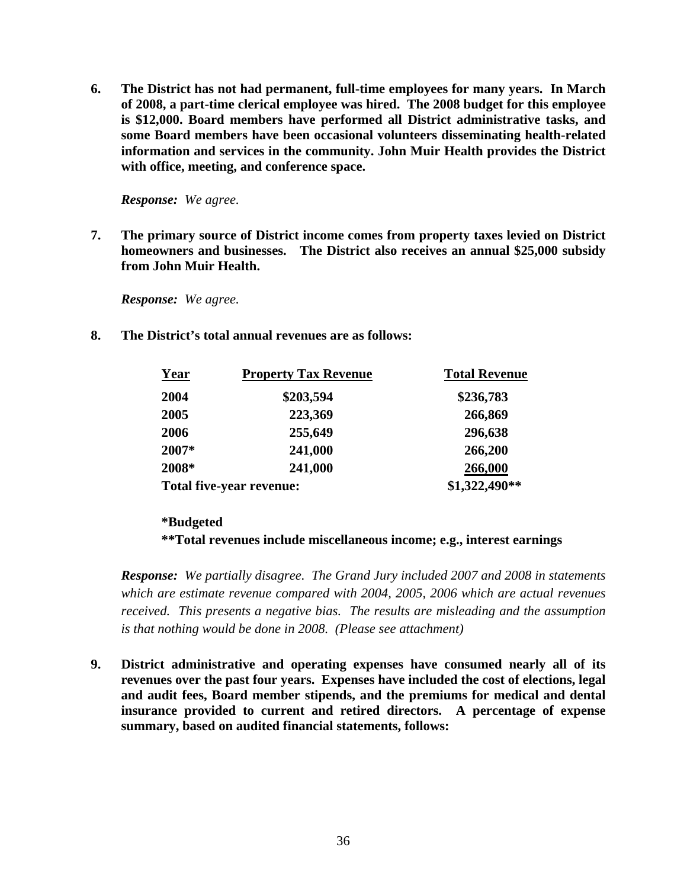**6. The District has not had permanent, full-time employees for many years. In March of 2008, a part-time clerical employee was hired. The 2008 budget for this employee is $12,000. Board members have performed all District administrative tasks, and some Board members have been occasional volunteers disseminating health-related information and services in the community. John Muir Health provides the District with office, meeting, and conference space.**

***Response:*** *We agree.*

**7. The primary source of District income comes from property taxes levied on District homeowners and businesses. The District also receives an annual $25,000 subsidy from John Muir Health.**

***Response:*** *We agree.*

**8. The District's total annual revenues are as follows:**

| Year | Property Tax Revenue | Total Revenue |
|---|---|---|
| **2004** | **$203,594** | **$236,783** |
| **2005** | **223,369** | **266,869** |
| **2006** | **255,649** | **296,638** |
| **2007*** | **241,000** | **266,200** |
| **2008*** | **241,000** | **266,000** |
| **Total five-year revenue:** | | **$1,322,490**** |

**\*Budgeted**

**\*\*Total revenues include miscellaneous income; e.g., interest earnings**

***Response:*** *We partially disagree. The Grand Jury included 2007 and 2008 in statements which are estimate revenue compared with 2004, 2005, 2006 which are actual revenues received. This presents a negative bias. The results are misleading and the assumption is that nothing would be done in 2008. (Please see attachment)*

**9. District administrative and operating expenses have consumed nearly all of its revenues over the past four years. Expenses have included the cost of elections, legal and audit fees, Board member stipends, and the premiums for medical and dental insurance provided to current and retired directors. A percentage of expense summary, based on audited financial statements, follows:**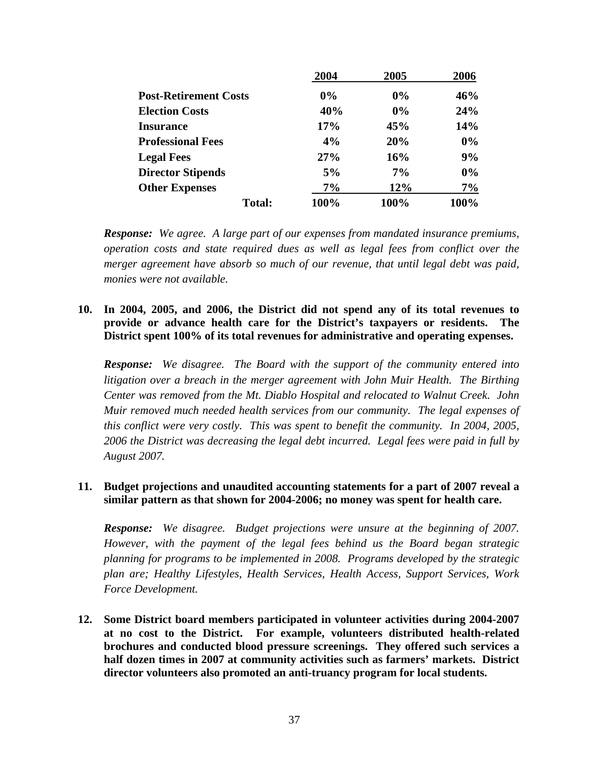| | 2004 | 2005 | 2006 |
|---|---|---|---|
| **Post-Retirement Costs** | **0%** | **0%** | **46%** |
| **Election Costs** | **40%** | **0%** | **24%** |
| **Insurance** | **17%** | **45%** | **14%** |
| **Professional Fees** | **4%** | **20%** | **0%** |
| **Legal Fees** | **27%** | **16%** | **9%** |
| **Director Stipends** | **5%** | **7%** | **0%** |
| **Other Expenses** | **7%** | **12%** | **7%** |
| **Total:** | **100%** | **100%** | **100%** |

***Response:*** *We agree. A large part of our expenses from mandated insurance premiums, operation costs and state required dues as well as legal fees from conflict over the merger agreement have absorb so much of our revenue, that until legal debt was paid, monies were not available.*

**10. In 2004, 2005, and 2006, the District did not spend any of its total revenues to provide or advance health care for the District's taxpayers or residents. The District spent 100% of its total revenues for administrative and operating expenses.**

***Response:*** *We disagree. The Board with the support of the community entered into litigation over a breach in the merger agreement with John Muir Health. The Birthing Center was removed from the Mt. Diablo Hospital and relocated to Walnut Creek. John Muir removed much needed health services from our community. The legal expenses of this conflict were very costly. This was spent to benefit the community. In 2004, 2005, 2006 the District was decreasing the legal debt incurred. Legal fees were paid in full by August 2007.*

**11. Budget projections and unaudited accounting statements for a part of 2007 reveal a similar pattern as that shown for 2004-2006; no money was spent for health care.**

***Response:*** *We disagree. Budget projections were unsure at the beginning of 2007. However, with the payment of the legal fees behind us the Board began strategic planning for programs to be implemented in 2008. Programs developed by the strategic plan are; Healthy Lifestyles, Health Services, Health Access, Support Services, Work Force Development.*

**12. Some District board members participated in volunteer activities during 2004-2007 at no cost to the District. For example, volunteers distributed health-related brochures and conducted blood pressure screenings. They offered such services a half dozen times in 2007 at community activities such as farmers' markets. District director volunteers also promoted an anti-truancy program for local students.**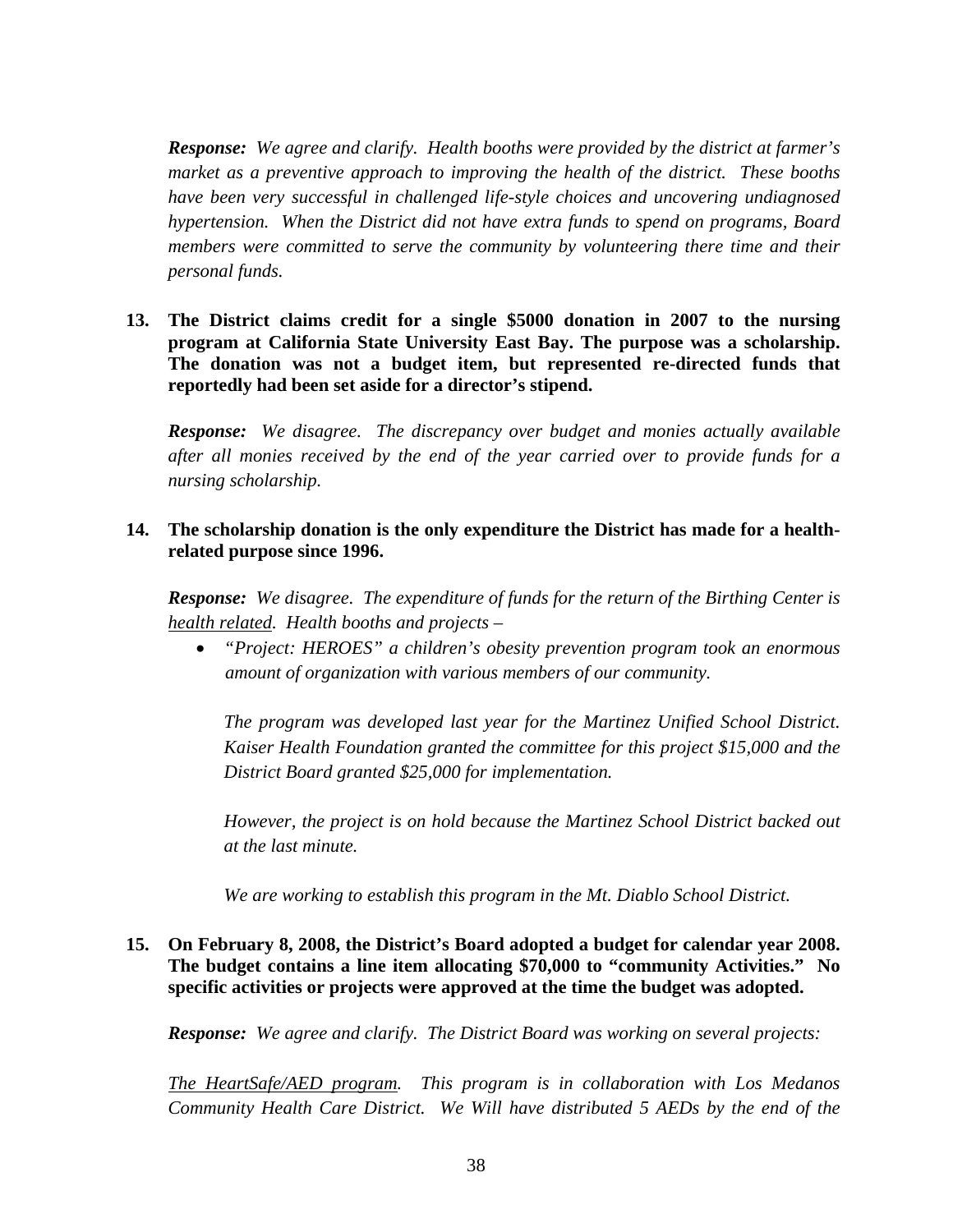***Response:*** *We agree and clarify. Health booths were provided by the district at farmer's market as a preventive approach to improving the health of the district. These booths have been very successful in challenged life-style choices and uncovering undiagnosed hypertension. When the District did not have extra funds to spend on programs, Board members were committed to serve the community by volunteering there time and their personal funds.*

**13. The District claims credit for a single $5000 donation in 2007 to the nursing program at California State University East Bay. The purpose was a scholarship. The donation was not a budget item, but represented re-directed funds that reportedly had been set aside for a director's stipend.**

***Response:*** *We disagree. The discrepancy over budget and monies actually available after all monies received by the end of the year carried over to provide funds for a nursing scholarship.*

**14. The scholarship donation is the only expenditure the District has made for a health-related purpose since 1996.**

***Response:*** *We disagree. The expenditure of funds for the return of the Birthing Center is <u>health related</u>. Health booths and projects –*

- *"Project: HEROES" a children's obesity prevention program took an enormous amount of organization with various members of our community.*

  *The program was developed last year for the Martinez Unified School District. Kaiser Health Foundation granted the committee for this project $15,000 and the District Board granted $25,000 for implementation.*

  *However, the project is on hold because the Martinez School District backed out at the last minute.*

  *We are working to establish this program in the Mt. Diablo School District.*

**15. On February 8, 2008, the District's Board adopted a budget for calendar year 2008. The budget contains a line item allocating $70,000 to "community Activities." No specific activities or projects were approved at the time the budget was adopted.**

***Response:*** *We agree and clarify. The District Board was working on several projects:*

*<u>The HeartSafe/AED program</u>. This program is in collaboration with Los Medanos Community Health Care District. We Will have distributed 5 AEDs by the end of the*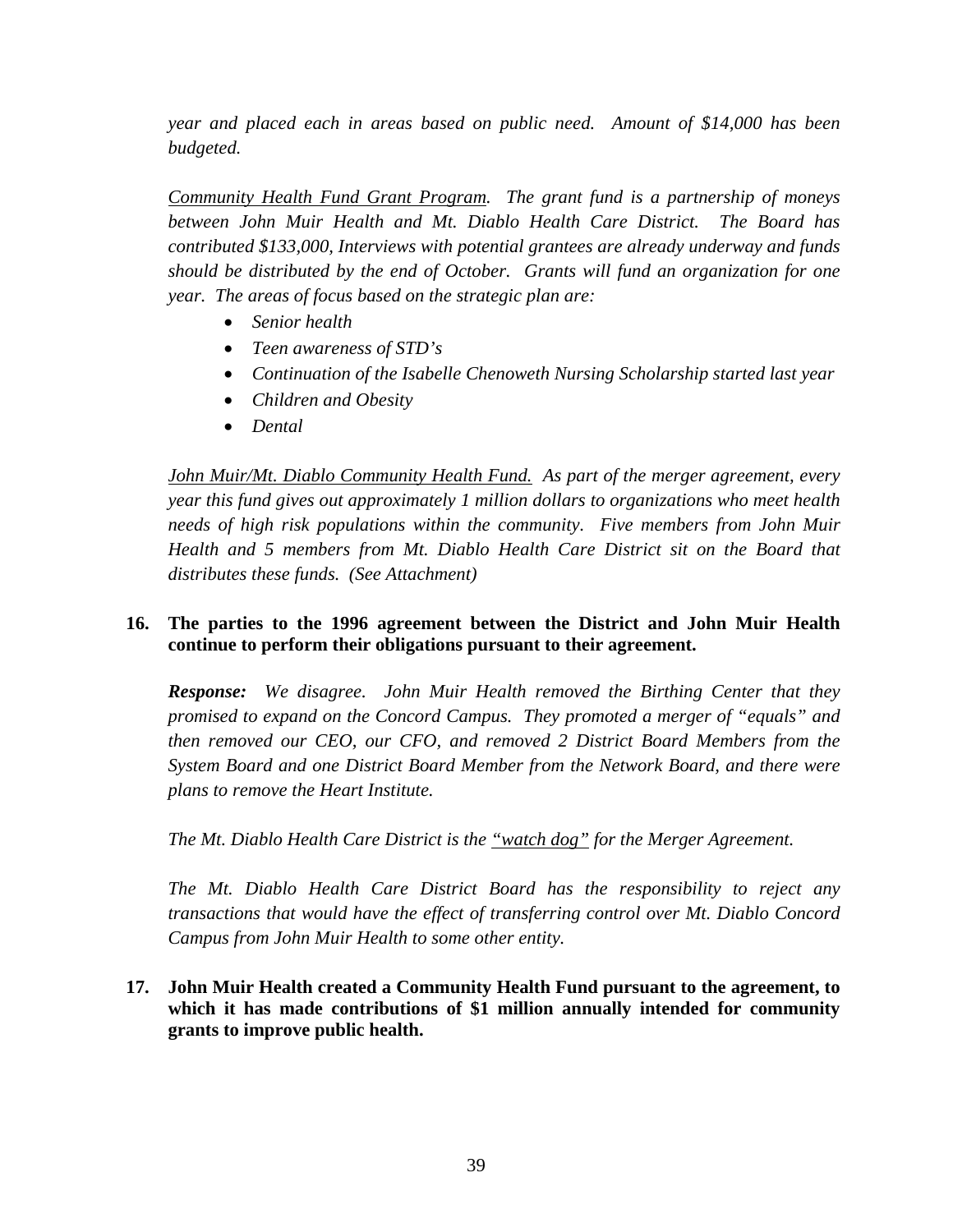*year and placed each in areas based on public need. Amount of $14,000 has been budgeted.*

*<u>Community Health Fund Grant Program</u>. The grant fund is a partnership of moneys between John Muir Health and Mt. Diablo Health Care District. The Board has contributed $133,000, Interviews with potential grantees are already underway and funds should be distributed by the end of October. Grants will fund an organization for one year. The areas of focus based on the strategic plan are:*

- *Senior health*
- *Teen awareness of STD's*
- *Continuation of the Isabelle Chenoweth Nursing Scholarship started last year*
- *Children and Obesity*
- *Dental*

*<u>John Muir/Mt. Diablo Community Health Fund.</u> As part of the merger agreement, every year this fund gives out approximately 1 million dollars to organizations who meet health needs of high risk populations within the community. Five members from John Muir Health and 5 members from Mt. Diablo Health Care District sit on the Board that distributes these funds. (See Attachment)*

**16. The parties to the 1996 agreement between the District and John Muir Health continue to perform their obligations pursuant to their agreement.**

***Response:*** *We disagree. John Muir Health removed the Birthing Center that they promised to expand on the Concord Campus. They promoted a merger of "equals" and then removed our CEO, our CFO, and removed 2 District Board Members from the System Board and one District Board Member from the Network Board, and there were plans to remove the Heart Institute.*

*The Mt. Diablo Health Care District is the <u>"watch dog"</u> for the Merger Agreement.*

*The Mt. Diablo Health Care District Board has the responsibility to reject any transactions that would have the effect of transferring control over Mt. Diablo Concord Campus from John Muir Health to some other entity.*

**17. John Muir Health created a Community Health Fund pursuant to the agreement, to which it has made contributions of $1 million annually intended for community grants to improve public health.**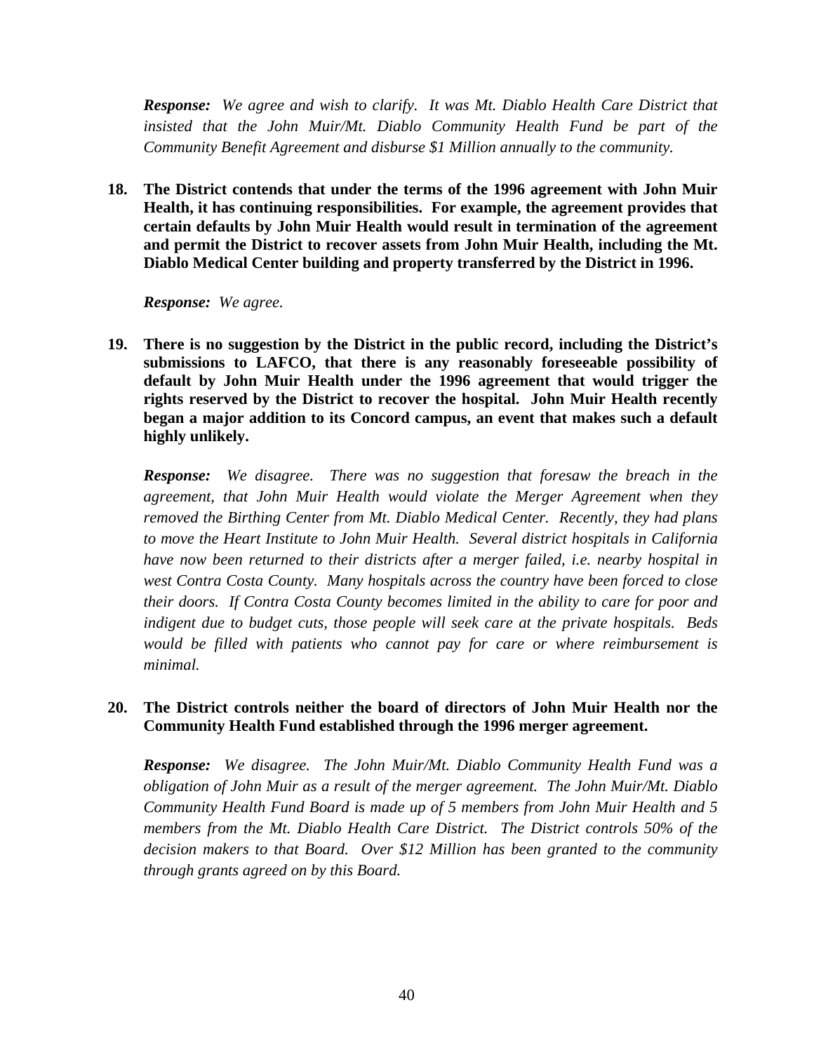***Response:*** *We agree and wish to clarify. It was Mt. Diablo Health Care District that insisted that the John Muir/Mt. Diablo Community Health Fund be part of the Community Benefit Agreement and disburse $1 Million annually to the community.*

**18. The District contends that under the terms of the 1996 agreement with John Muir Health, it has continuing responsibilities. For example, the agreement provides that certain defaults by John Muir Health would result in termination of the agreement and permit the District to recover assets from John Muir Health, including the Mt. Diablo Medical Center building and property transferred by the District in 1996.**

***Response:*** *We agree.*

**19. There is no suggestion by the District in the public record, including the District's submissions to LAFCO, that there is any reasonably foreseeable possibility of default by John Muir Health under the 1996 agreement that would trigger the rights reserved by the District to recover the hospital. John Muir Health recently began a major addition to its Concord campus, an event that makes such a default highly unlikely.**

***Response:*** *We disagree. There was no suggestion that foresaw the breach in the agreement, that John Muir Health would violate the Merger Agreement when they removed the Birthing Center from Mt. Diablo Medical Center. Recently, they had plans to move the Heart Institute to John Muir Health. Several district hospitals in California have now been returned to their districts after a merger failed, i.e. nearby hospital in west Contra Costa County. Many hospitals across the country have been forced to close their doors. If Contra Costa County becomes limited in the ability to care for poor and indigent due to budget cuts, those people will seek care at the private hospitals. Beds would be filled with patients who cannot pay for care or where reimbursement is minimal.*

**20. The District controls neither the board of directors of John Muir Health nor the Community Health Fund established through the 1996 merger agreement.**

***Response:*** *We disagree. The John Muir/Mt. Diablo Community Health Fund was a obligation of John Muir as a result of the merger agreement. The John Muir/Mt. Diablo Community Health Fund Board is made up of 5 members from John Muir Health and 5 members from the Mt. Diablo Health Care District. The District controls 50% of the decision makers to that Board. Over $12 Million has been granted to the community through grants agreed on by this Board.*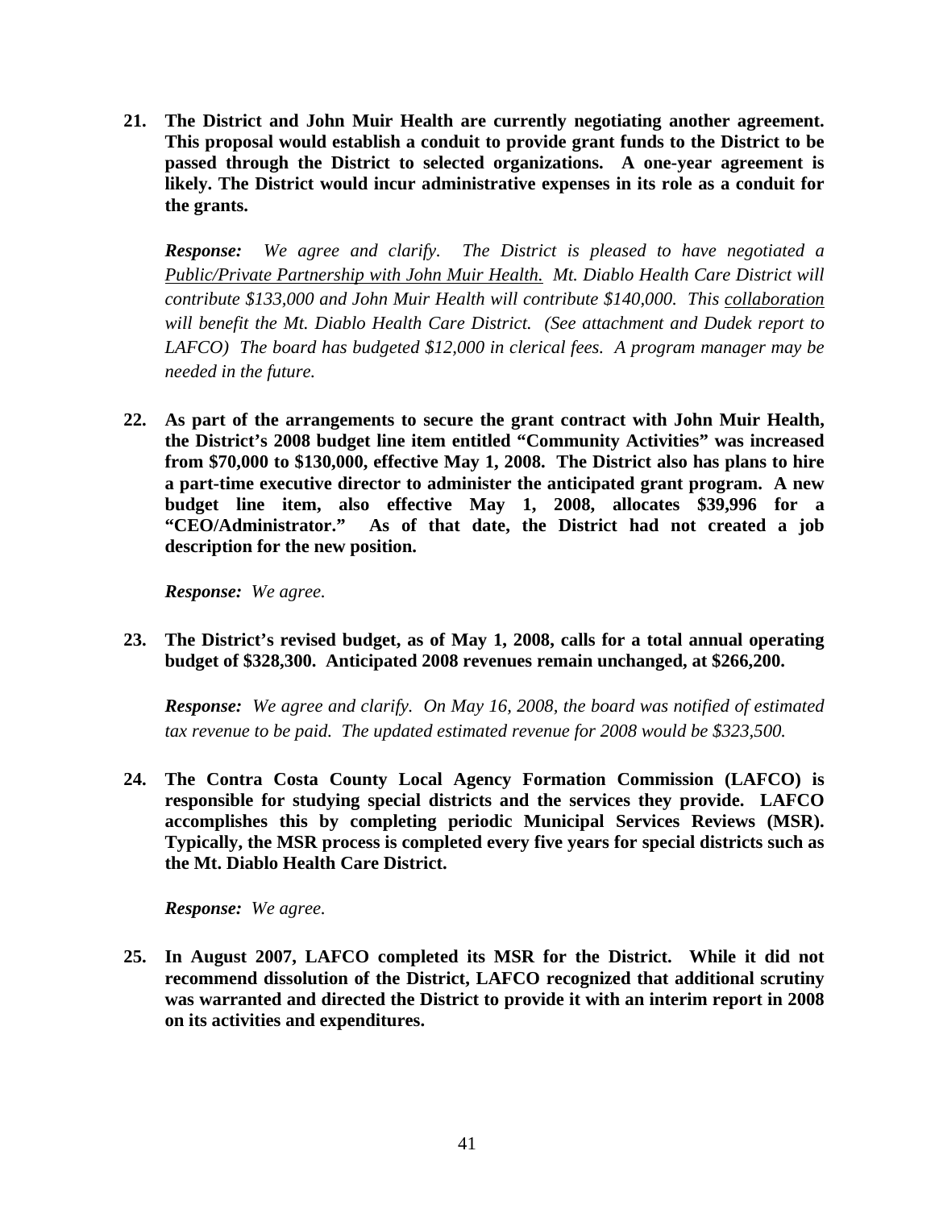**21. The District and John Muir Health are currently negotiating another agreement. This proposal would establish a conduit to provide grant funds to the District to be passed through the District to selected organizations. A one-year agreement is likely. The District would incur administrative expenses in its role as a conduit for the grants.**

***Response:*** *We agree and clarify. The District is pleased to have negotiated a <u>Public/Private Partnership with John Muir Health.</u> Mt. Diablo Health Care District will contribute \$133,000 and John Muir Health will contribute \$140,000. This <u>collaboration</u> will benefit the Mt. Diablo Health Care District. (See attachment and Dudek report to LAFCO) The board has budgeted \$12,000 in clerical fees. A program manager may be needed in the future.*

**22. As part of the arrangements to secure the grant contract with John Muir Health, the District's 2008 budget line item entitled "Community Activities" was increased from \$70,000 to \$130,000, effective May 1, 2008. The District also has plans to hire a part-time executive director to administer the anticipated grant program. A new budget line item, also effective May 1, 2008, allocates \$39,996 for a "CEO/Administrator." As of that date, the District had not created a job description for the new position.**

***Response:*** *We agree.*

**23. The District's revised budget, as of May 1, 2008, calls for a total annual operating budget of \$328,300. Anticipated 2008 revenues remain unchanged, at \$266,200.**

***Response:*** *We agree and clarify. On May 16, 2008, the board was notified of estimated tax revenue to be paid. The updated estimated revenue for 2008 would be \$323,500.*

**24. The Contra Costa County Local Agency Formation Commission (LAFCO) is responsible for studying special districts and the services they provide. LAFCO accomplishes this by completing periodic Municipal Services Reviews (MSR). Typically, the MSR process is completed every five years for special districts such as the Mt. Diablo Health Care District.**

***Response:*** *We agree.*

**25. In August 2007, LAFCO completed its MSR for the District. While it did not recommend dissolution of the District, LAFCO recognized that additional scrutiny was warranted and directed the District to provide it with an interim report in 2008 on its activities and expenditures.**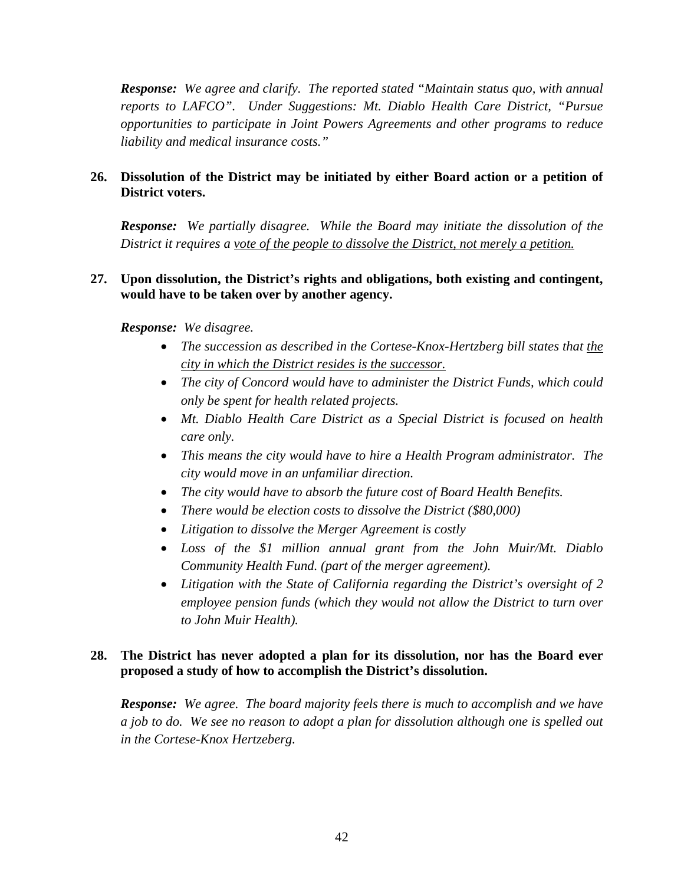***Response:*** *We agree and clarify. The reported stated "Maintain status quo, with annual reports to LAFCO". Under Suggestions: Mt. Diablo Health Care District, "Pursue opportunities to participate in Joint Powers Agreements and other programs to reduce liability and medical insurance costs."*

**26. Dissolution of the District may be initiated by either Board action or a petition of District voters.**

***Response:*** *We partially disagree. While the Board may initiate the dissolution of the District it requires a <u>vote of the people to dissolve the District, not merely a petition.</u>*

**27. Upon dissolution, the District's rights and obligations, both existing and contingent, would have to be taken over by another agency.**

***Response:*** *We disagree.*

- *The succession as described in the Cortese-Knox-Hertzberg bill states that <u>the city in which the District resides is the successor.</u>*
- *The city of Concord would have to administer the District Funds, which could only be spent for health related projects.*
- *Mt. Diablo Health Care District as a Special District is focused on health care only.*
- *This means the city would have to hire a Health Program administrator. The city would move in an unfamiliar direction.*
- *The city would have to absorb the future cost of Board Health Benefits.*
- *There would be election costs to dissolve the District ($80,000)*
- *Litigation to dissolve the Merger Agreement is costly*
- *Loss of the $1 million annual grant from the John Muir/Mt. Diablo Community Health Fund. (part of the merger agreement).*
- *Litigation with the State of California regarding the District's oversight of 2 employee pension funds (which they would not allow the District to turn over to John Muir Health).*

**28. The District has never adopted a plan for its dissolution, nor has the Board ever proposed a study of how to accomplish the District's dissolution.**

***Response:*** *We agree. The board majority feels there is much to accomplish and we have a job to do. We see no reason to adopt a plan for dissolution although one is spelled out in the Cortese-Knox Hertzeberg.*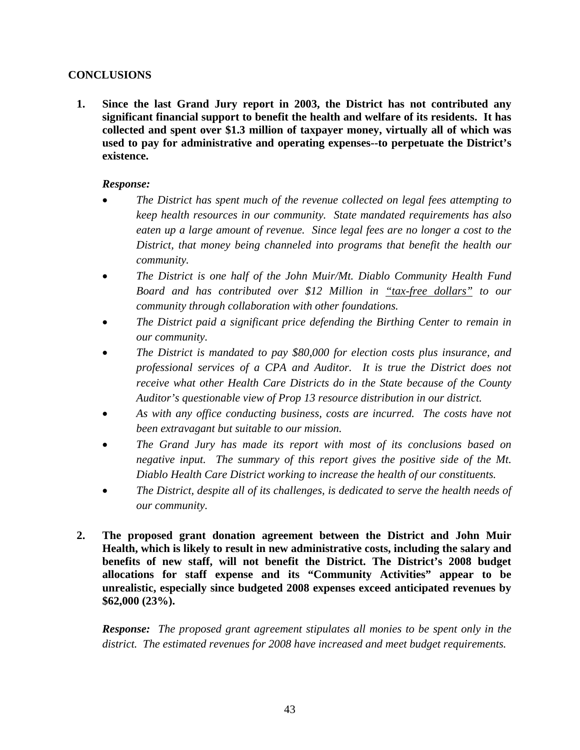## CONCLUSIONS

1. **Since the last Grand Jury report in 2003, the District has not contributed any significant financial support to benefit the health and welfare of its residents. It has collected and spent over $1.3 million of taxpayer money, virtually all of which was used to pay for administrative and operating expenses--to perpetuate the District's existence.**

   ***Response:***

   - *The District has spent much of the revenue collected on legal fees attempting to keep health resources in our community. State mandated requirements has also eaten up a large amount of revenue. Since legal fees are no longer a cost to the District, that money being channeled into programs that benefit the health our community.*
   - *The District is one half of the John Muir/Mt. Diablo Community Health Fund Board and has contributed over $12 Million in <u>"tax-free dollars"</u> to our community through collaboration with other foundations.*
   - *The District paid a significant price defending the Birthing Center to remain in our community.*
   - *The District is mandated to pay $80,000 for election costs plus insurance, and professional services of a CPA and Auditor. It is true the District does not receive what other Health Care Districts do in the State because of the County Auditor's questionable view of Prop 13 resource distribution in our district.*
   - *As with any office conducting business, costs are incurred. The costs have not been extravagant but suitable to our mission.*
   - *The Grand Jury has made its report with most of its conclusions based on negative input. The summary of this report gives the positive side of the Mt. Diablo Health Care District working to increase the health of our constituents.*
   - *The District, despite all of its challenges, is dedicated to serve the health needs of our community.*

2. **The proposed grant donation agreement between the District and John Muir Health, which is likely to result in new administrative costs, including the salary and benefits of new staff, will not benefit the District. The District's 2008 budget allocations for staff expense and its "Community Activities" appear to be unrealistic, especially since budgeted 2008 expenses exceed anticipated revenues by $62,000 (23%).**

   ***Response:*** *The proposed grant agreement stipulates all monies to be spent only in the district. The estimated revenues for 2008 have increased and meet budget requirements.*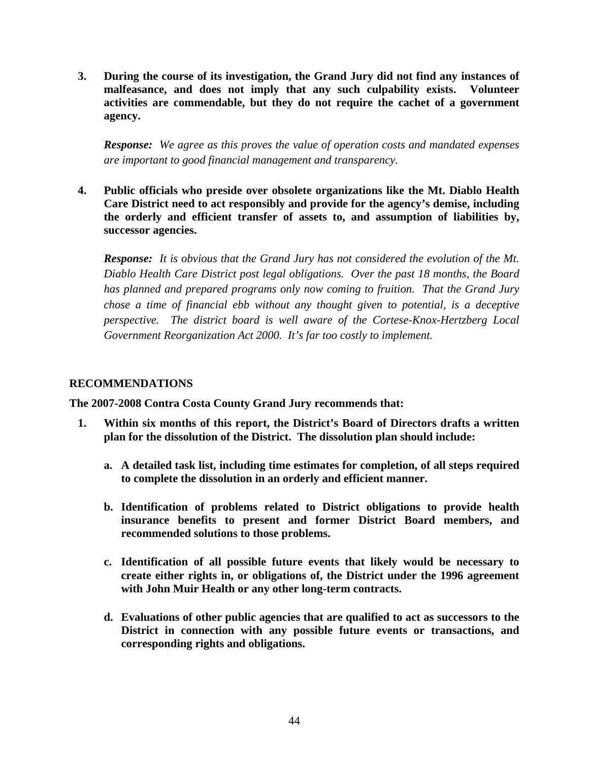3. **During the course of its investigation, the Grand Jury did not find any instances of malfeasance, and does not imply that any such culpability exists. Volunteer activities are commendable, but they do not require the cachet of a government agency.**

   ***Response:*** *We agree as this proves the value of operation costs and mandated expenses are important to good financial management and transparency.*

4. **Public officials who preside over obsolete organizations like the Mt. Diablo Health Care District need to act responsibly and provide for the agency's demise, including the orderly and efficient transfer of assets to, and assumption of liabilities by, successor agencies.**

   ***Response:*** *It is obvious that the Grand Jury has not considered the evolution of the Mt. Diablo Health Care District post legal obligations. Over the past 18 months, the Board has planned and prepared programs only now coming to fruition. That the Grand Jury chose a time of financial ebb without any thought given to potential, is a deceptive perspective. The district board is well aware of the Cortese-Knox-Hertzberg Local Government Reorganization Act 2000. It's far too costly to implement.*

## RECOMMENDATIONS

**The 2007-2008 Contra Costa County Grand Jury recommends that:**

1. **Within six months of this report, the District's Board of Directors drafts a written plan for the dissolution of the District. The dissolution plan should include:**

   a. **A detailed task list, including time estimates for completion, of all steps required to complete the dissolution in an orderly and efficient manner.**

   b. **Identification of problems related to District obligations to provide health insurance benefits to present and former District Board members, and recommended solutions to those problems.**

   c. **Identification of all possible future events that likely would be necessary to create either rights in, or obligations of, the District under the 1996 agreement with John Muir Health or any other long-term contracts.**

   d. **Evaluations of other public agencies that are qualified to act as successors to the District in connection with any possible future events or transactions, and corresponding rights and obligations.**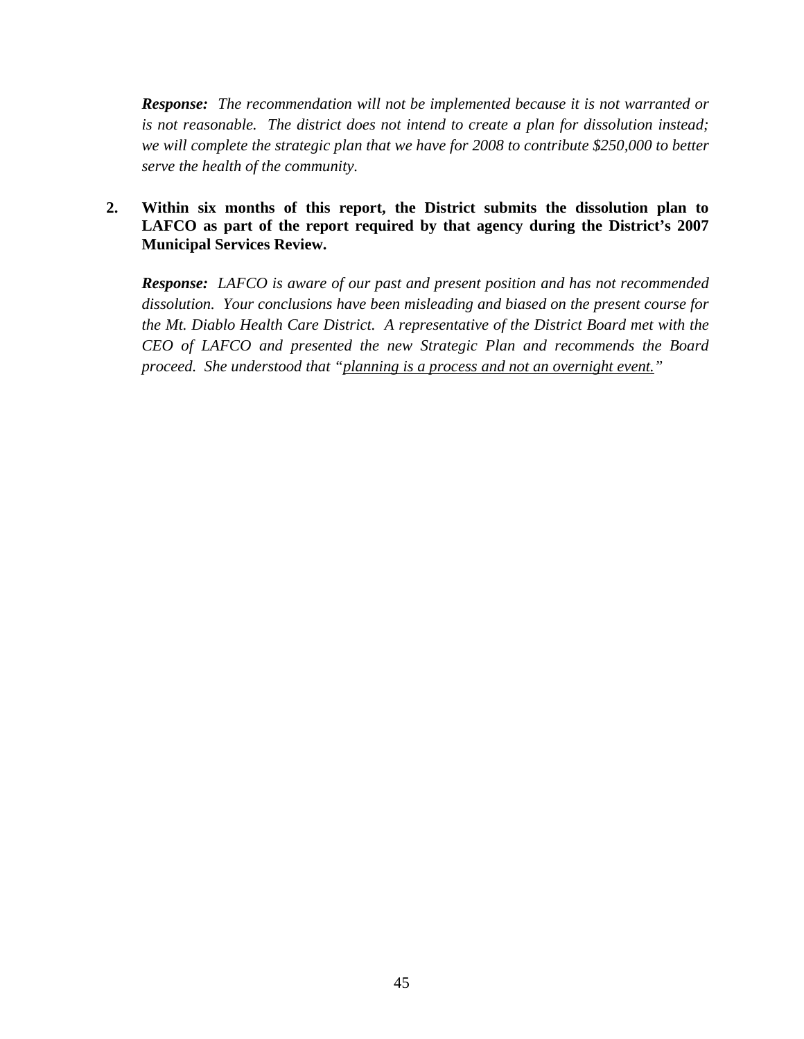***Response:*** *The recommendation will not be implemented because it is not warranted or is not reasonable. The district does not intend to create a plan for dissolution instead; we will complete the strategic plan that we have for 2008 to contribute $250,000 to better serve the health of the community.*

2. **Within six months of this report, the District submits the dissolution plan to LAFCO as part of the report required by that agency during the District's 2007 Municipal Services Review.**

   ***Response:*** *LAFCO is aware of our past and present position and has not recommended dissolution. Your conclusions have been misleading and biased on the present course for the Mt. Diablo Health Care District. A representative of the District Board met with the CEO of LAFCO and presented the new Strategic Plan and recommends the Board proceed. She understood that "<u>planning is a process and not an overnight event.</u>"*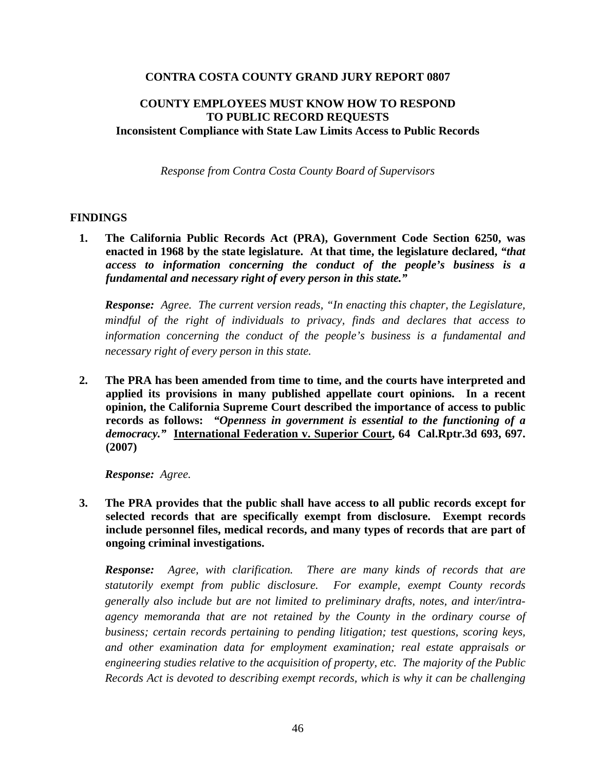**CONTRA COSTA COUNTY GRAND JURY REPORT 0807**

# COUNTY EMPLOYEES MUST KNOW HOW TO RESPOND TO PUBLIC RECORD REQUESTS

**Inconsistent Compliance with State Law Limits Access to Public Records**

*Response from Contra Costa County Board of Supervisors*

## FINDINGS

1. **The California Public Records Act (PRA), Government Code Section 6250, was enacted in 1968 by the state legislature. At that time, the legislature declared, "*that access to information concerning the conduct of the people's business is a fundamental and necessary right of every person in this state.*"**

   ***Response:*** *Agree. The current version reads, "In enacting this chapter, the Legislature, mindful of the right of individuals to privacy, finds and declares that access to information concerning the conduct of the people's business is a fundamental and necessary right of every person in this state.*

2. **The PRA has been amended from time to time, and the courts have interpreted and applied its provisions in many published appellate court opinions. In a recent opinion, the California Supreme Court described the importance of access to public records as follows: *"Openness in government is essential to the functioning of a democracy."* <u>International Federation v. Superior Court</u>, 64 Cal.Rptr.3d 693, 697. (2007)**

   ***Response:*** *Agree.*

3. **The PRA provides that the public shall have access to all public records except for selected records that are specifically exempt from disclosure. Exempt records include personnel files, medical records, and many types of records that are part of ongoing criminal investigations.**

   ***Response:*** *Agree, with clarification. There are many kinds of records that are statutorily exempt from public disclosure. For example, exempt County records generally also include but are not limited to preliminary drafts, notes, and inter/intra-agency memoranda that are not retained by the County in the ordinary course of business; certain records pertaining to pending litigation; test questions, scoring keys, and other examination data for employment examination; real estate appraisals or engineering studies relative to the acquisition of property, etc. The majority of the Public Records Act is devoted to describing exempt records, which is why it can be challenging*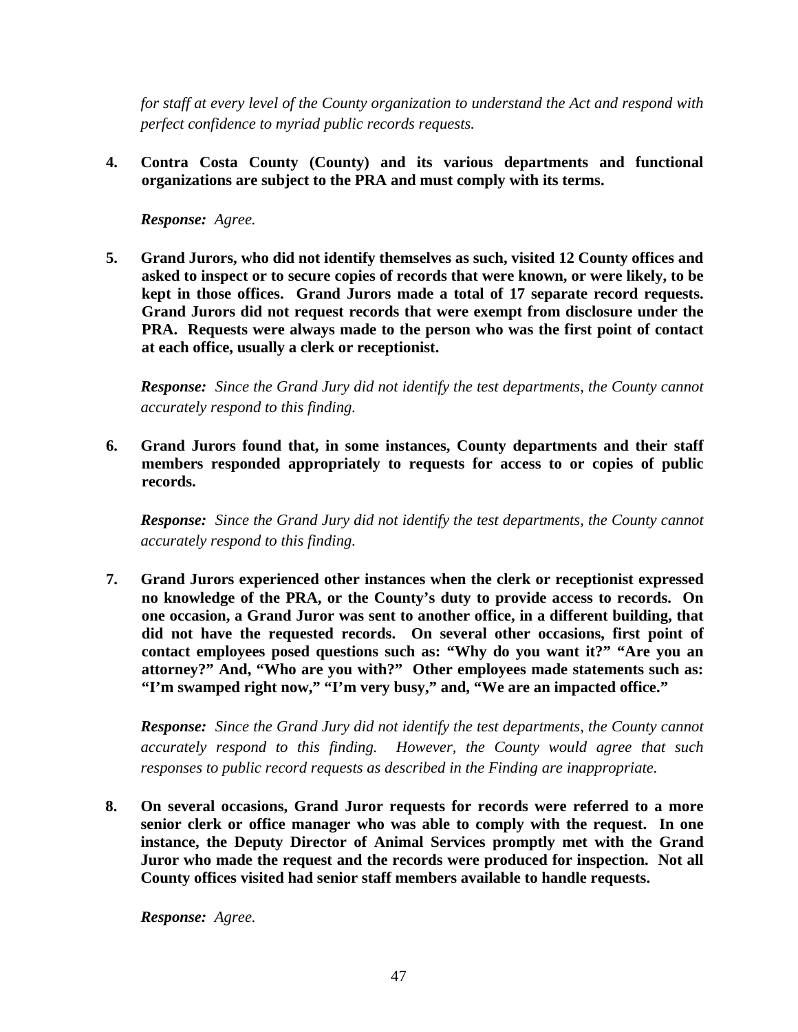*for staff at every level of the County organization to understand the Act and respond with perfect confidence to myriad public records requests.*

**4. Contra Costa County (County) and its various departments and functional organizations are subject to the PRA and must comply with its terms.**

***Response:*** *Agree.*

**5. Grand Jurors, who did not identify themselves as such, visited 12 County offices and asked to inspect or to secure copies of records that were known, or were likely, to be kept in those offices. Grand Jurors made a total of 17 separate record requests. Grand Jurors did not request records that were exempt from disclosure under the PRA. Requests were always made to the person who was the first point of contact at each office, usually a clerk or receptionist.**

***Response:*** *Since the Grand Jury did not identify the test departments, the County cannot accurately respond to this finding.*

**6. Grand Jurors found that, in some instances, County departments and their staff members responded appropriately to requests for access to or copies of public records.**

***Response:*** *Since the Grand Jury did not identify the test departments, the County cannot accurately respond to this finding.*

**7. Grand Jurors experienced other instances when the clerk or receptionist expressed no knowledge of the PRA, or the County's duty to provide access to records. On one occasion, a Grand Juror was sent to another office, in a different building, that did not have the requested records. On several other occasions, first point of contact employees posed questions such as: "Why do you want it?" "Are you an attorney?" And, "Who are you with?" Other employees made statements such as: "I'm swamped right now," "I'm very busy," and, "We are an impacted office."**

***Response:*** *Since the Grand Jury did not identify the test departments, the County cannot accurately respond to this finding. However, the County would agree that such responses to public record requests as described in the Finding are inappropriate.*

**8. On several occasions, Grand Juror requests for records were referred to a more senior clerk or office manager who was able to comply with the request. In one instance, the Deputy Director of Animal Services promptly met with the Grand Juror who made the request and the records were produced for inspection. Not all County offices visited had senior staff members available to handle requests.**

***Response:*** *Agree.*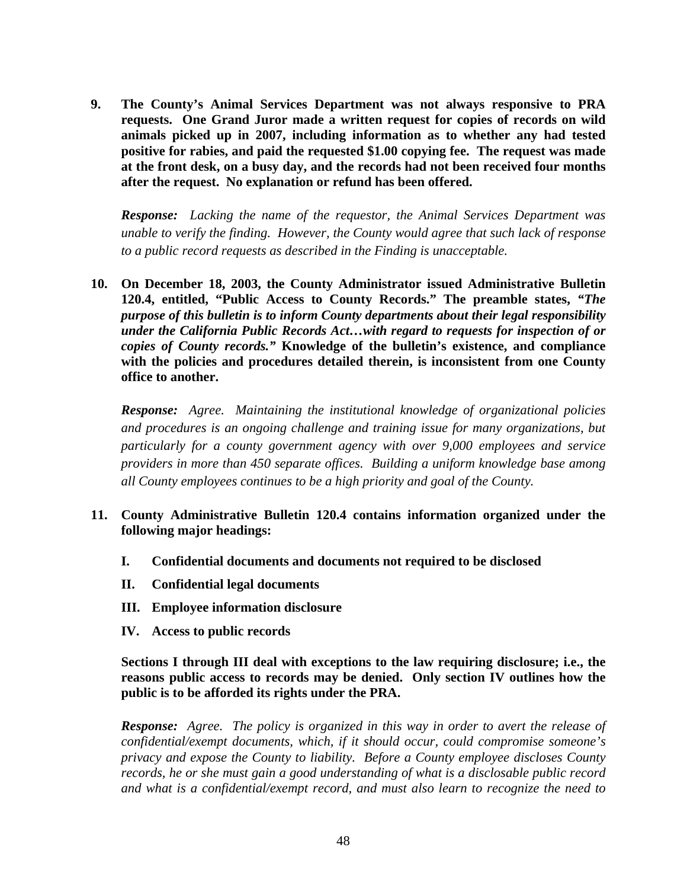**9. The County's Animal Services Department was not always responsive to PRA requests. One Grand Juror made a written request for copies of records on wild animals picked up in 2007, including information as to whether any had tested positive for rabies, and paid the requested $1.00 copying fee. The request was made at the front desk, on a busy day, and the records had not been received four months after the request. No explanation or refund has been offered.**

***Response:*** *Lacking the name of the requestor, the Animal Services Department was unable to verify the finding. However, the County would agree that such lack of response to a public record requests as described in the Finding is unacceptable.*

**10. On December 18, 2003, the County Administrator issued Administrative Bulletin 120.4, entitled, "Public Access to County Records." The preamble states, "*The purpose of this bulletin is to inform County departments about their legal responsibility under the California Public Records Act…with regard to requests for inspection of or copies of County records.*" Knowledge of the bulletin's existence, and compliance with the policies and procedures detailed therein, is inconsistent from one County office to another.**

***Response:*** *Agree. Maintaining the institutional knowledge of organizational policies and procedures is an ongoing challenge and training issue for many organizations, but particularly for a county government agency with over 9,000 employees and service providers in more than 450 separate offices. Building a uniform knowledge base among all County employees continues to be a high priority and goal of the County.*

**11. County Administrative Bulletin 120.4 contains information organized under the following major headings:**

- **I. Confidential documents and documents not required to be disclosed**
- **II. Confidential legal documents**
- **III. Employee information disclosure**
- **IV. Access to public records**

**Sections I through III deal with exceptions to the law requiring disclosure; i.e., the reasons public access to records may be denied. Only section IV outlines how the public is to be afforded its rights under the PRA.**

***Response:*** *Agree. The policy is organized in this way in order to avert the release of confidential/exempt documents, which, if it should occur, could compromise someone's privacy and expose the County to liability. Before a County employee discloses County records, he or she must gain a good understanding of what is a disclosable public record and what is a confidential/exempt record, and must also learn to recognize the need to*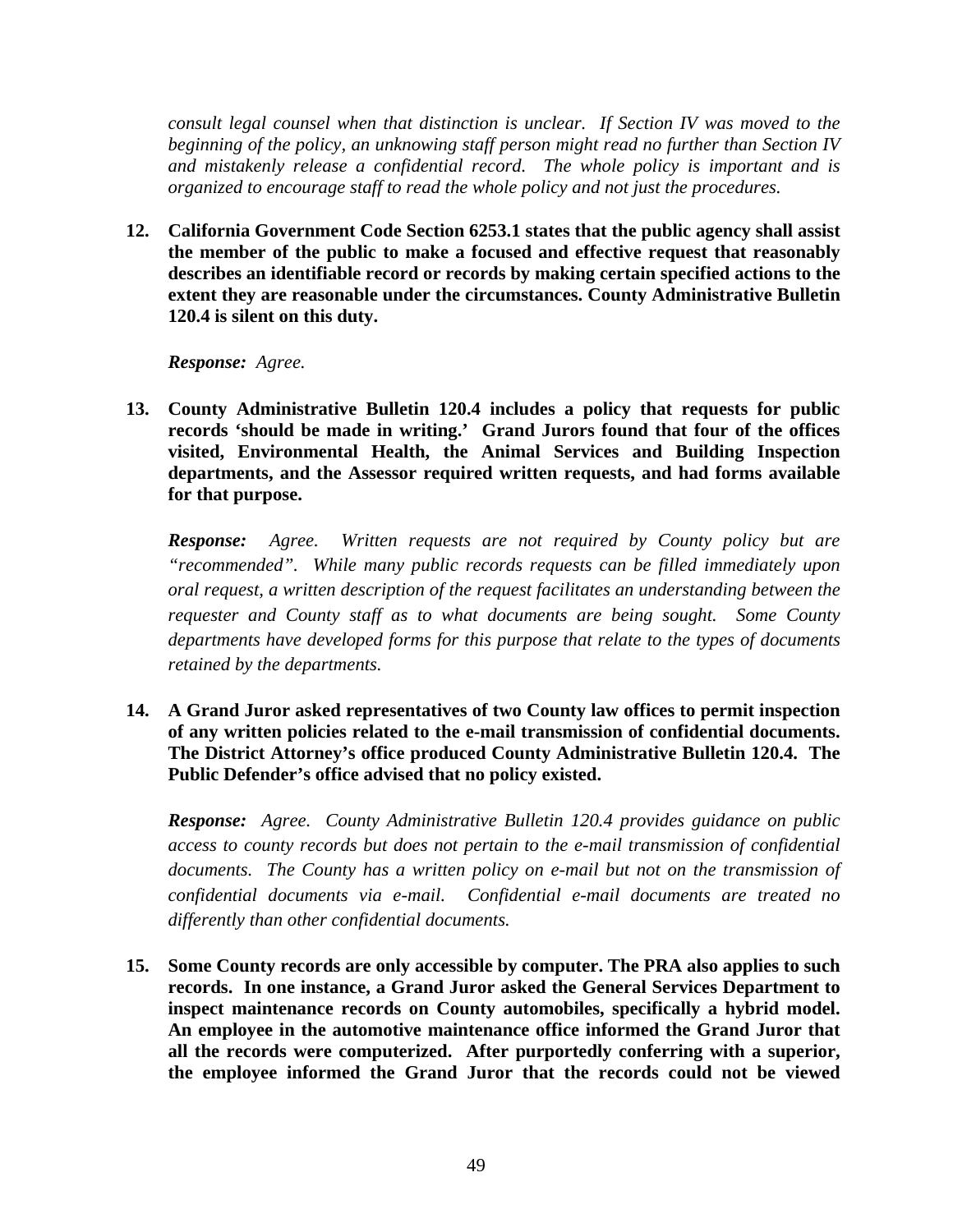*consult legal counsel when that distinction is unclear. If Section IV was moved to the beginning of the policy, an unknowing staff person might read no further than Section IV and mistakenly release a confidential record. The whole policy is important and is organized to encourage staff to read the whole policy and not just the procedures.*

12. **California Government Code Section 6253.1 states that the public agency shall assist the member of the public to make a focused and effective request that reasonably describes an identifiable record or records by making certain specified actions to the extent they are reasonable under the circumstances. County Administrative Bulletin 120.4 is silent on this duty.**

    ***Response:*** *Agree.*

13. **County Administrative Bulletin 120.4 includes a policy that requests for public records 'should be made in writing.' Grand Jurors found that four of the offices visited, Environmental Health, the Animal Services and Building Inspection departments, and the Assessor required written requests, and had forms available for that purpose.**

    ***Response:*** *Agree. Written requests are not required by County policy but are "recommended". While many public records requests can be filled immediately upon oral request, a written description of the request facilitates an understanding between the requester and County staff as to what documents are being sought. Some County departments have developed forms for this purpose that relate to the types of documents retained by the departments.*

14. **A Grand Juror asked representatives of two County law offices to permit inspection of any written policies related to the e-mail transmission of confidential documents. The District Attorney's office produced County Administrative Bulletin 120.4. The Public Defender's office advised that no policy existed.**

    ***Response:*** *Agree. County Administrative Bulletin 120.4 provides guidance on public access to county records but does not pertain to the e-mail transmission of confidential documents. The County has a written policy on e-mail but not on the transmission of confidential documents via e-mail. Confidential e-mail documents are treated no differently than other confidential documents.*

15. **Some County records are only accessible by computer. The PRA also applies to such records. In one instance, a Grand Juror asked the General Services Department to inspect maintenance records on County automobiles, specifically a hybrid model. An employee in the automotive maintenance office informed the Grand Juror that all the records were computerized. After purportedly conferring with a superior, the employee informed the Grand Juror that the records could not be viewed**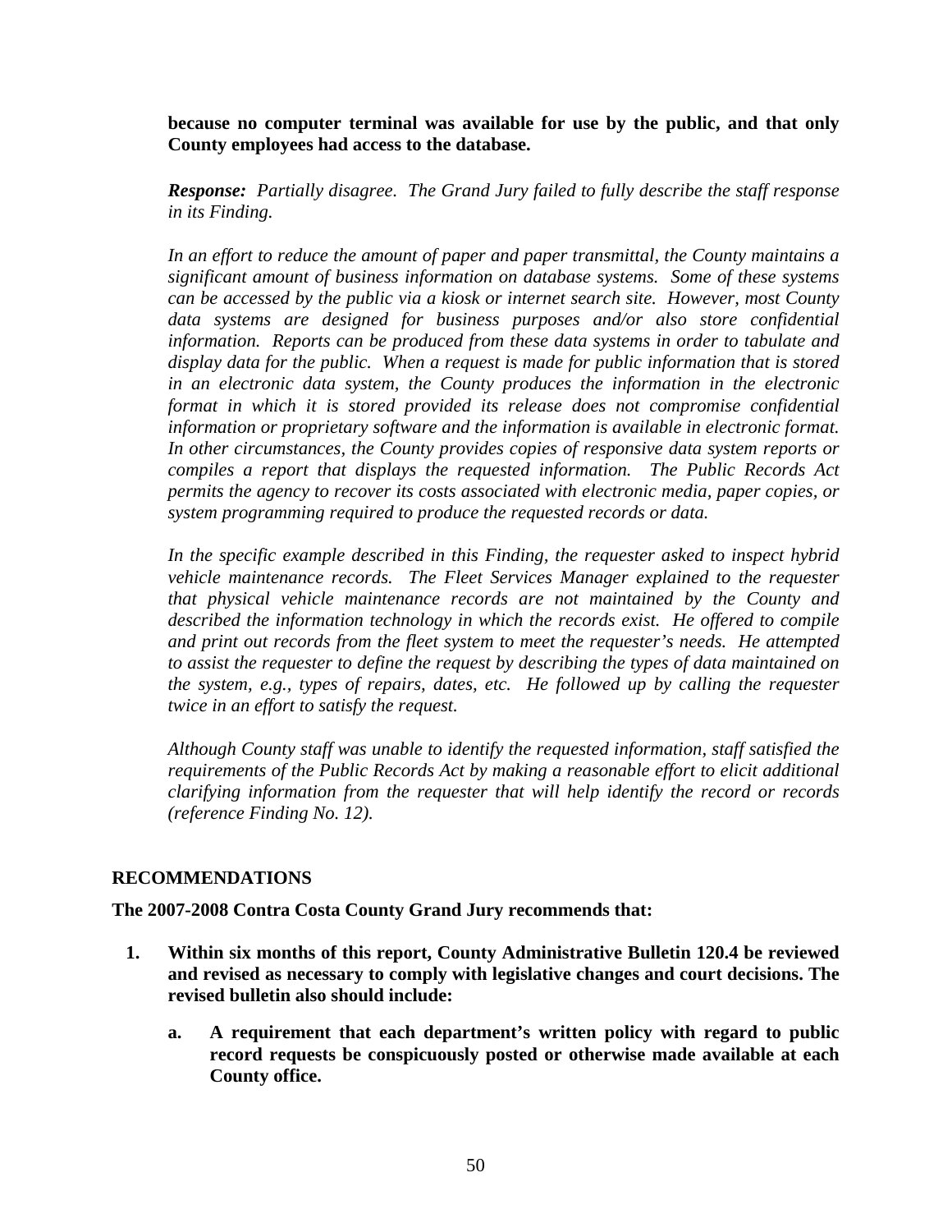**because no computer terminal was available for use by the public, and that only County employees had access to the database.**

***Response:*** *Partially disagree. The Grand Jury failed to fully describe the staff response in its Finding.*

*In an effort to reduce the amount of paper and paper transmittal, the County maintains a significant amount of business information on database systems. Some of these systems can be accessed by the public via a kiosk or internet search site. However, most County data systems are designed for business purposes and/or also store confidential information. Reports can be produced from these data systems in order to tabulate and display data for the public. When a request is made for public information that is stored in an electronic data system, the County produces the information in the electronic format in which it is stored provided its release does not compromise confidential information or proprietary software and the information is available in electronic format. In other circumstances, the County provides copies of responsive data system reports or compiles a report that displays the requested information. The Public Records Act permits the agency to recover its costs associated with electronic media, paper copies, or system programming required to produce the requested records or data.*

*In the specific example described in this Finding, the requester asked to inspect hybrid vehicle maintenance records. The Fleet Services Manager explained to the requester that physical vehicle maintenance records are not maintained by the County and described the information technology in which the records exist. He offered to compile and print out records from the fleet system to meet the requester's needs. He attempted to assist the requester to define the request by describing the types of data maintained on the system, e.g., types of repairs, dates, etc. He followed up by calling the requester twice in an effort to satisfy the request.*

*Although County staff was unable to identify the requested information, staff satisfied the requirements of the Public Records Act by making a reasonable effort to elicit additional clarifying information from the requester that will help identify the record or records (reference Finding No. 12).*

## RECOMMENDATIONS

**The 2007-2008 Contra Costa County Grand Jury recommends that:**

1. **Within six months of this report, County Administrative Bulletin 120.4 be reviewed and revised as necessary to comply with legislative changes and court decisions. The revised bulletin also should include:**

   a. **A requirement that each department's written policy with regard to public record requests be conspicuously posted or otherwise made available at each County office.**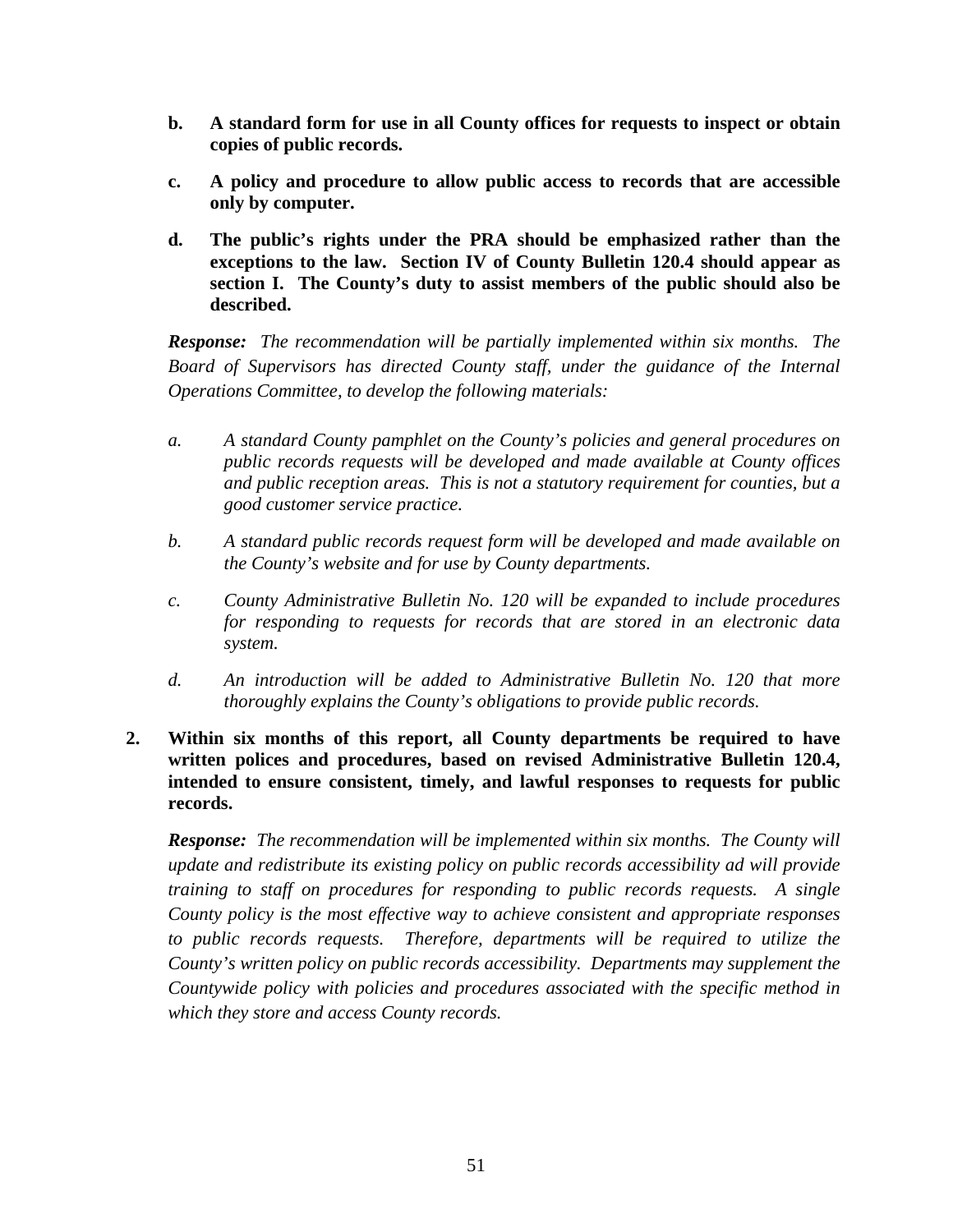**b. A standard form for use in all County offices for requests to inspect or obtain copies of public records.**

**c. A policy and procedure to allow public access to records that are accessible only by computer.**

**d. The public's rights under the PRA should be emphasized rather than the exceptions to the law. Section IV of County Bulletin 120.4 should appear as section I. The County's duty to assist members of the public should also be described.**

***Response:*** *The recommendation will be partially implemented within six months. The Board of Supervisors has directed County staff, under the guidance of the Internal Operations Committee, to develop the following materials:*

*a. A standard County pamphlet on the County's policies and general procedures on public records requests will be developed and made available at County offices and public reception areas. This is not a statutory requirement for counties, but a good customer service practice.*

*b. A standard public records request form will be developed and made available on the County's website and for use by County departments.*

*c. County Administrative Bulletin No. 120 will be expanded to include procedures for responding to requests for records that are stored in an electronic data system.*

*d. An introduction will be added to Administrative Bulletin No. 120 that more thoroughly explains the County's obligations to provide public records.*

**2. Within six months of this report, all County departments be required to have written polices and procedures, based on revised Administrative Bulletin 120.4, intended to ensure consistent, timely, and lawful responses to requests for public records.**

***Response:*** *The recommendation will be implemented within six months. The County will update and redistribute its existing policy on public records accessibility ad will provide training to staff on procedures for responding to public records requests. A single County policy is the most effective way to achieve consistent and appropriate responses to public records requests. Therefore, departments will be required to utilize the County's written policy on public records accessibility. Departments may supplement the Countywide policy with policies and procedures associated with the specific method in which they store and access County records.*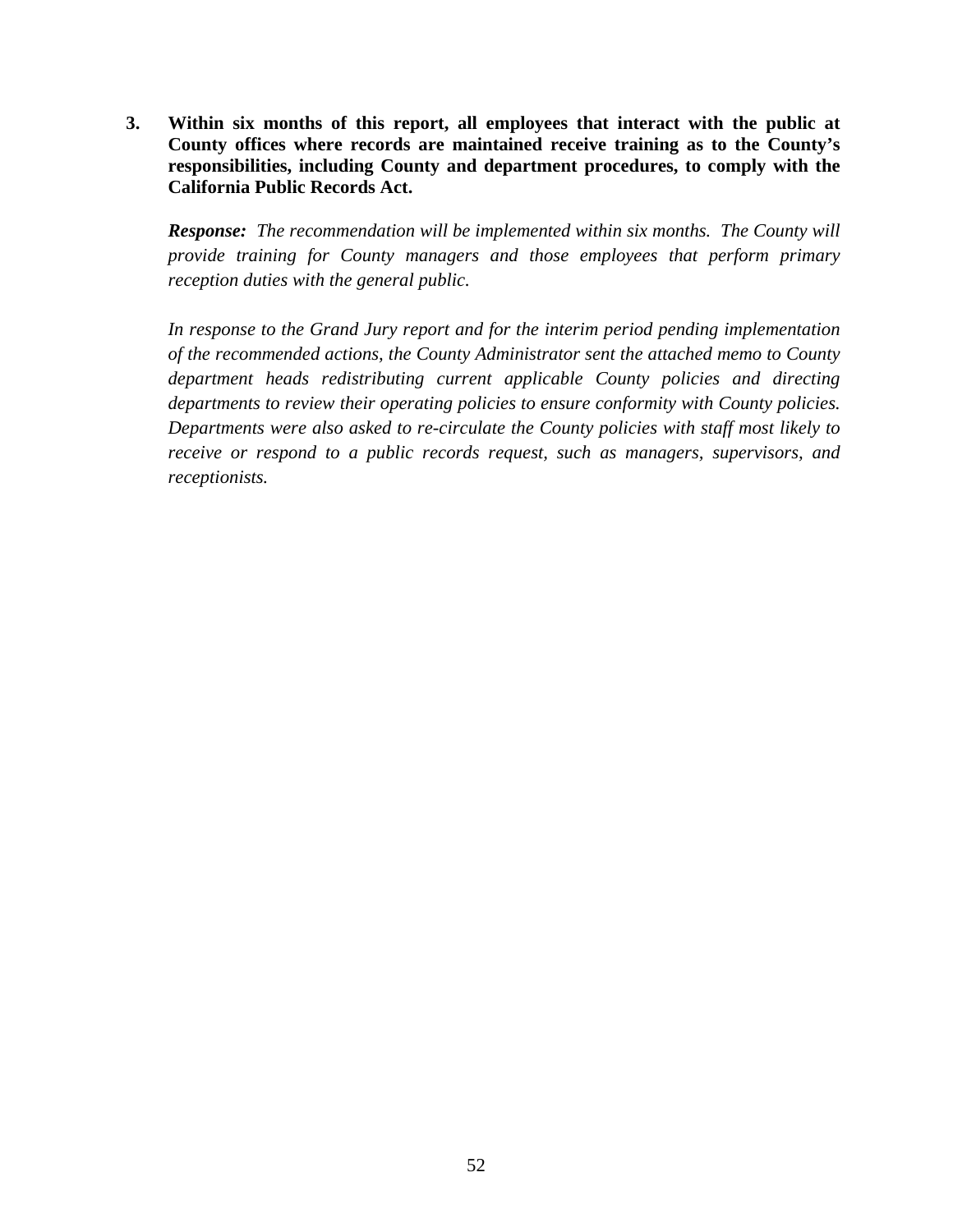3. **Within six months of this report, all employees that interact with the public at County offices where records are maintained receive training as to the County's responsibilities, including County and department procedures, to comply with the California Public Records Act.**

   ***Response:*** *The recommendation will be implemented within six months. The County will provide training for County managers and those employees that perform primary reception duties with the general public.*

   *In response to the Grand Jury report and for the interim period pending implementation of the recommended actions, the County Administrator sent the attached memo to County department heads redistributing current applicable County policies and directing departments to review their operating policies to ensure conformity with County policies. Departments were also asked to re-circulate the County policies with staff most likely to receive or respond to a public records request, such as managers, supervisors, and receptionists.*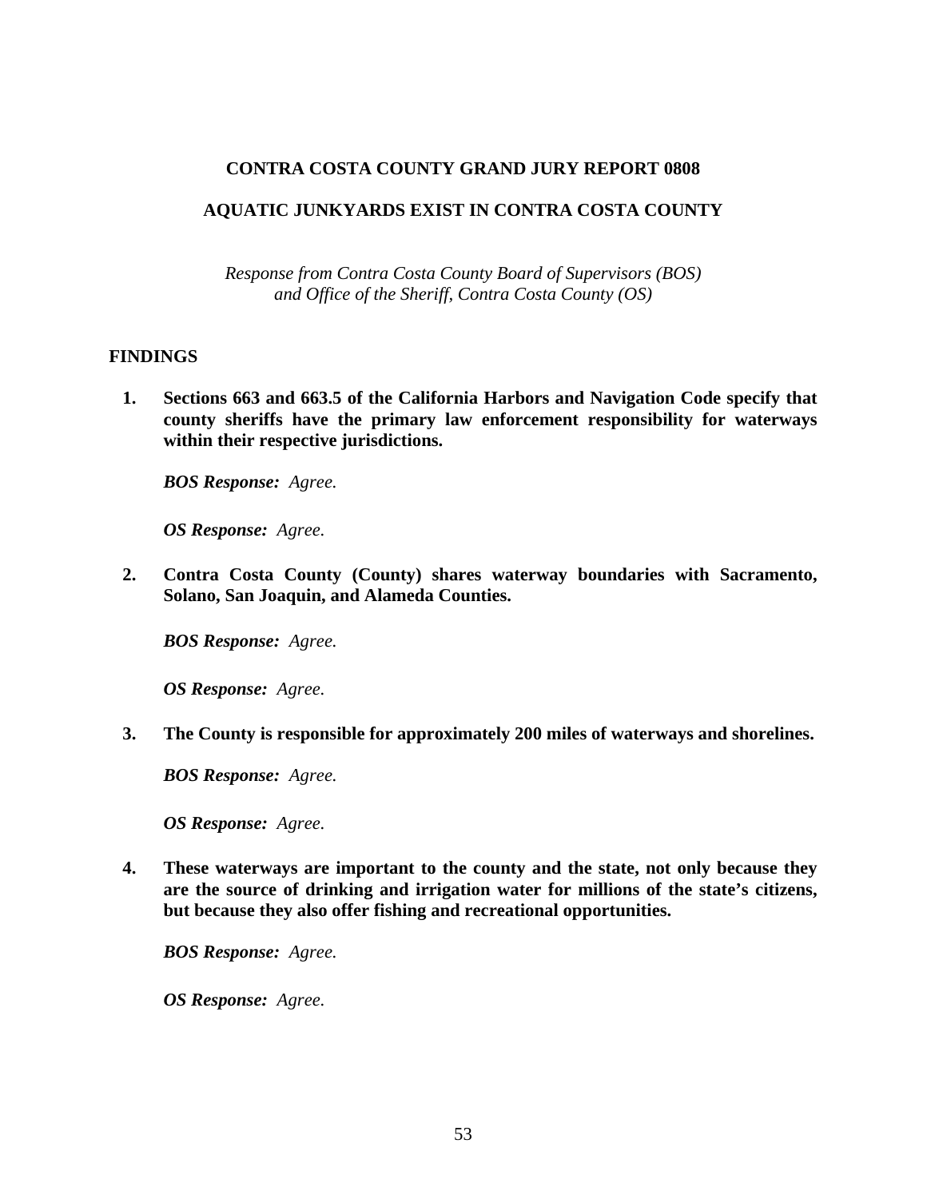**CONTRA COSTA COUNTY GRAND JURY REPORT 0808**

**AQUATIC JUNKYARDS EXIST IN CONTRA COSTA COUNTY**

*Response from Contra Costa County Board of Supervisors (BOS)*
*and Office of the Sheriff, Contra Costa County (OS)*

## FINDINGS

1. **Sections 663 and 663.5 of the California Harbors and Navigation Code specify that county sheriffs have the primary law enforcement responsibility for waterways within their respective jurisdictions.**

   ***BOS Response:*** *Agree.*

   ***OS Response:*** *Agree.*

2. **Contra Costa County (County) shares waterway boundaries with Sacramento, Solano, San Joaquin, and Alameda Counties.**

   ***BOS Response:*** *Agree.*

   ***OS Response:*** *Agree.*

3. **The County is responsible for approximately 200 miles of waterways and shorelines.**

   ***BOS Response:*** *Agree.*

   ***OS Response:*** *Agree.*

4. **These waterways are important to the county and the state, not only because they are the source of drinking and irrigation water for millions of the state's citizens, but because they also offer fishing and recreational opportunities.**

   ***BOS Response:*** *Agree.*

   ***OS Response:*** *Agree.*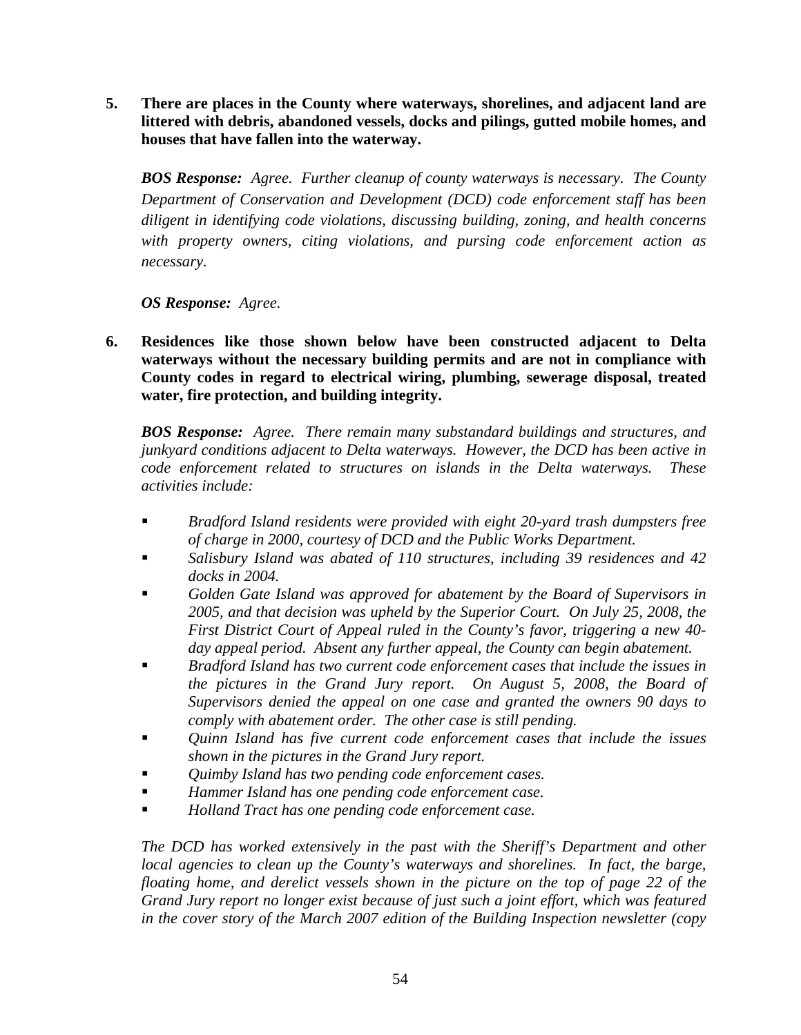5. **There are places in the County where waterways, shorelines, and adjacent land are littered with debris, abandoned vessels, docks and pilings, gutted mobile homes, and houses that have fallen into the waterway.**

   ***BOS Response:*** *Agree. Further cleanup of county waterways is necessary. The County Department of Conservation and Development (DCD) code enforcement staff has been diligent in identifying code violations, discussing building, zoning, and health concerns with property owners, citing violations, and pursing code enforcement action as necessary.*

   ***OS Response:*** *Agree.*

6. **Residences like those shown below have been constructed adjacent to Delta waterways without the necessary building permits and are not in compliance with County codes in regard to electrical wiring, plumbing, sewerage disposal, treated water, fire protection, and building integrity.**

   ***BOS Response:*** *Agree. There remain many substandard buildings and structures, and junkyard conditions adjacent to Delta waterways. However, the DCD has been active in code enforcement related to structures on islands in the Delta waterways. These activities include:*

   - *Bradford Island residents were provided with eight 20-yard trash dumpsters free of charge in 2000, courtesy of DCD and the Public Works Department.*
   - *Salisbury Island was abated of 110 structures, including 39 residences and 42 docks in 2004.*
   - *Golden Gate Island was approved for abatement by the Board of Supervisors in 2005, and that decision was upheld by the Superior Court. On July 25, 2008, the First District Court of Appeal ruled in the County's favor, triggering a new 40-day appeal period. Absent any further appeal, the County can begin abatement.*
   - *Bradford Island has two current code enforcement cases that include the issues in the pictures in the Grand Jury report. On August 5, 2008, the Board of Supervisors denied the appeal on one case and granted the owners 90 days to comply with abatement order. The other case is still pending.*
   - *Quinn Island has five current code enforcement cases that include the issues shown in the pictures in the Grand Jury report.*
   - *Quimby Island has two pending code enforcement cases.*
   - *Hammer Island has one pending code enforcement case.*
   - *Holland Tract has one pending code enforcement case.*

   *The DCD has worked extensively in the past with the Sheriff's Department and other local agencies to clean up the County's waterways and shorelines. In fact, the barge, floating home, and derelict vessels shown in the picture on the top of page 22 of the Grand Jury report no longer exist because of just such a joint effort, which was featured in the cover story of the March 2007 edition of the Building Inspection newsletter (copy*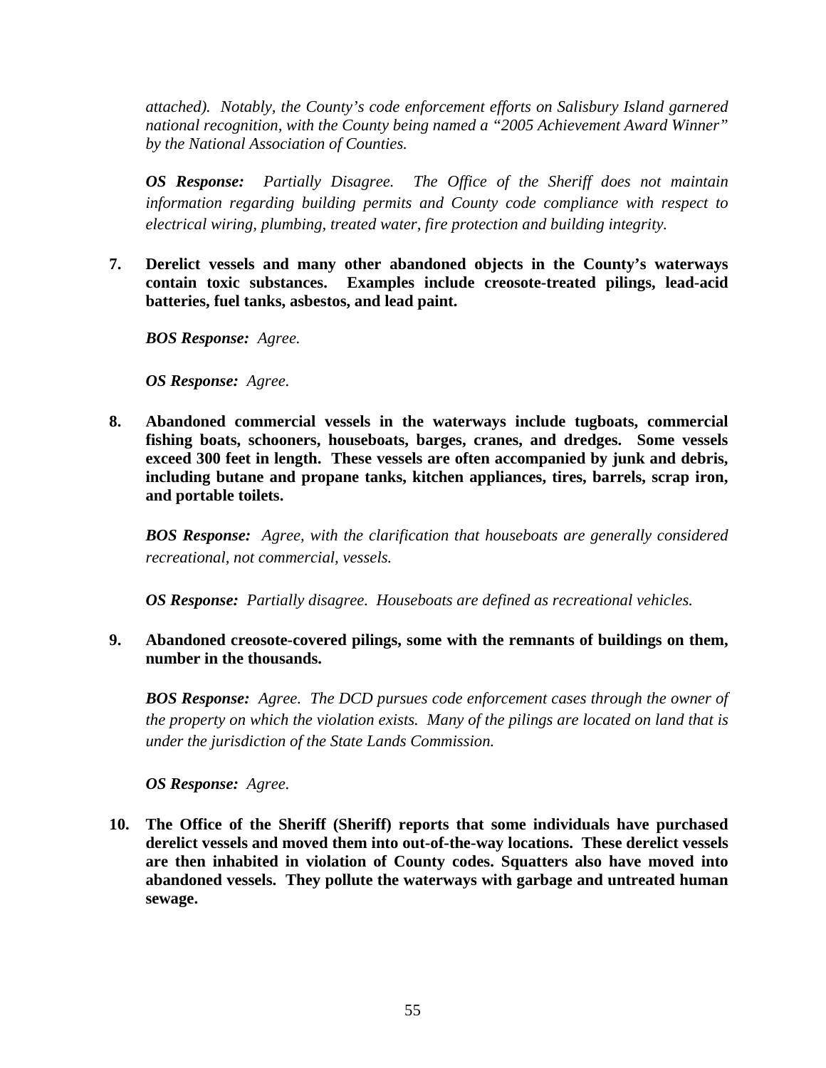*attached). Notably, the County's code enforcement efforts on Salisbury Island garnered national recognition, with the County being named a "2005 Achievement Award Winner" by the National Association of Counties.*

***OS Response:*** *Partially Disagree. The Office of the Sheriff does not maintain information regarding building permits and County code compliance with respect to electrical wiring, plumbing, treated water, fire protection and building integrity.*

**7. Derelict vessels and many other abandoned objects in the County's waterways contain toxic substances. Examples include creosote-treated pilings, lead-acid batteries, fuel tanks, asbestos, and lead paint.**

***BOS Response:*** *Agree.*

***OS Response:*** *Agree.*

**8. Abandoned commercial vessels in the waterways include tugboats, commercial fishing boats, schooners, houseboats, barges, cranes, and dredges. Some vessels exceed 300 feet in length. These vessels are often accompanied by junk and debris, including butane and propane tanks, kitchen appliances, tires, barrels, scrap iron, and portable toilets.**

***BOS Response:*** *Agree, with the clarification that houseboats are generally considered recreational, not commercial, vessels.*

***OS Response:*** *Partially disagree. Houseboats are defined as recreational vehicles.*

**9. Abandoned creosote-covered pilings, some with the remnants of buildings on them, number in the thousands.**

***BOS Response:*** *Agree. The DCD pursues code enforcement cases through the owner of the property on which the violation exists. Many of the pilings are located on land that is under the jurisdiction of the State Lands Commission.*

***OS Response:*** *Agree.*

**10. The Office of the Sheriff (Sheriff) reports that some individuals have purchased derelict vessels and moved them into out-of-the-way locations. These derelict vessels are then inhabited in violation of County codes. Squatters also have moved into abandoned vessels. They pollute the waterways with garbage and untreated human sewage.**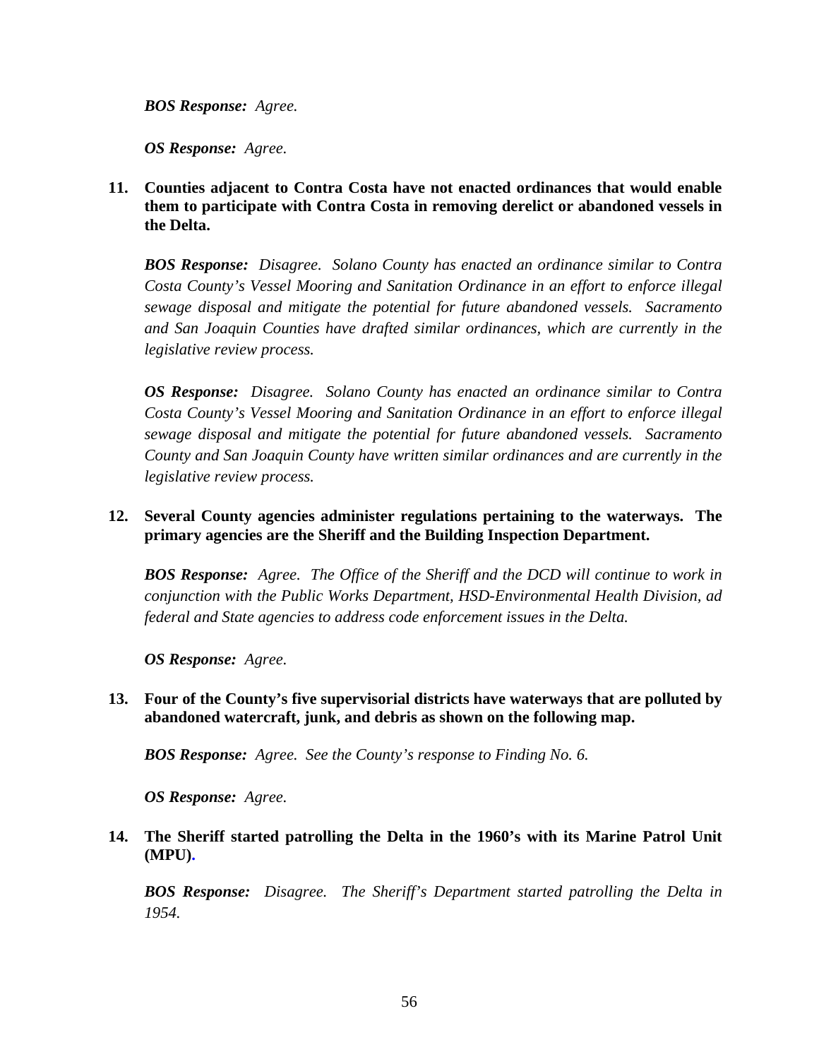***BOS Response:*** *Agree.*

***OS Response:*** *Agree.*

11. **Counties adjacent to Contra Costa have not enacted ordinances that would enable them to participate with Contra Costa in removing derelict or abandoned vessels in the Delta.**

    ***BOS Response:*** *Disagree. Solano County has enacted an ordinance similar to Contra Costa County's Vessel Mooring and Sanitation Ordinance in an effort to enforce illegal sewage disposal and mitigate the potential for future abandoned vessels. Sacramento and San Joaquin Counties have drafted similar ordinances, which are currently in the legislative review process.*

    ***OS Response:*** *Disagree. Solano County has enacted an ordinance similar to Contra Costa County's Vessel Mooring and Sanitation Ordinance in an effort to enforce illegal sewage disposal and mitigate the potential for future abandoned vessels. Sacramento County and San Joaquin County have written similar ordinances and are currently in the legislative review process.*

12. **Several County agencies administer regulations pertaining to the waterways. The primary agencies are the Sheriff and the Building Inspection Department.**

    ***BOS Response:*** *Agree. The Office of the Sheriff and the DCD will continue to work in conjunction with the Public Works Department, HSD-Environmental Health Division, ad federal and State agencies to address code enforcement issues in the Delta.*

    ***OS Response:*** *Agree.*

13. **Four of the County's five supervisorial districts have waterways that are polluted by abandoned watercraft, junk, and debris as shown on the following map.**

    ***BOS Response:*** *Agree. See the County's response to Finding No. 6.*

    ***OS Response:*** *Agree.*

14. **The Sheriff started patrolling the Delta in the 1960's with its Marine Patrol Unit (MPU).**

    ***BOS Response:*** *Disagree. The Sheriff's Department started patrolling the Delta in 1954.*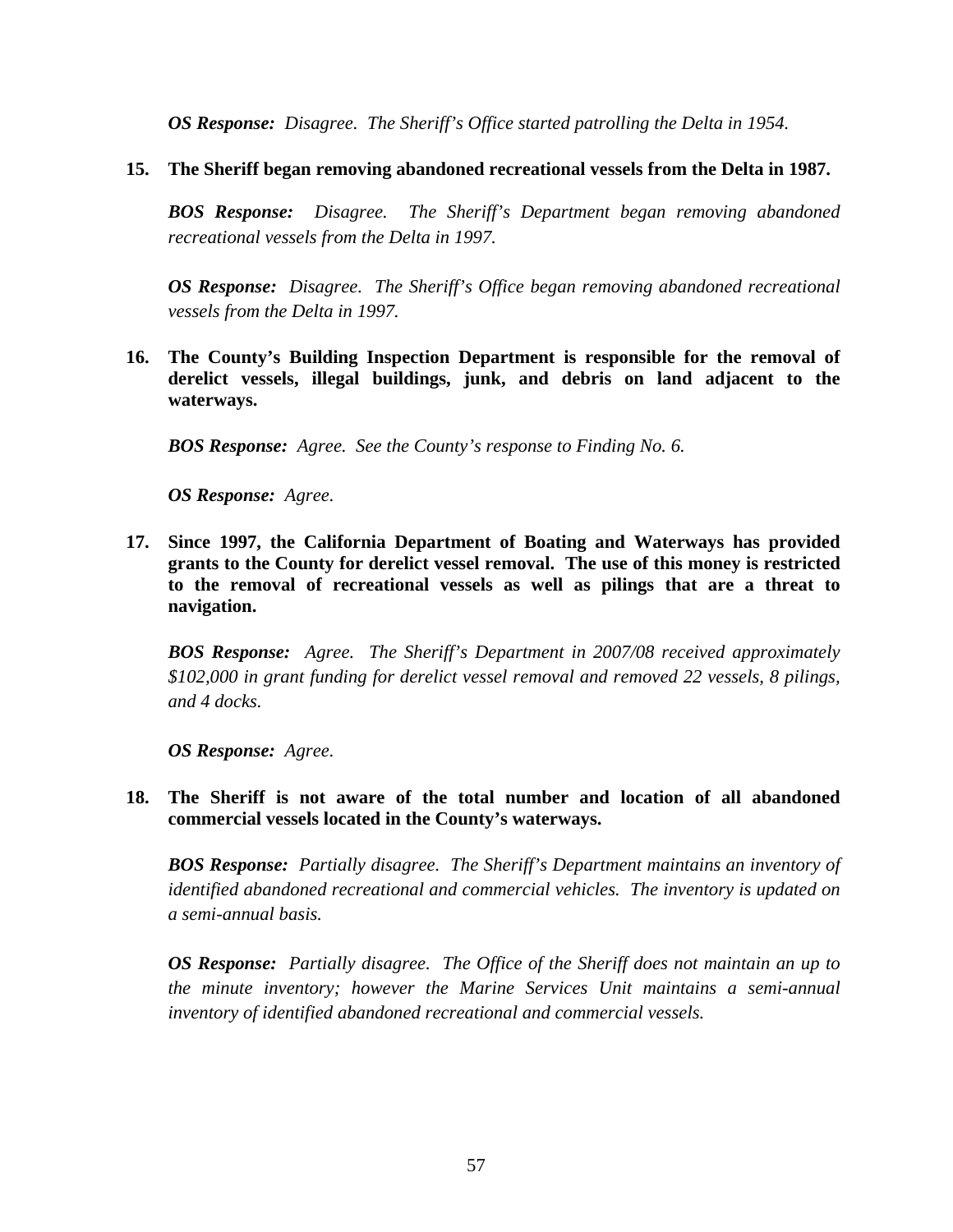***OS Response:*** *Disagree. The Sheriff's Office started patrolling the Delta in 1954.*

**15. The Sheriff began removing abandoned recreational vessels from the Delta in 1987.**

***BOS Response:*** *Disagree. The Sheriff's Department began removing abandoned recreational vessels from the Delta in 1997.*

***OS Response:*** *Disagree. The Sheriff's Office began removing abandoned recreational vessels from the Delta in 1997.*

**16. The County's Building Inspection Department is responsible for the removal of derelict vessels, illegal buildings, junk, and debris on land adjacent to the waterways.**

***BOS Response:*** *Agree. See the County's response to Finding No. 6.*

***OS Response:*** *Agree.*

**17. Since 1997, the California Department of Boating and Waterways has provided grants to the County for derelict vessel removal. The use of this money is restricted to the removal of recreational vessels as well as pilings that are a threat to navigation.**

***BOS Response:*** *Agree. The Sheriff's Department in 2007/08 received approximately $102,000 in grant funding for derelict vessel removal and removed 22 vessels, 8 pilings, and 4 docks.*

***OS Response:*** *Agree.*

**18. The Sheriff is not aware of the total number and location of all abandoned commercial vessels located in the County's waterways.**

***BOS Response:*** *Partially disagree. The Sheriff's Department maintains an inventory of identified abandoned recreational and commercial vehicles. The inventory is updated on a semi-annual basis.*

***OS Response:*** *Partially disagree. The Office of the Sheriff does not maintain an up to the minute inventory; however the Marine Services Unit maintains a semi-annual inventory of identified abandoned recreational and commercial vessels.*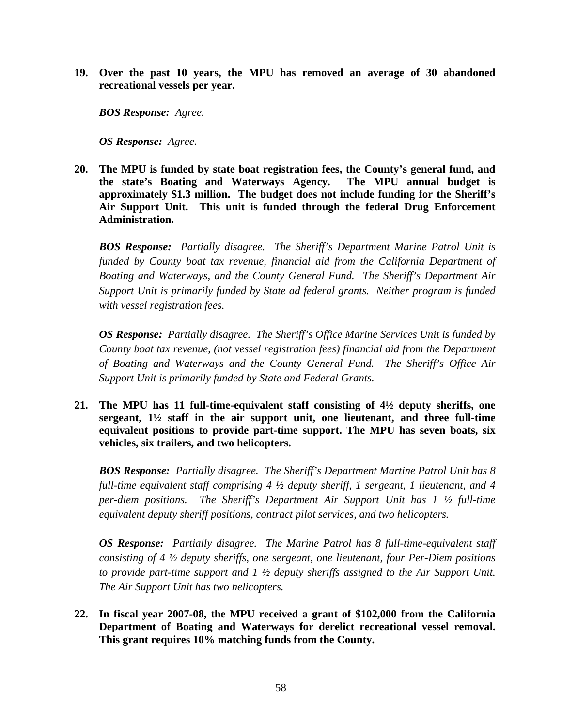**19. Over the past 10 years, the MPU has removed an average of 30 abandoned recreational vessels per year.**

***BOS Response:*** *Agree.*

***OS Response:*** *Agree.*

**20. The MPU is funded by state boat registration fees, the County's general fund, and the state's Boating and Waterways Agency. The MPU annual budget is approximately $1.3 million. The budget does not include funding for the Sheriff's Air Support Unit. This unit is funded through the federal Drug Enforcement Administration.**

***BOS Response:*** *Partially disagree. The Sheriff's Department Marine Patrol Unit is funded by County boat tax revenue, financial aid from the California Department of Boating and Waterways, and the County General Fund. The Sheriff's Department Air Support Unit is primarily funded by State ad federal grants. Neither program is funded with vessel registration fees.*

***OS Response:*** *Partially disagree. The Sheriff's Office Marine Services Unit is funded by County boat tax revenue, (not vessel registration fees) financial aid from the Department of Boating and Waterways and the County General Fund. The Sheriff's Office Air Support Unit is primarily funded by State and Federal Grants.*

**21. The MPU has 11 full-time-equivalent staff consisting of 4½ deputy sheriffs, one sergeant, 1½ staff in the air support unit, one lieutenant, and three full-time equivalent positions to provide part-time support. The MPU has seven boats, six vehicles, six trailers, and two helicopters.**

***BOS Response:*** *Partially disagree. The Sheriff's Department Martine Patrol Unit has 8 full-time equivalent staff comprising 4 ½ deputy sheriff, 1 sergeant, 1 lieutenant, and 4 per-diem positions. The Sheriff's Department Air Support Unit has 1 ½ full-time equivalent deputy sheriff positions, contract pilot services, and two helicopters.*

***OS Response:*** *Partially disagree. The Marine Patrol has 8 full-time-equivalent staff consisting of 4 ½ deputy sheriffs, one sergeant, one lieutenant, four Per-Diem positions to provide part-time support and 1 ½ deputy sheriffs assigned to the Air Support Unit. The Air Support Unit has two helicopters.*

**22. In fiscal year 2007-08, the MPU received a grant of $102,000 from the California Department of Boating and Waterways for derelict recreational vessel removal. This grant requires 10% matching funds from the County.**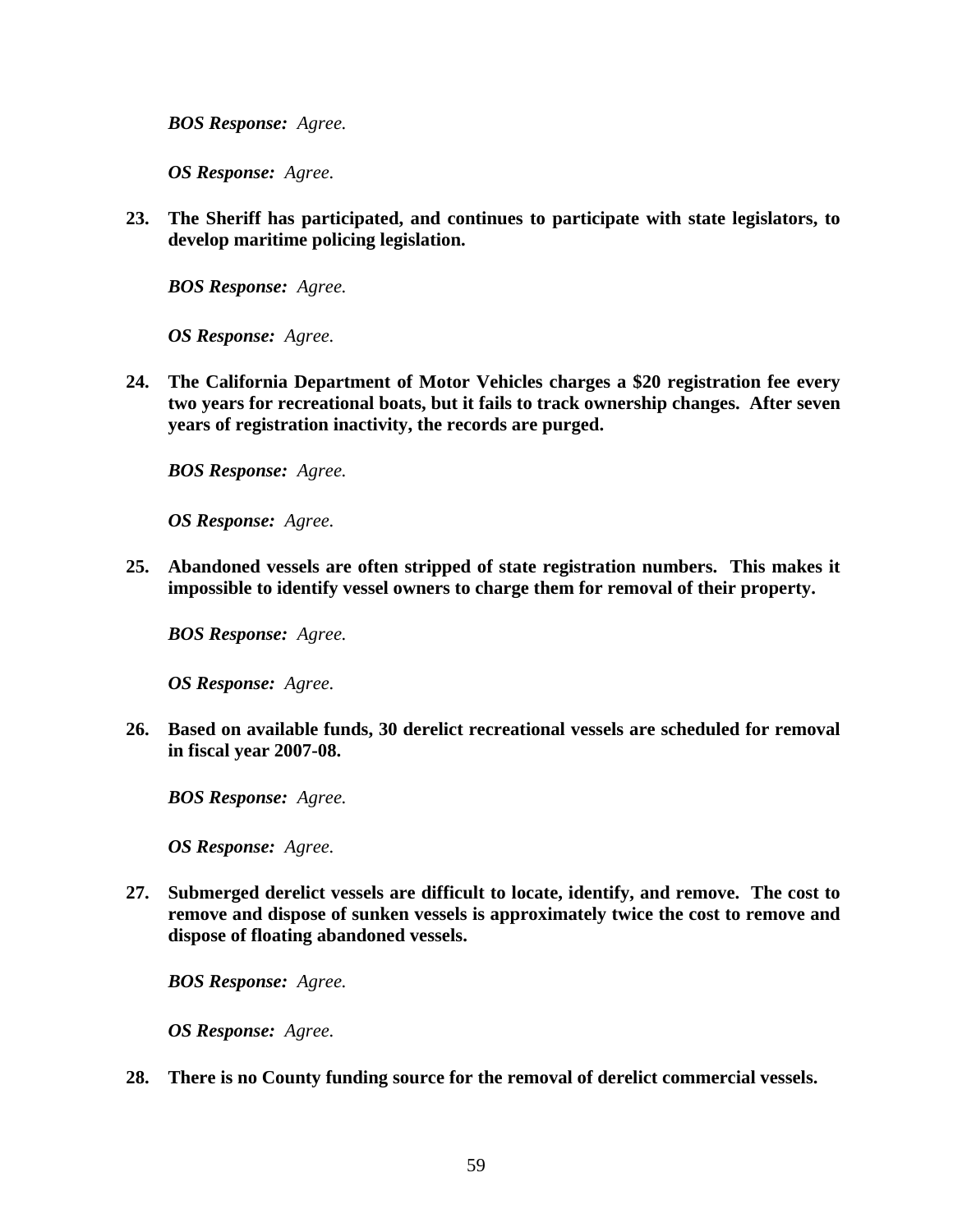***BOS Response:*** *Agree.*

***OS Response:*** *Agree.*

**23. The Sheriff has participated, and continues to participate with state legislators, to develop maritime policing legislation.**

***BOS Response:*** *Agree.*

***OS Response:*** *Agree.*

**24. The California Department of Motor Vehicles charges a $20 registration fee every two years for recreational boats, but it fails to track ownership changes. After seven years of registration inactivity, the records are purged.**

***BOS Response:*** *Agree.*

***OS Response:*** *Agree.*

**25. Abandoned vessels are often stripped of state registration numbers. This makes it impossible to identify vessel owners to charge them for removal of their property.**

***BOS Response:*** *Agree.*

***OS Response:*** *Agree.*

**26. Based on available funds, 30 derelict recreational vessels are scheduled for removal in fiscal year 2007-08.**

***BOS Response:*** *Agree.*

***OS Response:*** *Agree.*

**27. Submerged derelict vessels are difficult to locate, identify, and remove. The cost to remove and dispose of sunken vessels is approximately twice the cost to remove and dispose of floating abandoned vessels.**

***BOS Response:*** *Agree.*

***OS Response:*** *Agree.*

**28. There is no County funding source for the removal of derelict commercial vessels.**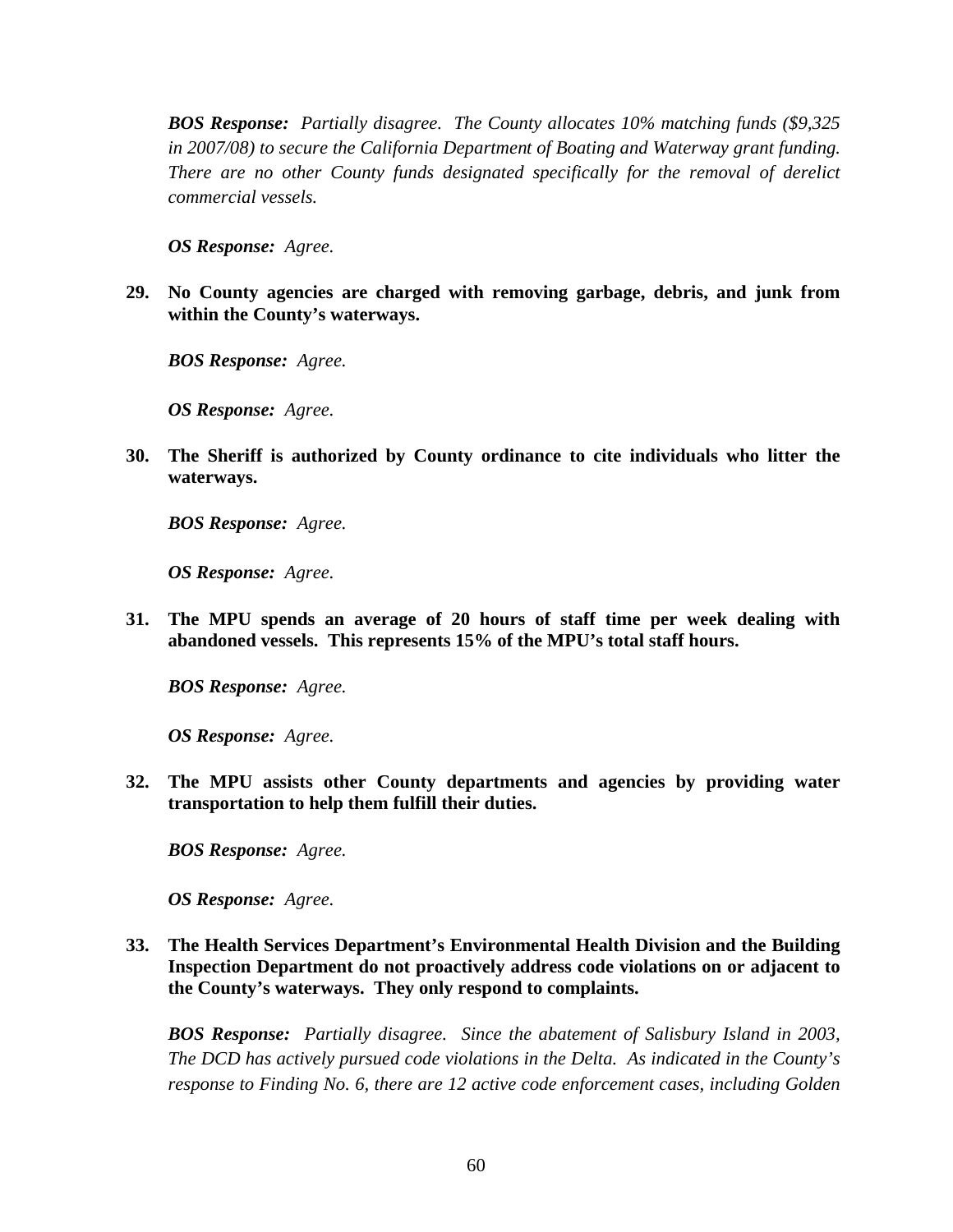***BOS Response:*** *Partially disagree. The County allocates 10% matching funds ($9,325 in 2007/08) to secure the California Department of Boating and Waterway grant funding. There are no other County funds designated specifically for the removal of derelict commercial vessels.*

***OS Response:*** *Agree.*

**29. No County agencies are charged with removing garbage, debris, and junk from within the County's waterways.**

***BOS Response:*** *Agree.*

***OS Response:*** *Agree.*

**30. The Sheriff is authorized by County ordinance to cite individuals who litter the waterways.**

***BOS Response:*** *Agree.*

***OS Response:*** *Agree.*

**31. The MPU spends an average of 20 hours of staff time per week dealing with abandoned vessels. This represents 15% of the MPU's total staff hours.**

***BOS Response:*** *Agree.*

***OS Response:*** *Agree.*

**32. The MPU assists other County departments and agencies by providing water transportation to help them fulfill their duties.**

***BOS Response:*** *Agree.*

***OS Response:*** *Agree.*

**33. The Health Services Department's Environmental Health Division and the Building Inspection Department do not proactively address code violations on or adjacent to the County's waterways. They only respond to complaints.**

***BOS Response:*** *Partially disagree. Since the abatement of Salisbury Island in 2003, The DCD has actively pursued code violations in the Delta. As indicated in the County's response to Finding No. 6, there are 12 active code enforcement cases, including Golden*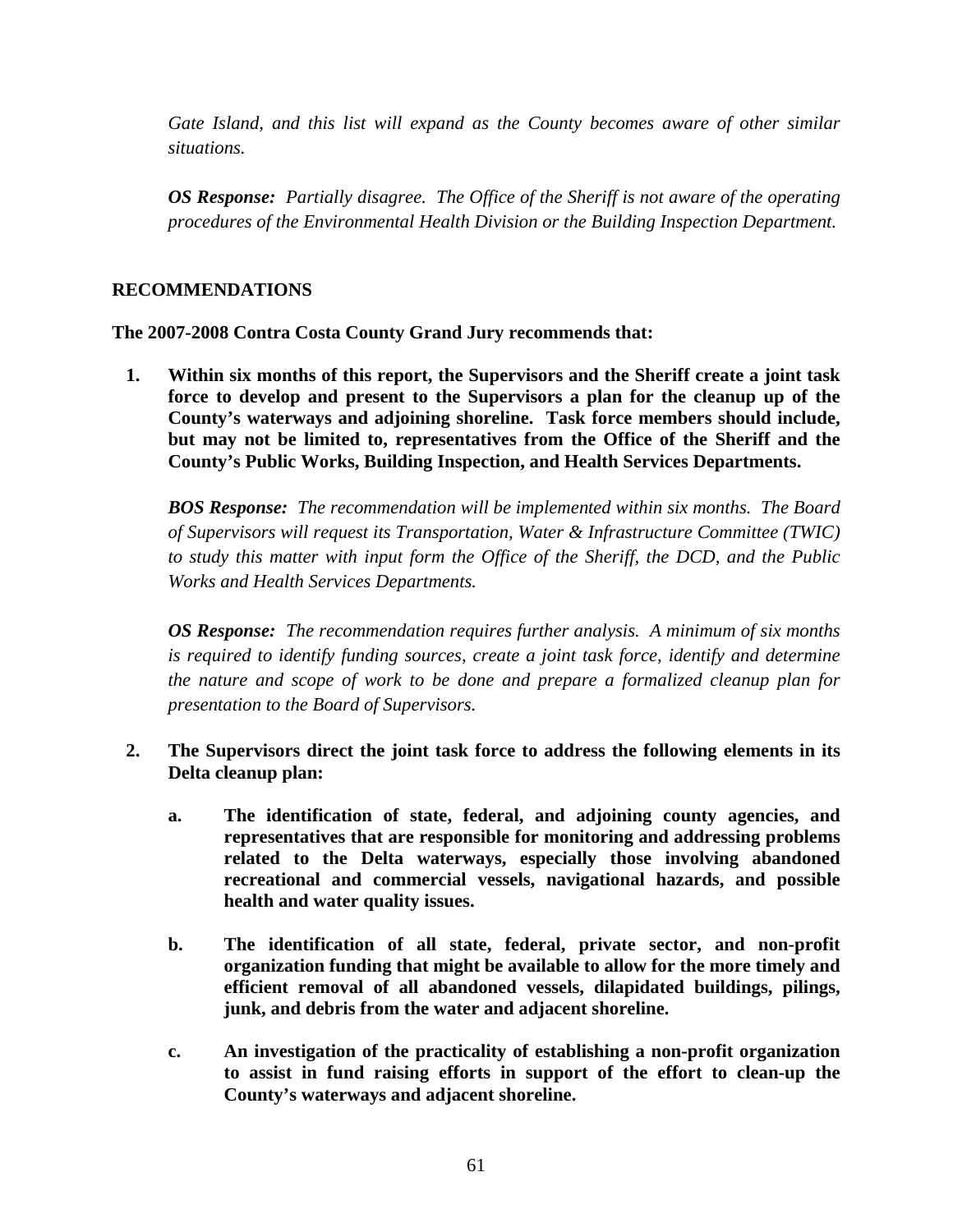*Gate Island, and this list will expand as the County becomes aware of other similar situations.*

***OS Response:*** *Partially disagree. The Office of the Sheriff is not aware of the operating procedures of the Environmental Health Division or the Building Inspection Department.*

## RECOMMENDATIONS

**The 2007-2008 Contra Costa County Grand Jury recommends that:**

1. **Within six months of this report, the Supervisors and the Sheriff create a joint task force to develop and present to the Supervisors a plan for the cleanup up of the County's waterways and adjoining shoreline. Task force members should include, but may not be limited to, representatives from the Office of the Sheriff and the County's Public Works, Building Inspection, and Health Services Departments.**

   ***BOS Response:*** *The recommendation will be implemented within six months. The Board of Supervisors will request its Transportation, Water & Infrastructure Committee (TWIC) to study this matter with input form the Office of the Sheriff, the DCD, and the Public Works and Health Services Departments.*

   ***OS Response:*** *The recommendation requires further analysis. A minimum of six months is required to identify funding sources, create a joint task force, identify and determine the nature and scope of work to be done and prepare a formalized cleanup plan for presentation to the Board of Supervisors.*

2. **The Supervisors direct the joint task force to address the following elements in its Delta cleanup plan:**

   a. **The identification of state, federal, and adjoining county agencies, and representatives that are responsible for monitoring and addressing problems related to the Delta waterways, especially those involving abandoned recreational and commercial vessels, navigational hazards, and possible health and water quality issues.**

   b. **The identification of all state, federal, private sector, and non-profit organization funding that might be available to allow for the more timely and efficient removal of all abandoned vessels, dilapidated buildings, pilings, junk, and debris from the water and adjacent shoreline.**

   c. **An investigation of the practicality of establishing a non-profit organization to assist in fund raising efforts in support of the effort to clean-up the County's waterways and adjacent shoreline.**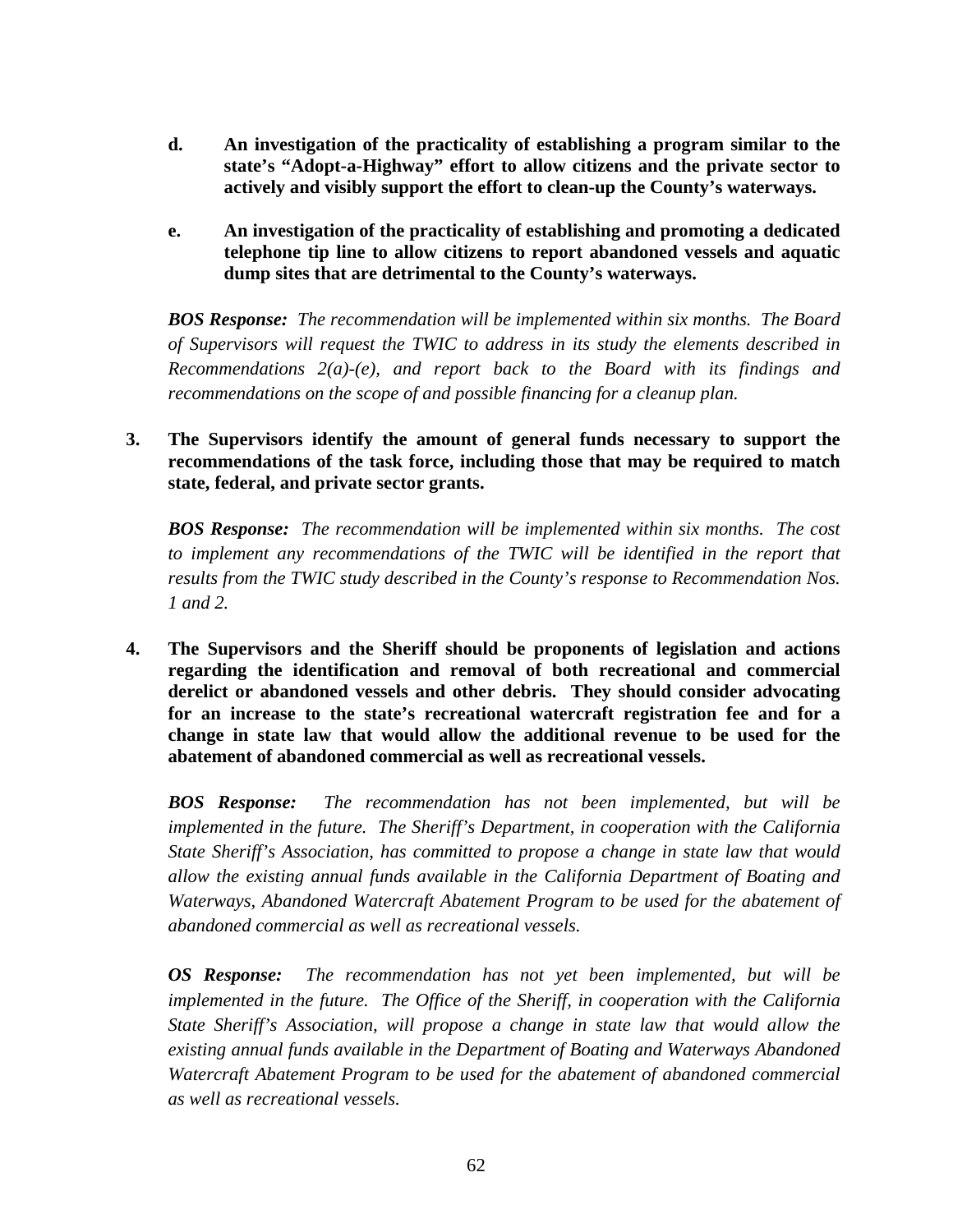**d. An investigation of the practicality of establishing a program similar to the state's "Adopt-a-Highway" effort to allow citizens and the private sector to actively and visibly support the effort to clean-up the County's waterways.**

**e. An investigation of the practicality of establishing and promoting a dedicated telephone tip line to allow citizens to report abandoned vessels and aquatic dump sites that are detrimental to the County's waterways.**

***BOS Response:*** *The recommendation will be implemented within six months. The Board of Supervisors will request the TWIC to address in its study the elements described in Recommendations 2(a)-(e), and report back to the Board with its findings and recommendations on the scope of and possible financing for a cleanup plan.*

**3. The Supervisors identify the amount of general funds necessary to support the recommendations of the task force, including those that may be required to match state, federal, and private sector grants.**

***BOS Response:*** *The recommendation will be implemented within six months. The cost to implement any recommendations of the TWIC will be identified in the report that results from the TWIC study described in the County's response to Recommendation Nos. 1 and 2.*

**4. The Supervisors and the Sheriff should be proponents of legislation and actions regarding the identification and removal of both recreational and commercial derelict or abandoned vessels and other debris. They should consider advocating for an increase to the state's recreational watercraft registration fee and for a change in state law that would allow the additional revenue to be used for the abatement of abandoned commercial as well as recreational vessels.**

***BOS Response:*** *The recommendation has not been implemented, but will be implemented in the future. The Sheriff's Department, in cooperation with the California State Sheriff's Association, has committed to propose a change in state law that would allow the existing annual funds available in the California Department of Boating and Waterways, Abandoned Watercraft Abatement Program to be used for the abatement of abandoned commercial as well as recreational vessels.*

***OS Response:*** *The recommendation has not yet been implemented, but will be implemented in the future. The Office of the Sheriff, in cooperation with the California State Sheriff's Association, will propose a change in state law that would allow the existing annual funds available in the Department of Boating and Waterways Abandoned Watercraft Abatement Program to be used for the abatement of abandoned commercial as well as recreational vessels.*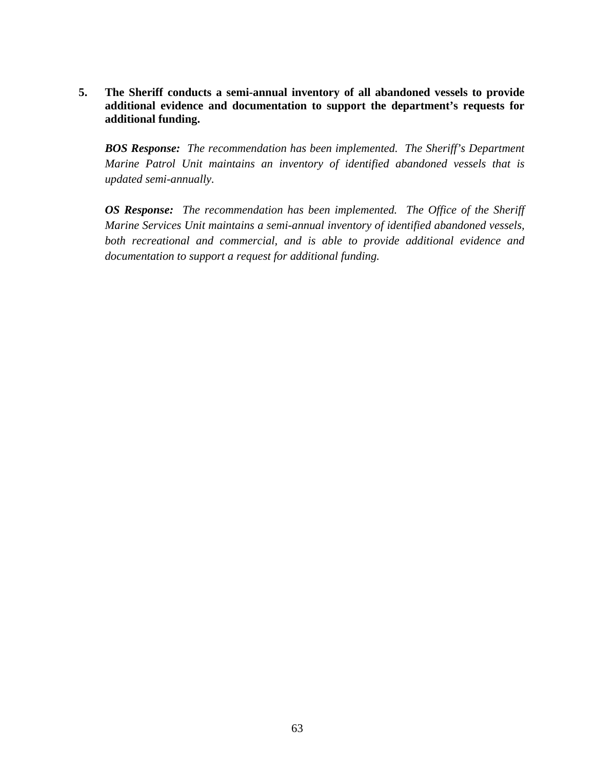5. **The Sheriff conducts a semi-annual inventory of all abandoned vessels to provide additional evidence and documentation to support the department's requests for additional funding.**

   ***BOS Response:*** *The recommendation has been implemented. The Sheriff's Department Marine Patrol Unit maintains an inventory of identified abandoned vessels that is updated semi-annually.*

   ***OS Response:*** *The recommendation has been implemented. The Office of the Sheriff Marine Services Unit maintains a semi-annual inventory of identified abandoned vessels, both recreational and commercial, and is able to provide additional evidence and documentation to support a request for additional funding.*